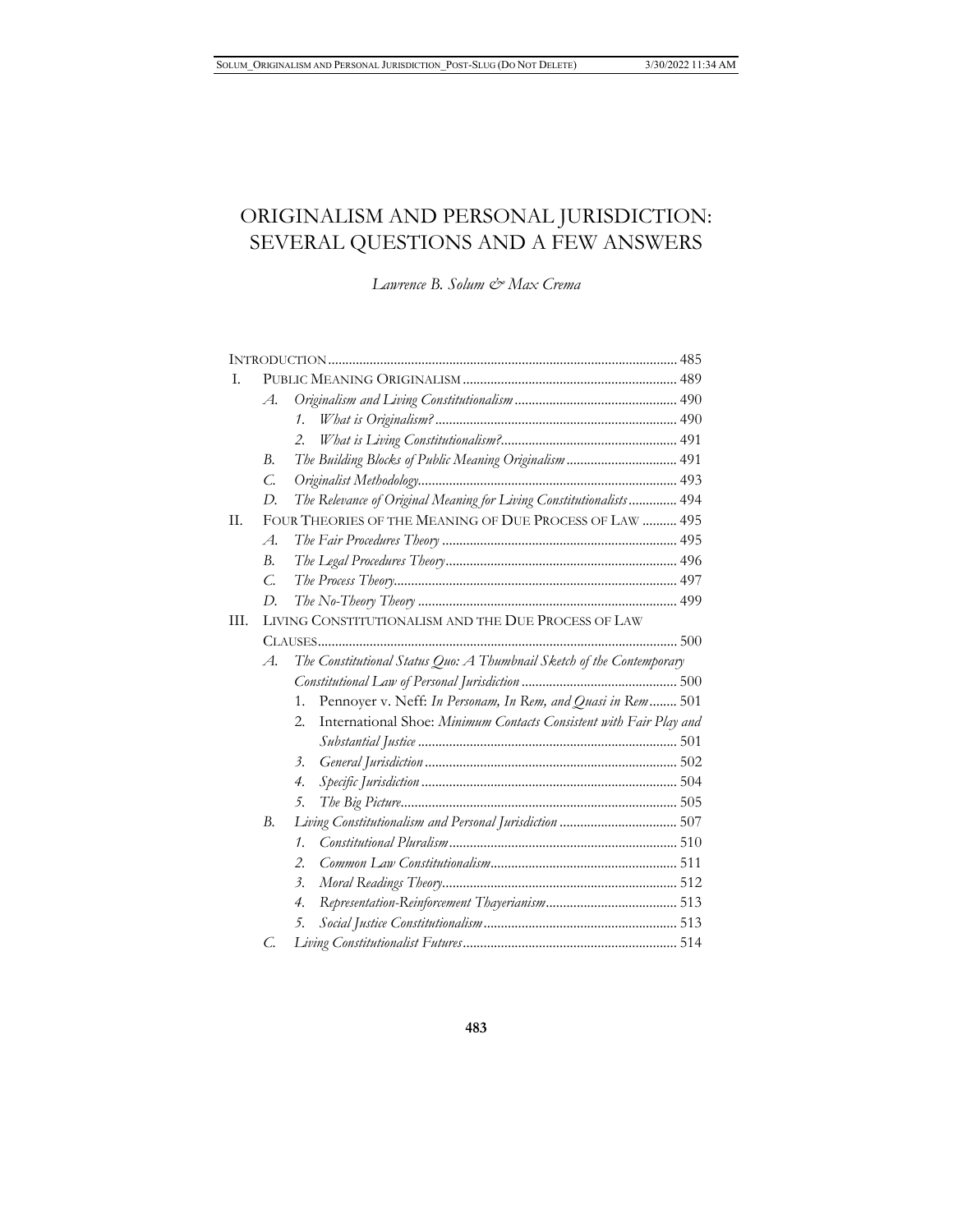# ORIGINALISM AND PERSONAL JURISDICTION: SEVERAL QUESTIONS AND A FEW ANSWERS

*Lawrence B. Solum & Max Crema*

INTRODUCTION .................................................................................................... 485

I. PUBLIC MEANING ORIGINALISM ............................................................. 489
   - A. *Originalism and Living Constitutionalism* ............................................... 490
     - 1. *What is Originalism?* ...................................................................... 490
     - 2. *What is Living Constitutionalism?* .................................................. 491
   - B. *The Building Blocks of Public Meaning Originalism* ................................ 491
   - C. *Originalist Methodology* .......................................................................... 493
   - D. *The Relevance of Original Meaning for Living Constitutionalists* .............. 494

II. FOUR THEORIES OF THE MEANING OF DUE PROCESS OF LAW .......... 495
   - A. *The Fair Procedures Theory* .................................................................... 495
   - B. *The Legal Procedures Theory* ................................................................... 496
   - C. *The Process Theory* .................................................................................. 497
   - D. *The No-Theory Theory* ........................................................................... 499

III. LIVING CONSTITUTIONALISM AND THE DUE PROCESS OF LAW CLAUSES ........................................................................................................ 500
   - A. *The Constitutional Status Quo: A Thumbnail Sketch of the Contemporary Constitutional Law of Personal Jurisdiction* ............................................ 500
     - 1. Pennoyer v. Neff: *In Personam, In Rem, and Quasi in Rem* ........ 501
     - 2. International Shoe: *Minimum Contacts Consistent with Fair Play and Substantial Justice* .......................................................................... 501
     - 3. *General Jurisdiction* ......................................................................... 502
     - 4. *Specific Jurisdiction* ......................................................................... 504
     - 5. *The Big Picture* ................................................................................ 505
   - B. *Living Constitutionalism and Personal Jurisdiction* .................................. 507
     - 1. *Constitutional Pluralism* .................................................................. 510
     - 2. *Common Law Constitutionalism* ..................................................... 511
     - 3. *Moral Readings Theory* .................................................................... 512
     - 4. *Representation-Reinforcement Thayerianism* ...................................... 513
     - 5. *Social Justice Constitutionalism* ........................................................ 513
   - C. *Living Constitutionalist Futures* .............................................................. 514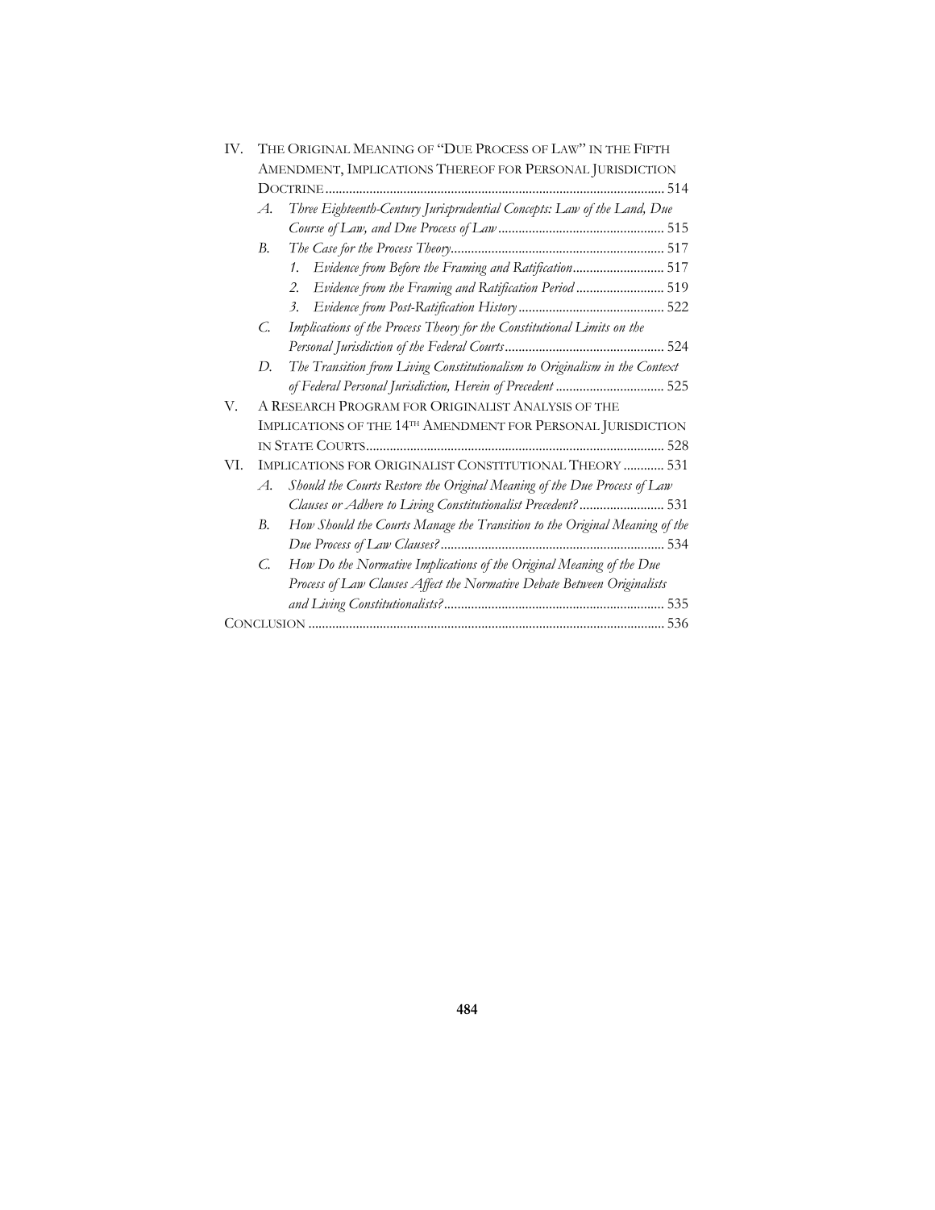IV. THE ORIGINAL MEANING OF "DUE PROCESS OF LAW" IN THE FIFTH AMENDMENT, IMPLICATIONS THEREOF FOR PERSONAL JURISDICTION DOCTRINE .......... 514

- *A. Three Eighteenth-Century Jurisprudential Concepts: Law of the Land, Due Course of Law, and Due Process of Law* .......... 515
- *B. The Case for the Process Theory* .......... 517
  - *1. Evidence from Before the Framing and Ratification* .......... 517
  - *2. Evidence from the Framing and Ratification Period* .......... 519
  - *3. Evidence from Post-Ratification History* .......... 522
- *C. Implications of the Process Theory for the Constitutional Limits on the Personal Jurisdiction of the Federal Courts* .......... 524
- *D. The Transition from Living Constitutionalism to Originalism in the Context of Federal Personal Jurisdiction, Herein of Precedent* .......... 525

V. A RESEARCH PROGRAM FOR ORIGINALIST ANALYSIS OF THE IMPLICATIONS OF THE 14TH AMENDMENT FOR PERSONAL JURISDICTION IN STATE COURTS .......... 528

VI. IMPLICATIONS FOR ORIGINALIST CONSTITUTIONAL THEORY .......... 531

- *A. Should the Courts Restore the Original Meaning of the Due Process of Law Clauses or Adhere to Living Constitutionalist Precedent?* .......... 531
- *B. How Should the Courts Manage the Transition to the Original Meaning of the Due Process of Law Clauses?* .......... 534
- *C. How Do the Normative Implications of the Original Meaning of the Due Process of Law Clauses Affect the Normative Debate Between Originalists and Living Constitutionalists?* .......... 535

CONCLUSION .......... 536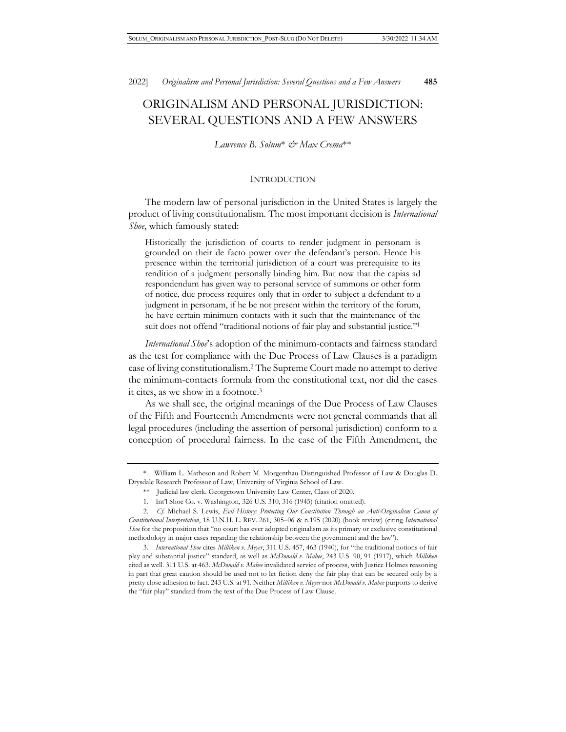# ORIGINALISM AND PERSONAL JURISDICTION: SEVERAL QUESTIONS AND A FEW ANSWERS

*Lawrence B. Solum\* & Max Crema\*\**

## INTRODUCTION

The modern law of personal jurisdiction in the United States is largely the product of living constitutionalism. The most important decision is *International Shoe*, which famously stated:

> Historically the jurisdiction of courts to render judgment in personam is grounded on their de facto power over the defendant's person. Hence his presence within the territorial jurisdiction of a court was prerequisite to its rendition of a judgment personally binding him. But now that the capias ad respondendum has given way to personal service of summons or other form of notice, due process requires only that in order to subject a defendant to a judgment in personam, if he be not present within the territory of the forum, he have certain minimum contacts with it such that the maintenance of the suit does not offend "traditional notions of fair play and substantial justice."[1]

*International Shoe*'s adoption of the minimum-contacts and fairness standard as the test for compliance with the Due Process of Law Clauses is a paradigm case of living constitutionalism.[2] The Supreme Court made no attempt to derive the minimum-contacts formula from the constitutional text, nor did the cases it cites, as we show in a footnote.[3]

As we shall see, the original meanings of the Due Process of Law Clauses of the Fifth and Fourteenth Amendments were not general commands that all legal procedures (including the assertion of personal jurisdiction) conform to a conception of procedural fairness. In the case of the Fifth Amendment, the

---

\* William L. Matheson and Robert M. Morgenthau Distinguished Professor of Law & Douglas D. Drysdale Research Professor of Law, University of Virginia School of Law.

\*\* Judicial law clerk. Georgetown University Law Center, Class of 2020.

1. Int'l Shoe Co. v. Washington, 326 U.S. 310, 316 (1945) (citation omitted).

2. *Cf.* Michael S. Lewis, *Evil History: Protecting Our Constitution Through an Anti-Originalism Canon of Constitutional Interpretation*, 18 U.N.H. L. REV. 261, 305–06 & n.195 (2020) (book review) (citing *International Shoe* for the proposition that "no court has ever adopted originalism as its primary or exclusive constitutional methodology in major cases regarding the relationship between the government and the law").

3. *International Shoe* cites *Milliken v. Meyer*, 311 U.S. 457, 463 (1940), for "the traditional notions of fair play and substantial justice" standard, as well as *McDonald v. Mabee*, 243 U.S. 90, 91 (1917), which *Milliken* cited as well. 311 U.S. at 463. *McDonald v. Mabee* invalidated service of process, with Justice Holmes reasoning in part that great caution should be used not to let fiction deny the fair play that can be secured only by a pretty close adhesion to fact. 243 U.S. at 91. Neither *Milliken v. Meyer* nor *McDonald v. Mabee* purports to derive the "fair play" standard from the text of the Due Process of Law Clause.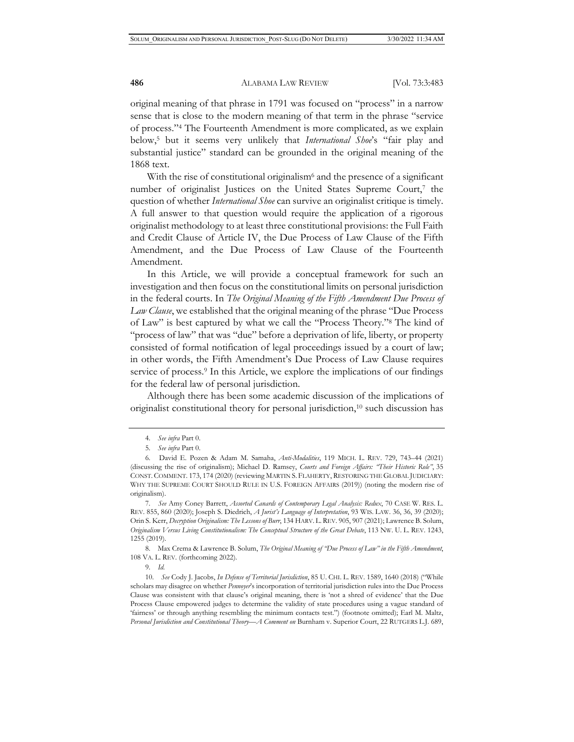original meaning of that phrase in 1791 was focused on "process" in a narrow sense that is close to the modern meaning of that term in the phrase "service of process."[4] The Fourteenth Amendment is more complicated, as we explain below,[5] but it seems very unlikely that *International Shoe*'s "fair play and substantial justice" standard can be grounded in the original meaning of the 1868 text.

With the rise of constitutional originalism[6] and the presence of a significant number of originalist Justices on the United States Supreme Court,[7] the question of whether *International Shoe* can survive an originalist critique is timely. A full answer to that question would require the application of a rigorous originalist methodology to at least three constitutional provisions: the Full Faith and Credit Clause of Article IV, the Due Process of Law Clause of the Fifth Amendment, and the Due Process of Law Clause of the Fourteenth Amendment.

In this Article, we will provide a conceptual framework for such an investigation and then focus on the constitutional limits on personal jurisdiction in the federal courts. In *The Original Meaning of the Fifth Amendment Due Process of Law Clause*, we established that the original meaning of the phrase "Due Process of Law" is best captured by what we call the "Process Theory."[8] The kind of "process of law" that was "due" before a deprivation of life, liberty, or property consisted of formal notification of legal proceedings issued by a court of law; in other words, the Fifth Amendment's Due Process of Law Clause requires service of process.[9] In this Article, we explore the implications of our findings for the federal law of personal jurisdiction.

Although there has been some academic discussion of the implications of originalist constitutional theory for personal jurisdiction,[10] such discussion has

---

4. *See infra* Part 0.

5. *See infra* Part 0.

6. David E. Pozen & Adam M. Samaha, *Anti-Modalities*, 119 MICH. L. REV. 729, 743–44 (2021) (discussing the rise of originalism); Michael D. Ramsey, *Courts and Foreign Affairs: "Their Historic Role"*, 35 CONST. COMMENT. 173, 174 (2020) (reviewing MARTIN S. FLAHERTY, RESTORING THE GLOBAL JUDICIARY: WHY THE SUPREME COURT SHOULD RULE IN U.S. FOREIGN AFFAIRS (2019)) (noting the modern rise of originalism).

7. *See* Amy Coney Barrett, *Assorted Canards of Contemporary Legal Analysis: Redux*, 70 CASE W. RES. L. REV. 855, 860 (2020); Joseph S. Diedrich, *A Jurist's Language of Interpretation*, 93 WIS. LAW. 36, 36, 39 (2020); Orin S. Kerr, *Decryption Originalism: The Lessons of Burr*, 134 HARV. L. REV. 905, 907 (2021); Lawrence B. Solum, *Originalism Versus Living Constitutionalism: The Conceptual Structure of the Great Debate*, 113 NW. U. L. REV. 1243, 1255 (2019).

8. Max Crema & Lawrence B. Solum, *The Original Meaning of "Due Process of Law" in the Fifth Amendment*, 108 VA. L. REV. (forthcoming 2022).

9. *Id.*

10. *See* Cody J. Jacobs, *In Defense of Territorial Jurisdiction*, 85 U. CHI. L. REV. 1589, 1640 (2018) ("While scholars may disagree on whether *Pennoyer*'s incorporation of territorial jurisdiction rules into the Due Process Clause was consistent with that clause's original meaning, there is 'not a shred of evidence' that the Due Process Clause empowered judges to determine the validity of state procedures using a vague standard of 'fairness' or through anything resembling the minimum contacts test.") (footnote omitted); Earl M. Maltz, *Personal Jurisdiction and Constitutional Theory—A Comment on* Burnham v. Superior Court, 22 RUTGERS L.J. 689,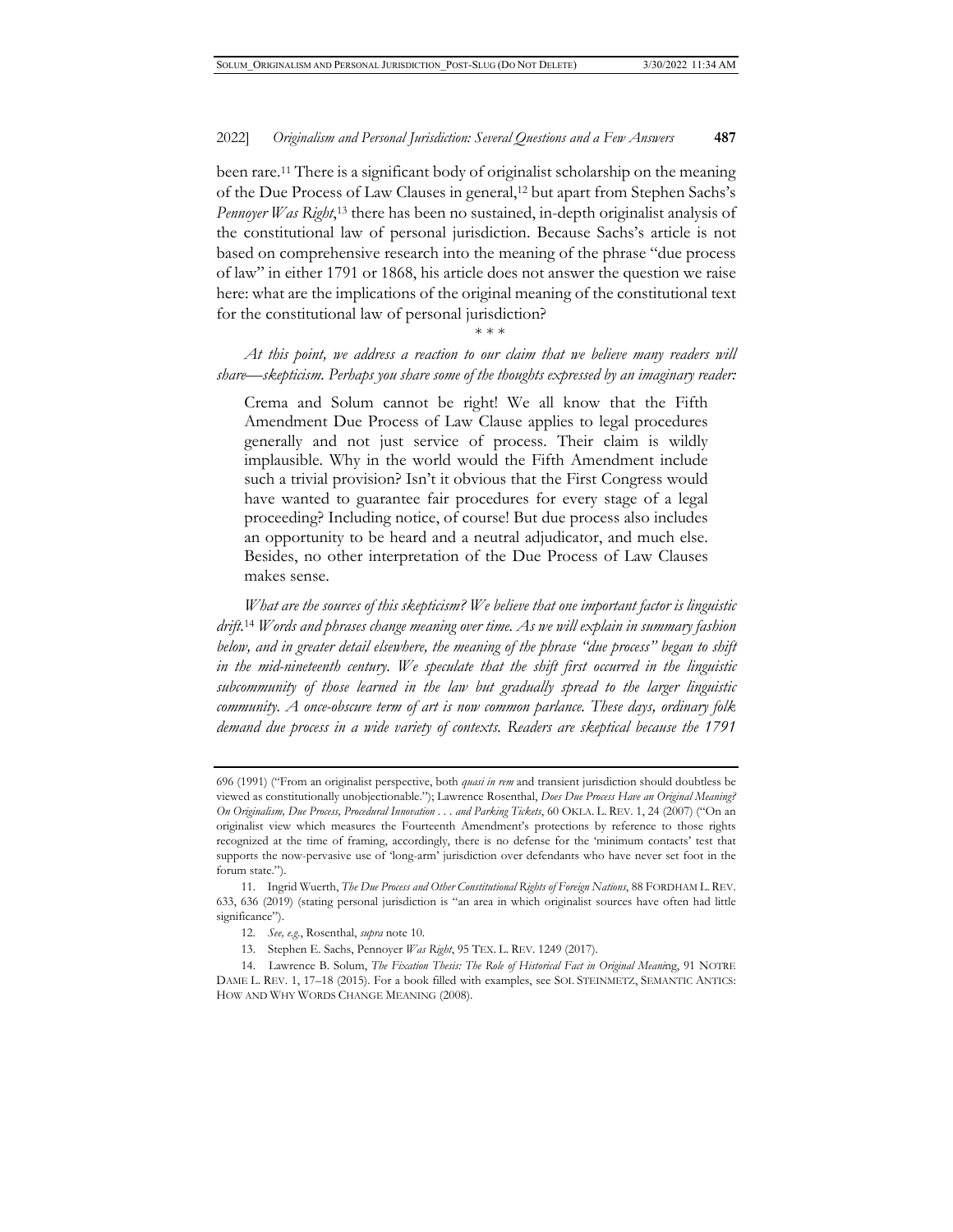been rare.[11] There is a significant body of originalist scholarship on the meaning of the Due Process of Law Clauses in general,[12] but apart from Stephen Sachs's *Pennoyer Was Right*,[13] there has been no sustained, in-depth originalist analysis of the constitutional law of personal jurisdiction. Because Sachs's article is not based on comprehensive research into the meaning of the phrase "due process of law" in either 1791 or 1868, his article does not answer the question we raise here: what are the implications of the original meaning of the constitutional text for the constitutional law of personal jurisdiction?

\* \* \*

*At this point, we address a reaction to our claim that we believe many readers will share—skepticism. Perhaps you share some of the thoughts expressed by an imaginary reader:*

> Crema and Solum cannot be right! We all know that the Fifth Amendment Due Process of Law Clause applies to legal procedures generally and not just service of process. Their claim is wildly implausible. Why in the world would the Fifth Amendment include such a trivial provision? Isn't it obvious that the First Congress would have wanted to guarantee fair procedures for every stage of a legal proceeding? Including notice, of course! But due process also includes an opportunity to be heard and a neutral adjudicator, and much else. Besides, no other interpretation of the Due Process of Law Clauses makes sense.

*What are the sources of this skepticism? We believe that one important factor is linguistic drift.*[14] *Words and phrases change meaning over time. As we will explain in summary fashion below, and in greater detail elsewhere, the meaning of the phrase "due process" began to shift in the mid-nineteenth century. We speculate that the shift first occurred in the linguistic subcommunity of those learned in the law but gradually spread to the larger linguistic community. A once-obscure term of art is now common parlance. These days, ordinary folk demand due process in a wide variety of contexts. Readers are skeptical because the 1791*

---

696 (1991) ("From an originalist perspective, both *quasi in rem* and transient jurisdiction should doubtless be viewed as constitutionally unobjectionable."); Lawrence Rosenthal, *Does Due Process Have an Original Meaning? On Originalism, Due Process, Procedural Innovation . . . and Parking Tickets*, 60 OKLA. L. REV. 1, 24 (2007) ("On an originalist view which measures the Fourteenth Amendment's protections by reference to those rights recognized at the time of framing, accordingly, there is no defense for the 'minimum contacts' test that supports the now-pervasive use of 'long-arm' jurisdiction over defendants who have never set foot in the forum state.").

11. Ingrid Wuerth, *The Due Process and Other Constitutional Rights of Foreign Nations*, 88 FORDHAM L. REV. 633, 636 (2019) (stating personal jurisdiction is "an area in which originalist sources have often had little significance").

12. *See, e.g.*, Rosenthal, *supra* note 10.

13. Stephen E. Sachs, Pennoyer *Was Right*, 95 TEX. L. REV. 1249 (2017).

14. Lawrence B. Solum, *The Fixation Thesis: The Role of Historical Fact in Original Mean*ing, 91 NOTRE DAME L. REV. 1, 17–18 (2015). For a book filled with examples, see SOL STEINMETZ, SEMANTIC ANTICS: HOW AND WHY WORDS CHANGE MEANING (2008).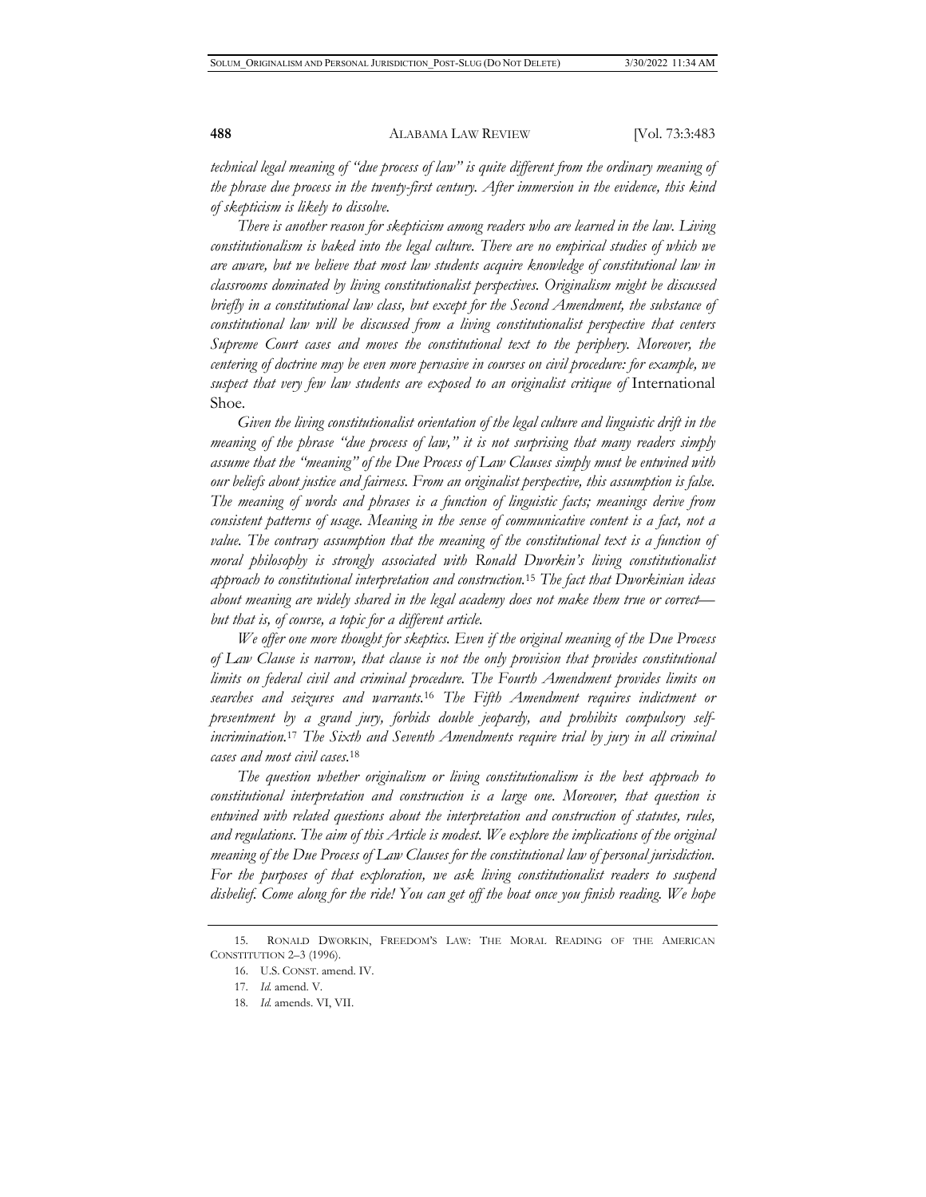*technical legal meaning of "due process of law" is quite different from the ordinary meaning of the phrase due process in the twenty-first century. After immersion in the evidence, this kind of skepticism is likely to dissolve.*

*There is another reason for skepticism among readers who are learned in the law. Living constitutionalism is baked into the legal culture. There are no empirical studies of which we are aware, but we believe that most law students acquire knowledge of constitutional law in classrooms dominated by living constitutionalist perspectives. Originalism might be discussed briefly in a constitutional law class, but except for the Second Amendment, the substance of constitutional law will be discussed from a living constitutionalist perspective that centers Supreme Court cases and moves the constitutional text to the periphery. Moreover, the centering of doctrine may be even more pervasive in courses on civil procedure: for example, we suspect that very few law students are exposed to an originalist critique of* International Shoe.

*Given the living constitutionalist orientation of the legal culture and linguistic drift in the meaning of the phrase "due process of law," it is not surprising that many readers simply assume that the "meaning" of the Due Process of Law Clauses simply must be entwined with our beliefs about justice and fairness. From an originalist perspective, this assumption is false. The meaning of words and phrases is a function of linguistic facts; meanings derive from consistent patterns of usage. Meaning in the sense of communicative content is a fact, not a value. The contrary assumption that the meaning of the constitutional text is a function of moral philosophy is strongly associated with Ronald Dworkin's living constitutionalist approach to constitutional interpretation and construction.*[15] *The fact that Dworkinian ideas about meaning are widely shared in the legal academy does not make them true or correct—but that is, of course, a topic for a different article.*

*We offer one more thought for skeptics. Even if the original meaning of the Due Process of Law Clause is narrow, that clause is not the only provision that provides constitutional limits on federal civil and criminal procedure. The Fourth Amendment provides limits on searches and seizures and warrants.*[16] *The Fifth Amendment requires indictment or presentment by a grand jury, forbids double jeopardy, and prohibits compulsory self-incrimination.*[17] *The Sixth and Seventh Amendments require trial by jury in all criminal cases and most civil cases.*[18]

*The question whether originalism or living constitutionalism is the best approach to constitutional interpretation and construction is a large one. Moreover, that question is entwined with related questions about the interpretation and construction of statutes, rules, and regulations. The aim of this Article is modest. We explore the implications of the original meaning of the Due Process of Law Clauses for the constitutional law of personal jurisdiction. For the purposes of that exploration, we ask living constitutionalist readers to suspend disbelief. Come along for the ride! You can get off the boat once you finish reading. We hope*

---

15. RONALD DWORKIN, FREEDOM'S LAW: THE MORAL READING OF THE AMERICAN CONSTITUTION 2–3 (1996).

16. U.S. CONST. amend. IV.

17. *Id.* amend. V.

18. *Id.* amends. VI, VII.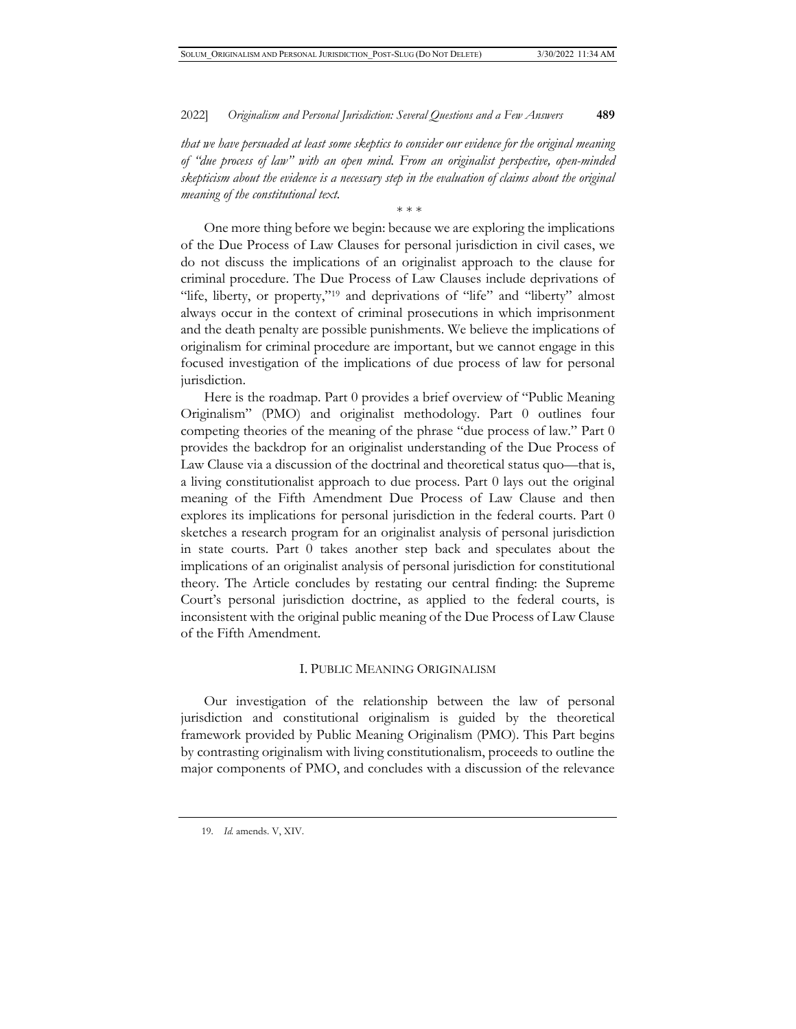*that we have persuaded at least some skeptics to consider our evidence for the original meaning of "due process of law" with an open mind. From an originalist perspective, open-minded skepticism about the evidence is a necessary step in the evaluation of claims about the original meaning of the constitutional text.*

\* \* \*

One more thing before we begin: because we are exploring the implications of the Due Process of Law Clauses for personal jurisdiction in civil cases, we do not discuss the implications of an originalist approach to the clause for criminal procedure. The Due Process of Law Clauses include deprivations of "life, liberty, or property,"[19] and deprivations of "life" and "liberty" almost always occur in the context of criminal prosecutions in which imprisonment and the death penalty are possible punishments. We believe the implications of originalism for criminal procedure are important, but we cannot engage in this focused investigation of the implications of due process of law for personal jurisdiction.

Here is the roadmap. Part 0 provides a brief overview of "Public Meaning Originalism" (PMO) and originalist methodology. Part 0 outlines four competing theories of the meaning of the phrase "due process of law." Part 0 provides the backdrop for an originalist understanding of the Due Process of Law Clause via a discussion of the doctrinal and theoretical status quo—that is, a living constitutionalist approach to due process. Part 0 lays out the original meaning of the Fifth Amendment Due Process of Law Clause and then explores its implications for personal jurisdiction in the federal courts. Part 0 sketches a research program for an originalist analysis of personal jurisdiction in state courts. Part 0 takes another step back and speculates about the implications of an originalist analysis of personal jurisdiction for constitutional theory. The Article concludes by restating our central finding: the Supreme Court's personal jurisdiction doctrine, as applied to the federal courts, is inconsistent with the original public meaning of the Due Process of Law Clause of the Fifth Amendment.

## I. PUBLIC MEANING ORIGINALISM

Our investigation of the relationship between the law of personal jurisdiction and constitutional originalism is guided by the theoretical framework provided by Public Meaning Originalism (PMO). This Part begins by contrasting originalism with living constitutionalism, proceeds to outline the major components of PMO, and concludes with a discussion of the relevance

19. *Id.* amends. V, XIV.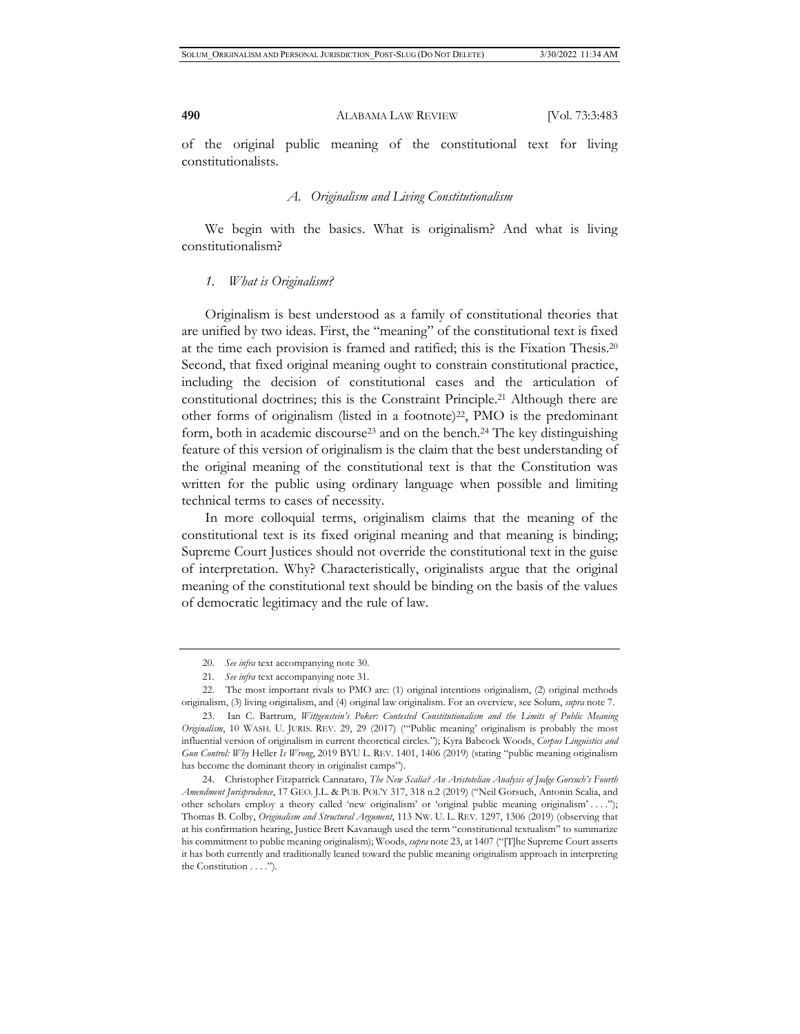of the original public meaning of the constitutional text for living constitutionalists.

### *A. Originalism and Living Constitutionalism*

We begin with the basics. What is originalism? And what is living constitutionalism?

#### *1. What is Originalism?*

Originalism is best understood as a family of constitutional theories that are unified by two ideas. First, the "meaning" of the constitutional text is fixed at the time each provision is framed and ratified; this is the Fixation Thesis.[20] Second, that fixed original meaning ought to constrain constitutional practice, including the decision of constitutional cases and the articulation of constitutional doctrines; this is the Constraint Principle.[21] Although there are other forms of originalism (listed in a footnote)[22], PMO is the predominant form, both in academic discourse[23] and on the bench.[24] The key distinguishing feature of this version of originalism is the claim that the best understanding of the original meaning of the constitutional text is that the Constitution was written for the public using ordinary language when possible and limiting technical terms to cases of necessity.

In more colloquial terms, originalism claims that the meaning of the constitutional text is its fixed original meaning and that meaning is binding; Supreme Court Justices should not override the constitutional text in the guise of interpretation. Why? Characteristically, originalists argue that the original meaning of the constitutional text should be binding on the basis of the values of democratic legitimacy and the rule of law.

---

20. *See infra* text accompanying note 30.

21. *See infra* text accompanying note 31.

22. The most important rivals to PMO are: (1) original intentions originalism, (2) original methods originalism, (3) living originalism, and (4) original law originalism. For an overview, see Solum, *supra* note 7.

23. Ian C. Bartrum, *Wittgenstein's Poker: Contested Constitutionalism and the Limits of Public Meaning Originalism*, 10 WASH. U. JURIS. REV. 29, 29 (2017) ("'Public meaning' originalism is probably the most influential version of originalism in current theoretical circles."); Kyra Babcock Woods, *Corpus Linguistics and Gun Control: Why* Heller *Is Wrong*, 2019 BYU L. REV. 1401, 1406 (2019) (stating "public meaning originalism has become the dominant theory in originalist camps").

24. Christopher Fitzpatrick Cannataro, *The New Scalia? An Aristotelian Analysis of Judge Gorsuch's Fourth Amendment Jurisprudence*, 17 GEO. J.L. & PUB. POL'Y 317, 318 n.2 (2019) ("Neil Gorsuch, Antonin Scalia, and other scholars employ a theory called 'new originalism' or 'original public meaning originalism' . . . ."); Thomas B. Colby, *Originalism and Structural Argument*, 113 NW. U. L. REV. 1297, 1306 (2019) (observing that at his confirmation hearing, Justice Brett Kavanaugh used the term "constitutional textualism" to summarize his commitment to public meaning originalism); Woods, *supra* note 23, at 1407 ("[T]he Supreme Court asserts it has both currently and traditionally leaned toward the public meaning originalism approach in interpreting the Constitution . . . .").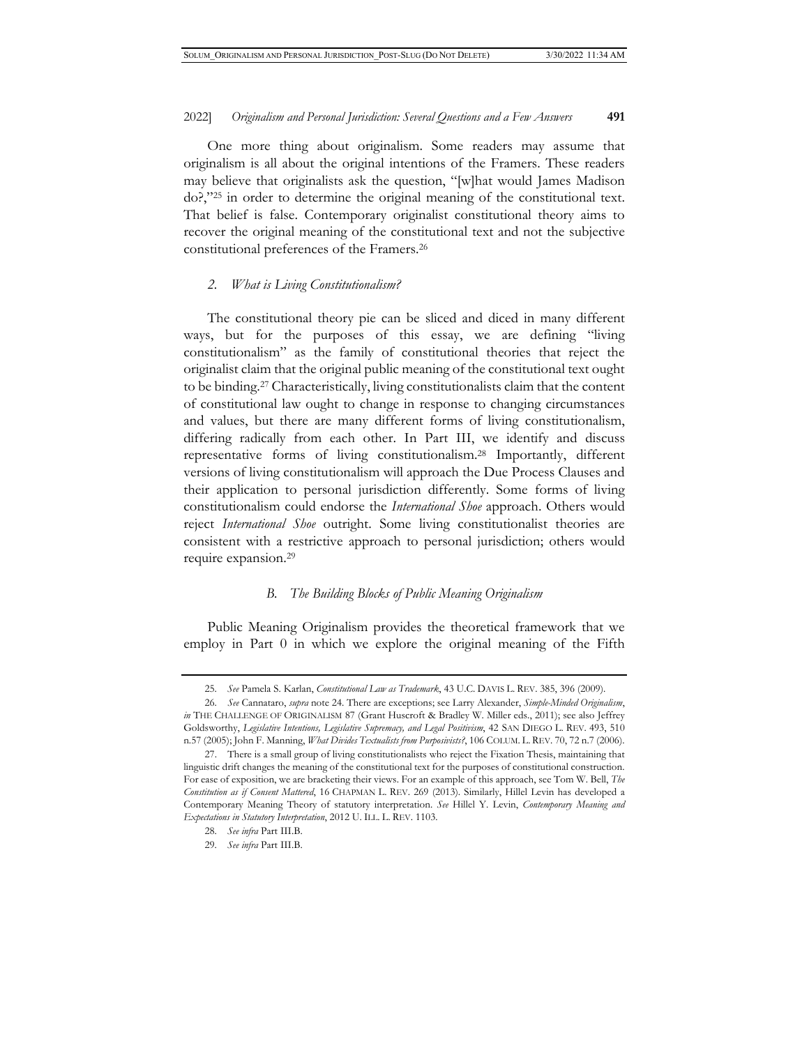One more thing about originalism. Some readers may assume that originalism is all about the original intentions of the Framers. These readers may believe that originalists ask the question, "[w]hat would James Madison do?,"[25] in order to determine the original meaning of the constitutional text. That belief is false. Contemporary originalist constitutional theory aims to recover the original meaning of the constitutional text and not the subjective constitutional preferences of the Framers.[26]

### *2. What is Living Constitutionalism?*

The constitutional theory pie can be sliced and diced in many different ways, but for the purposes of this essay, we are defining "living constitutionalism" as the family of constitutional theories that reject the originalist claim that the original public meaning of the constitutional text ought to be binding.[27] Characteristically, living constitutionalists claim that the content of constitutional law ought to change in response to changing circumstances and values, but there are many different forms of living constitutionalism, differing radically from each other. In Part III, we identify and discuss representative forms of living constitutionalism.[28] Importantly, different versions of living constitutionalism will approach the Due Process Clauses and their application to personal jurisdiction differently. Some forms of living constitutionalism could endorse the *International Shoe* approach. Others would reject *International Shoe* outright. Some living constitutionalist theories are consistent with a restrictive approach to personal jurisdiction; others would require expansion.[29]

## *B. The Building Blocks of Public Meaning Originalism*

Public Meaning Originalism provides the theoretical framework that we employ in Part 0 in which we explore the original meaning of the Fifth

---

25. *See* Pamela S. Karlan, *Constitutional Law as Trademark*, 43 U.C. DAVIS L. REV. 385, 396 (2009).

26. *See* Cannataro, *supra* note 24. There are exceptions; see Larry Alexander, *Simple-Minded Originalism*, *in* THE CHALLENGE OF ORIGINALISM 87 (Grant Huscroft & Bradley W. Miller eds., 2011); see also Jeffrey Goldsworthy, *Legislative Intentions, Legislative Supremacy, and Legal Positivism*, 42 SAN DIEGO L. REV. 493, 510 n.57 (2005); John F. Manning, *What Divides Textualists from Purposivists?*, 106 COLUM. L. REV. 70, 72 n.7 (2006).

27. There is a small group of living constitutionalists who reject the Fixation Thesis, maintaining that linguistic drift changes the meaning of the constitutional text for the purposes of constitutional construction. For ease of exposition, we are bracketing their views. For an example of this approach, see Tom W. Bell, *The Constitution as if Consent Mattered*, 16 CHAPMAN L. REV. 269 (2013). Similarly, Hillel Levin has developed a Contemporary Meaning Theory of statutory interpretation. *See* Hillel Y. Levin, *Contemporary Meaning and Expectations in Statutory Interpretation*, 2012 U. ILL. L. REV. 1103.

28. *See infra* Part III.B.

29. *See infra* Part III.B.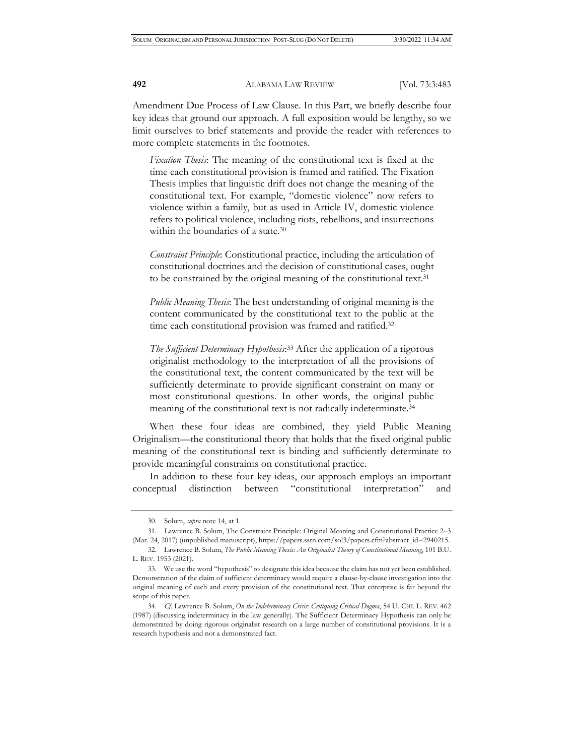Amendment Due Process of Law Clause. In this Part, we briefly describe four key ideas that ground our approach. A full exposition would be lengthy, so we limit ourselves to brief statements and provide the reader with references to more complete statements in the footnotes.

> *Fixation Thesis*: The meaning of the constitutional text is fixed at the time each constitutional provision is framed and ratified. The Fixation Thesis implies that linguistic drift does not change the meaning of the constitutional text. For example, "domestic violence" now refers to violence within a family, but as used in Article IV, domestic violence refers to political violence, including riots, rebellions, and insurrections within the boundaries of a state.[30]
>
> *Constraint Principle*: Constitutional practice, including the articulation of constitutional doctrines and the decision of constitutional cases, ought to be constrained by the original meaning of the constitutional text.[31]
>
> *Public Meaning Thesis*: The best understanding of original meaning is the content communicated by the constitutional text to the public at the time each constitutional provision was framed and ratified.[32]
>
> *The Sufficient Determinacy Hypothesis*:[33] After the application of a rigorous originalist methodology to the interpretation of all the provisions of the constitutional text, the content communicated by the text will be sufficiently determinate to provide significant constraint on many or most constitutional questions. In other words, the original public meaning of the constitutional text is not radically indeterminate.[34]

When these four ideas are combined, they yield Public Meaning Originalism—the constitutional theory that holds that the fixed original public meaning of the constitutional text is binding and sufficiently determinate to provide meaningful constraints on constitutional practice.

In addition to these four key ideas, our approach employs an important conceptual distinction between "constitutional interpretation" and

---

30. Solum, *supra* note 14, at 1.

31. Lawrence B. Solum, The Constraint Principle: Original Meaning and Constitutional Practice 2–3 (Mar. 24, 2017) (unpublished manuscript), https://papers.ssrn.com/sol3/papers.cfm?abstract_id=2940215.

32. Lawrence B. Solum, *The Public Meaning Thesis: An Originalist Theory of Constitutional Meaning*, 101 B.U. L. REV. 1953 (2021).

33. We use the word "hypothesis" to designate this idea because the claim has not yet been established. Demonstration of the claim of sufficient determinacy would require a clause-by-clause investigation into the original meaning of each and every provision of the constitutional text. That enterprise is far beyond the scope of this paper.

34. *Cf.* Lawrence B. Solum, *On the Indeterminacy Crisis: Critiquing Critical Dogma*, 54 U. CHI. L. REV. 462 (1987) (discussing indeterminacy in the law generally). The Sufficient Determinacy Hypothesis can only be demonstrated by doing rigorous originalist research on a large number of constitutional provisions. It is a research hypothesis and not a demonstrated fact.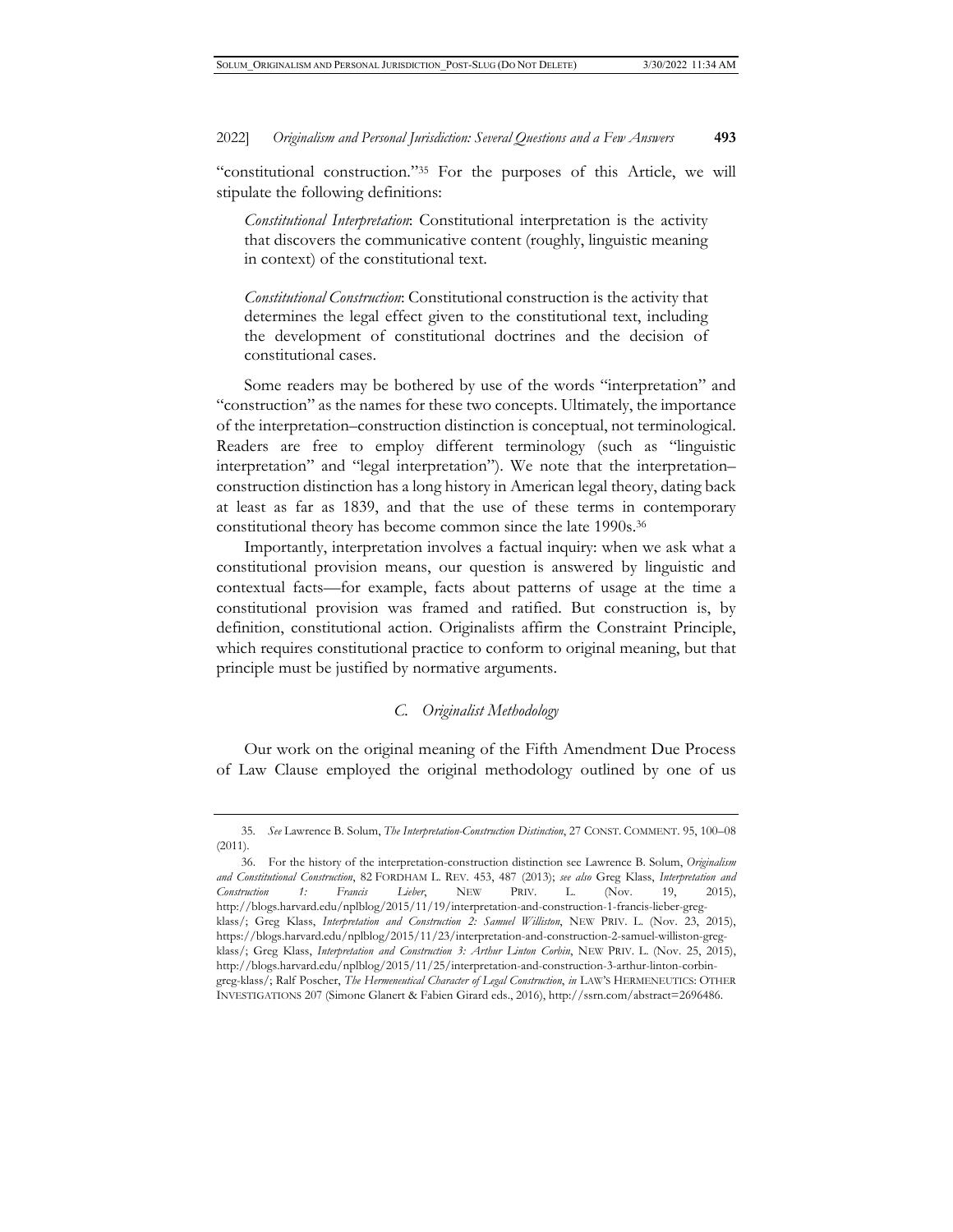"constitutional construction."[35] For the purposes of this Article, we will stipulate the following definitions:

> *Constitutional Interpretation*: Constitutional interpretation is the activity that discovers the communicative content (roughly, linguistic meaning in context) of the constitutional text.
>
> *Constitutional Construction*: Constitutional construction is the activity that determines the legal effect given to the constitutional text, including the development of constitutional doctrines and the decision of constitutional cases.

Some readers may be bothered by use of the words "interpretation" and "construction" as the names for these two concepts. Ultimately, the importance of the interpretation–construction distinction is conceptual, not terminological. Readers are free to employ different terminology (such as "linguistic interpretation" and "legal interpretation"). We note that the interpretation–construction distinction has a long history in American legal theory, dating back at least as far as 1839, and that the use of these terms in contemporary constitutional theory has become common since the late 1990s.[36]

Importantly, interpretation involves a factual inquiry: when we ask what a constitutional provision means, our question is answered by linguistic and contextual facts—for example, facts about patterns of usage at the time a constitutional provision was framed and ratified. But construction is, by definition, constitutional action. Originalists affirm the Constraint Principle, which requires constitutional practice to conform to original meaning, but that principle must be justified by normative arguments.

### *C. Originalist Methodology*

Our work on the original meaning of the Fifth Amendment Due Process of Law Clause employed the original methodology outlined by one of us

---

35. *See* Lawrence B. Solum, *The Interpretation-Construction Distinction*, 27 CONST. COMMENT. 95, 100–08 (2011).

36. For the history of the interpretation-construction distinction see Lawrence B. Solum, *Originalism and Constitutional Construction*, 82 FORDHAM L. REV. 453, 487 (2013); *see also* Greg Klass, *Interpretation and Construction 1: Francis Lieber*, NEW PRIV. L. (Nov. 19, 2015), http://blogs.harvard.edu/nplblog/2015/11/19/interpretation-and-construction-1-francis-lieber-greg-klass/; Greg Klass, *Interpretation and Construction 2: Samuel Williston*, NEW PRIV. L. (Nov. 23, 2015), https://blogs.harvard.edu/nplblog/2015/11/23/interpretation-and-construction-2-samuel-williston-greg-klass/; Greg Klass, *Interpretation and Construction 3: Arthur Linton Corbin*, NEW PRIV. L. (Nov. 25, 2015), http://blogs.harvard.edu/nplblog/2015/11/25/interpretation-and-construction-3-arthur-linton-corbin-greg-klass/; Ralf Poscher, *The Hermeneutical Character of Legal Construction*, *in* LAW'S HERMENEUTICS: OTHER INVESTIGATIONS 207 (Simone Glanert & Fabien Girard eds., 2016), http://ssrn.com/abstract=2696486.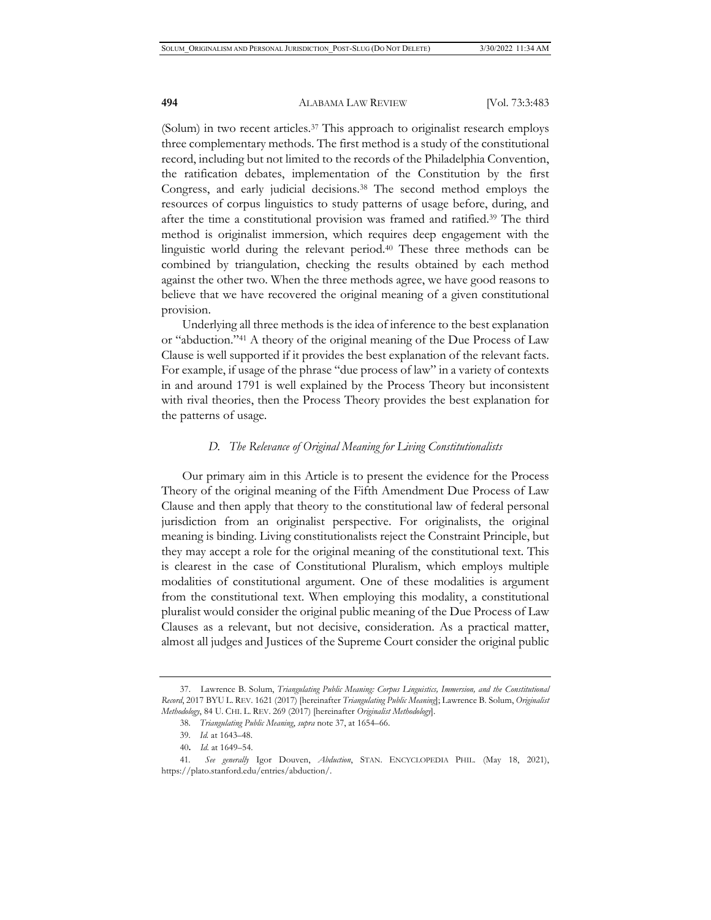(Solum) in two recent articles.[37] This approach to originalist research employs three complementary methods. The first method is a study of the constitutional record, including but not limited to the records of the Philadelphia Convention, the ratification debates, implementation of the Constitution by the first Congress, and early judicial decisions.[38] The second method employs the resources of corpus linguistics to study patterns of usage before, during, and after the time a constitutional provision was framed and ratified.[39] The third method is originalist immersion, which requires deep engagement with the linguistic world during the relevant period.[40] These three methods can be combined by triangulation, checking the results obtained by each method against the other two. When the three methods agree, we have good reasons to believe that we have recovered the original meaning of a given constitutional provision.

Underlying all three methods is the idea of inference to the best explanation or "abduction."[41] A theory of the original meaning of the Due Process of Law Clause is well supported if it provides the best explanation of the relevant facts. For example, if usage of the phrase "due process of law" in a variety of contexts in and around 1791 is well explained by the Process Theory but inconsistent with rival theories, then the Process Theory provides the best explanation for the patterns of usage.

### *D. The Relevance of Original Meaning for Living Constitutionalists*

Our primary aim in this Article is to present the evidence for the Process Theory of the original meaning of the Fifth Amendment Due Process of Law Clause and then apply that theory to the constitutional law of federal personal jurisdiction from an originalist perspective. For originalists, the original meaning is binding. Living constitutionalists reject the Constraint Principle, but they may accept a role for the original meaning of the constitutional text. This is clearest in the case of Constitutional Pluralism, which employs multiple modalities of constitutional argument. One of these modalities is argument from the constitutional text. When employing this modality, a constitutional pluralist would consider the original public meaning of the Due Process of Law Clauses as a relevant, but not decisive, consideration. As a practical matter, almost all judges and Justices of the Supreme Court consider the original public

---

37. Lawrence B. Solum, *Triangulating Public Meaning: Corpus Linguistics, Immersion, and the Constitutional Record*, 2017 BYU L. REV. 1621 (2017) [hereinafter *Triangulating Public Meaning*]; Lawrence B. Solum, *Originalist Methodology*, 84 U. CHI. L. REV. 269 (2017) [hereinafter *Originalist Methodology*].

38. *Triangulating Public Meaning*, *supra* note 37, at 1654–66.

39. *Id.* at 1643–48.

40. *Id.* at 1649–54.

41. *See generally* Igor Douven, *Abduction*, STAN. ENCYCLOPEDIA PHIL. (May 18, 2021), https://plato.stanford.edu/entries/abduction/.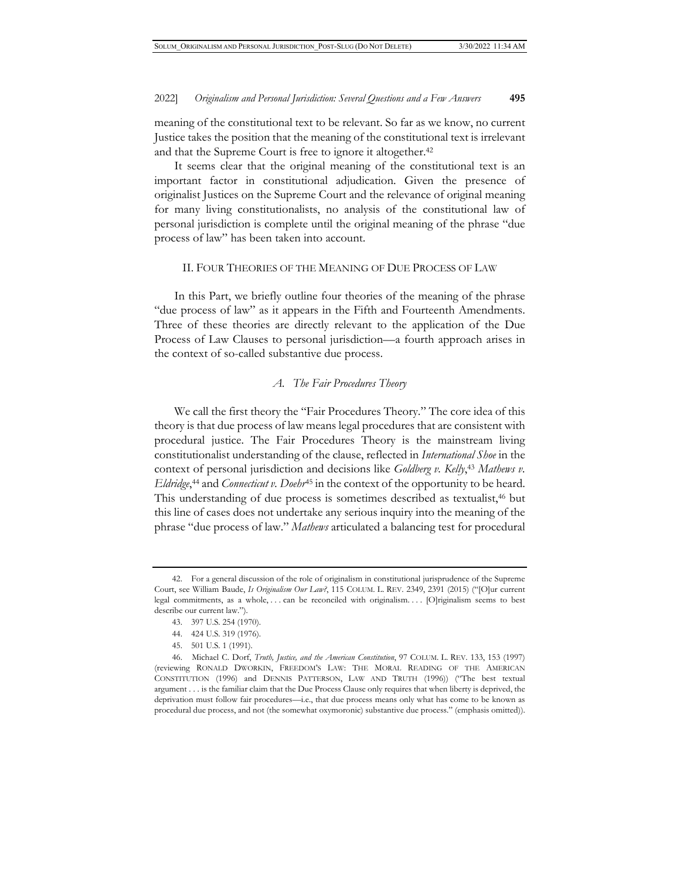meaning of the constitutional text to be relevant. So far as we know, no current Justice takes the position that the meaning of the constitutional text is irrelevant and that the Supreme Court is free to ignore it altogether.[42]

It seems clear that the original meaning of the constitutional text is an important factor in constitutional adjudication. Given the presence of originalist Justices on the Supreme Court and the relevance of original meaning for many living constitutionalists, no analysis of the constitutional law of personal jurisdiction is complete until the original meaning of the phrase "due process of law" has been taken into account.

## II. Four Theories of the Meaning of Due Process of Law

In this Part, we briefly outline four theories of the meaning of the phrase "due process of law" as it appears in the Fifth and Fourteenth Amendments. Three of these theories are directly relevant to the application of the Due Process of Law Clauses to personal jurisdiction—a fourth approach arises in the context of so-called substantive due process.

### *A. The Fair Procedures Theory*

We call the first theory the "Fair Procedures Theory." The core idea of this theory is that due process of law means legal procedures that are consistent with procedural justice. The Fair Procedures Theory is the mainstream living constitutionalist understanding of the clause, reflected in *International Shoe* in the context of personal jurisdiction and decisions like *Goldberg v. Kelly*,[43] *Mathews v. Eldridge*,[44] and *Connecticut v. Doehr*[45] in the context of the opportunity to be heard. This understanding of due process is sometimes described as textualist,[46] but this line of cases does not undertake any serious inquiry into the meaning of the phrase "due process of law." *Mathews* articulated a balancing test for procedural

---

42. For a general discussion of the role of originalism in constitutional jurisprudence of the Supreme Court, see William Baude, *Is Originalism Our Law?*, 115 COLUM. L. REV. 2349, 2391 (2015) ("[O]ur current legal commitments, as a whole, . . . can be reconciled with originalism. . . . [O]riginalism seems to best describe our current law.").

43. 397 U.S. 254 (1970).

44. 424 U.S. 319 (1976).

45. 501 U.S. 1 (1991).

46. Michael C. Dorf, *Truth, Justice, and the American Constitution*, 97 COLUM. L. REV. 133, 153 (1997) (reviewing RONALD DWORKIN, FREEDOM'S LAW: THE MORAL READING OF THE AMERICAN CONSTITUTION (1996) and DENNIS PATTERSON, LAW AND TRUTH (1996)) ("The best textual argument . . . is the familiar claim that the Due Process Clause only requires that when liberty is deprived, the deprivation must follow fair procedures—i.e., that due process means only what has come to be known as procedural due process, and not (the somewhat oxymoronic) substantive due process." (emphasis omitted)).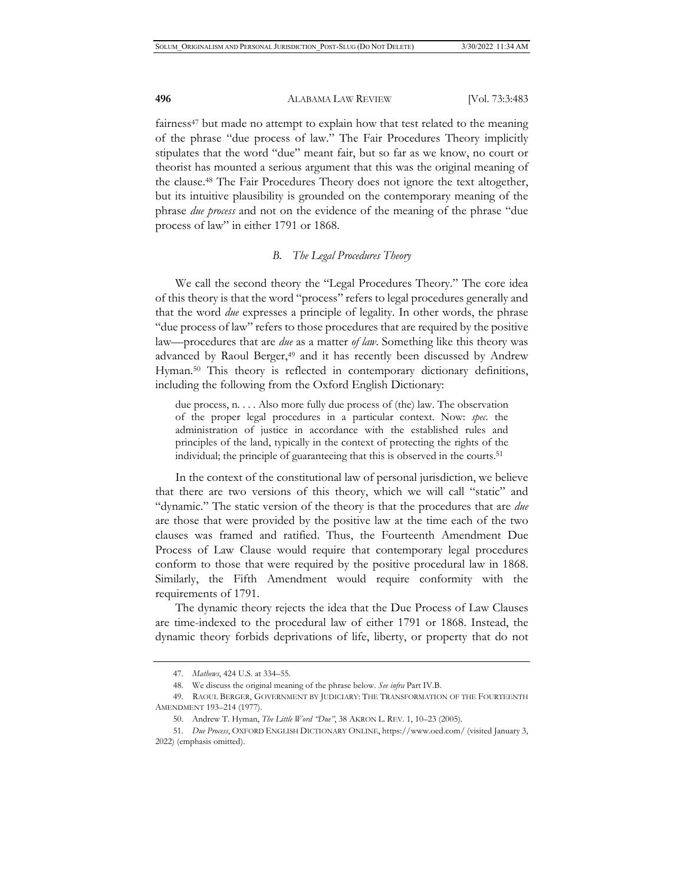fairness[47] but made no attempt to explain how that test related to the meaning of the phrase "due process of law." The Fair Procedures Theory implicitly stipulates that the word "due" meant fair, but so far as we know, no court or theorist has mounted a serious argument that this was the original meaning of the clause.[48] The Fair Procedures Theory does not ignore the text altogether, but its intuitive plausibility is grounded on the contemporary meaning of the phrase *due process* and not on the evidence of the meaning of the phrase "due process of law" in either 1791 or 1868.

### B. *The Legal Procedures Theory*

We call the second theory the "Legal Procedures Theory." The core idea of this theory is that the word "process" refers to legal procedures generally and that the word *due* expresses a principle of legality. In other words, the phrase "due process of law" refers to those procedures that are required by the positive law—procedures that are *due* as a matter *of law*. Something like this theory was advanced by Raoul Berger,[49] and it has recently been discussed by Andrew Hyman.[50] This theory is reflected in contemporary dictionary definitions, including the following from the Oxford English Dictionary:

> due process, n. . . . Also more fully due process of (the) law. The observation of the proper legal procedures in a particular context. Now: *spec.* the administration of justice in accordance with the established rules and principles of the land, typically in the context of protecting the rights of the individual; the principle of guaranteeing that this is observed in the courts.[51]

In the context of the constitutional law of personal jurisdiction, we believe that there are two versions of this theory, which we will call "static" and "dynamic." The static version of the theory is that the procedures that are *due* are those that were provided by the positive law at the time each of the two clauses was framed and ratified. Thus, the Fourteenth Amendment Due Process of Law Clause would require that contemporary legal procedures conform to those that were required by the positive procedural law in 1868. Similarly, the Fifth Amendment would require conformity with the requirements of 1791.

The dynamic theory rejects the idea that the Due Process of Law Clauses are time-indexed to the procedural law of either 1791 or 1868. Instead, the dynamic theory forbids deprivations of life, liberty, or property that do not

---

47. *Mathews*, 424 U.S. at 334–55.

48. We discuss the original meaning of the phrase below. *See infra* Part IV.B.

49. RAOUL BERGER, GOVERNMENT BY JUDICIARY: THE TRANSFORMATION OF THE FOURTEENTH AMENDMENT 193–214 (1977).

50. Andrew T. Hyman, *The Little Word "Due"*, 38 AKRON L. REV. 1, 10–23 (2005).

51. *Due Process*, OXFORD ENGLISH DICTIONARY ONLINE, https://www.oed.com/ (visited January 3, 2022) (emphasis omitted).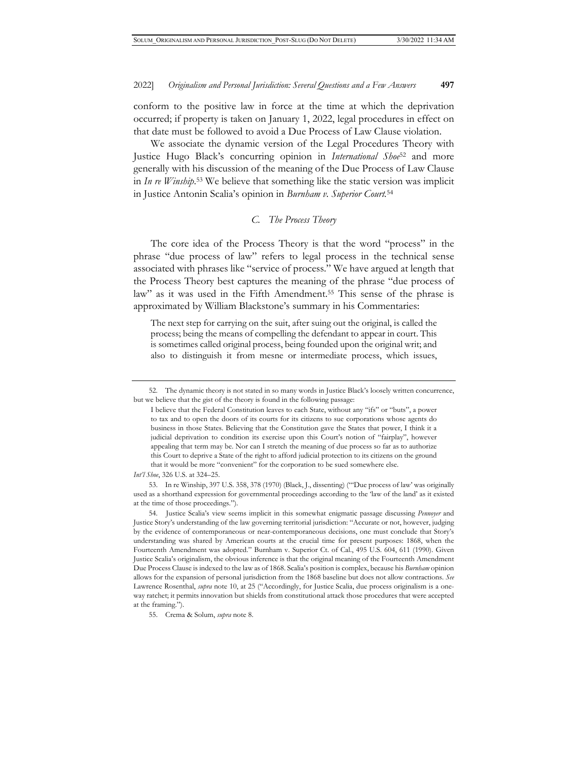conform to the positive law in force at the time at which the deprivation occurred; if property is taken on January 1, 2022, legal procedures in effect on that date must be followed to avoid a Due Process of Law Clause violation.

We associate the dynamic version of the Legal Procedures Theory with Justice Hugo Black's concurring opinion in *International Shoe*[52] and more generally with his discussion of the meaning of the Due Process of Law Clause in *In re Winship*.[53] We believe that something like the static version was implicit in Justice Antonin Scalia's opinion in *Burnham v. Superior Court*.[54]

### *C. The Process Theory*

The core idea of the Process Theory is that the word "process" in the phrase "due process of law" refers to legal process in the technical sense associated with phrases like "service of process." We have argued at length that the Process Theory best captures the meaning of the phrase "due process of law" as it was used in the Fifth Amendment.[55] This sense of the phrase is approximated by William Blackstone's summary in his Commentaries:

> The next step for carrying on the suit, after suing out the original, is called the process; being the means of compelling the defendant to appear in court. This is sometimes called original process, being founded upon the original writ; and also to distinguish it from mesne or intermediate process, which issues,

---

52. The dynamic theory is not stated in so many words in Justice Black's loosely written concurrence, but we believe that the gist of the theory is found in the following passage:

> I believe that the Federal Constitution leaves to each State, without any "ifs" or "buts", a power to tax and to open the doors of its courts for its citizens to sue corporations whose agents do business in those States. Believing that the Constitution gave the States that power, I think it a judicial deprivation to condition its exercise upon this Court's notion of "fairplay", however appealing that term may be. Nor can I stretch the meaning of due process so far as to authorize this Court to deprive a State of the right to afford judicial protection to its citizens on the ground that it would be more "convenient" for the corporation to be sued somewhere else.

*Int'l Shoe*, 326 U.S. at 324–25.

53. In re Winship, 397 U.S. 358, 378 (1970) (Black, J., dissenting) ("'Due process of law' was originally used as a shorthand expression for governmental proceedings according to the 'law of the land' as it existed at the time of those proceedings.").

54. Justice Scalia's view seems implicit in this somewhat enigmatic passage discussing *Pennoyer* and Justice Story's understanding of the law governing territorial jurisdiction: "Accurate or not, however, judging by the evidence of contemporaneous or near-contemporaneous decisions, one must conclude that Story's understanding was shared by American courts at the crucial time for present purposes: 1868, when the Fourteenth Amendment was adopted." Burnham v. Superior Ct. of Cal., 495 U.S. 604, 611 (1990). Given Justice Scalia's originalism, the obvious inference is that the original meaning of the Fourteenth Amendment Due Process Clause is indexed to the law as of 1868. Scalia's position is complex, because his *Burnham* opinion allows for the expansion of personal jurisdiction from the 1868 baseline but does not allow contractions. *See* Lawrence Rosenthal, *supra* note 10, at 25 ("Accordingly, for Justice Scalia, due process originalism is a one-way ratchet; it permits innovation but shields from constitutional attack those procedures that were accepted at the framing.").

55. Crema & Solum, *supra* note 8.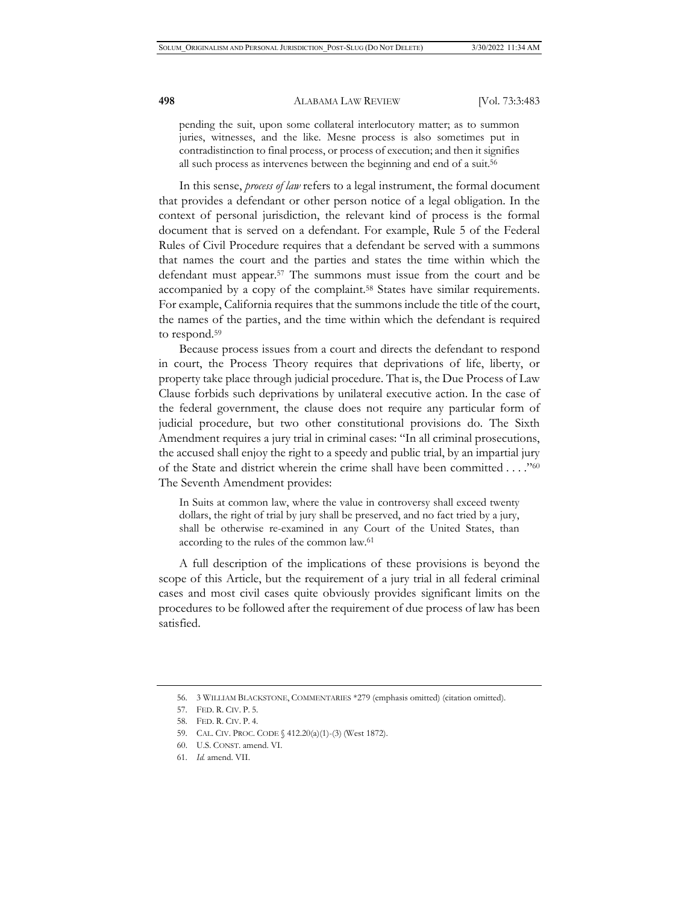> pending the suit, upon some collateral interlocutory matter; as to summon juries, witnesses, and the like. Mesne process is also sometimes put in contradistinction to final process, or process of execution; and then it signifies all such process as intervenes between the beginning and end of a suit.[56]

In this sense, *process of law* refers to a legal instrument, the formal document that provides a defendant or other person notice of a legal obligation. In the context of personal jurisdiction, the relevant kind of process is the formal document that is served on a defendant. For example, Rule 5 of the Federal Rules of Civil Procedure requires that a defendant be served with a summons that names the court and the parties and states the time within which the defendant must appear.[57] The summons must issue from the court and be accompanied by a copy of the complaint.[58] States have similar requirements. For example, California requires that the summons include the title of the court, the names of the parties, and the time within which the defendant is required to respond.[59]

Because process issues from a court and directs the defendant to respond in court, the Process Theory requires that deprivations of life, liberty, or property take place through judicial procedure. That is, the Due Process of Law Clause forbids such deprivations by unilateral executive action. In the case of the federal government, the clause does not require any particular form of judicial procedure, but two other constitutional provisions do. The Sixth Amendment requires a jury trial in criminal cases: "In all criminal prosecutions, the accused shall enjoy the right to a speedy and public trial, by an impartial jury of the State and district wherein the crime shall have been committed . . . ."[60] The Seventh Amendment provides:

> In Suits at common law, where the value in controversy shall exceed twenty dollars, the right of trial by jury shall be preserved, and no fact tried by a jury, shall be otherwise re-examined in any Court of the United States, than according to the rules of the common law.[61]

A full description of the implications of these provisions is beyond the scope of this Article, but the requirement of a jury trial in all federal criminal cases and most civil cases quite obviously provides significant limits on the procedures to be followed after the requirement of due process of law has been satisfied.

---

56. 3 WILLIAM BLACKSTONE, COMMENTARIES *279 (emphasis omitted) (citation omitted).
57. FED. R. CIV. P. 5.
58. FED. R. CIV. P. 4.
59. CAL. CIV. PROC. CODE § 412.20(a)(1)-(3) (West 1872).
60. U.S. CONST. amend. VI.
61. *Id.* amend. VII.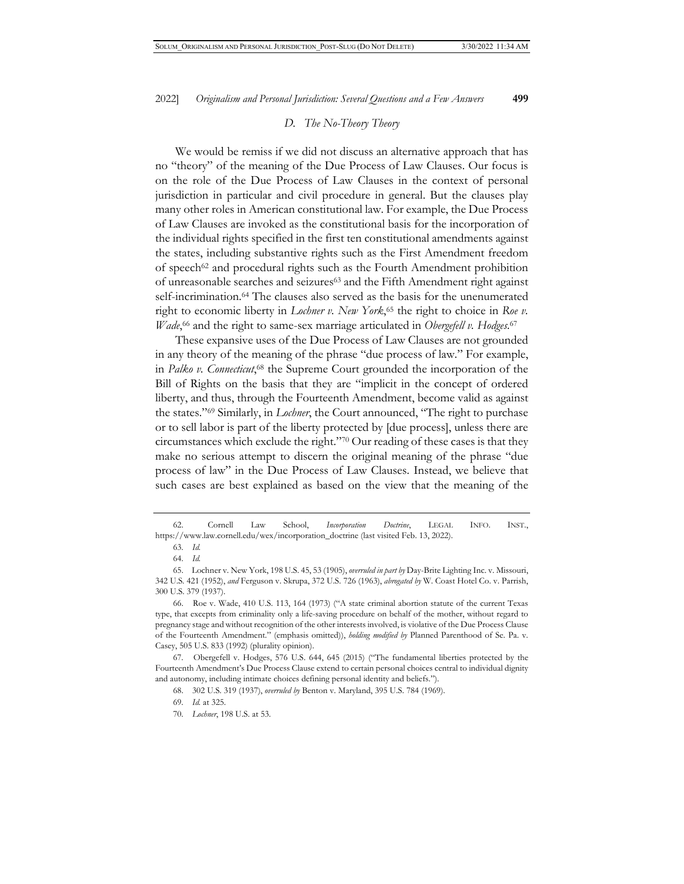### *D. The No-Theory Theory*

We would be remiss if we did not discuss an alternative approach that has no "theory" of the meaning of the Due Process of Law Clauses. Our focus is on the role of the Due Process of Law Clauses in the context of personal jurisdiction in particular and civil procedure in general. But the clauses play many other roles in American constitutional law. For example, the Due Process of Law Clauses are invoked as the constitutional basis for the incorporation of the individual rights specified in the first ten constitutional amendments against the states, including substantive rights such as the First Amendment freedom of speech[62] and procedural rights such as the Fourth Amendment prohibition of unreasonable searches and seizures[63] and the Fifth Amendment right against self-incrimination.[64] The clauses also served as the basis for the unenumerated right to economic liberty in *Lochner v. New York*,[65] the right to choice in *Roe v. Wade*,[66] and the right to same-sex marriage articulated in *Obergefell v. Hodges*.[67]

These expansive uses of the Due Process of Law Clauses are not grounded in any theory of the meaning of the phrase "due process of law." For example, in *Palko v. Connecticut*,[68] the Supreme Court grounded the incorporation of the Bill of Rights on the basis that they are "implicit in the concept of ordered liberty, and thus, through the Fourteenth Amendment, become valid as against the states."[69] Similarly, in *Lochner*, the Court announced, "The right to purchase or to sell labor is part of the liberty protected by [due process], unless there are circumstances which exclude the right."[70] Our reading of these cases is that they make no serious attempt to discern the original meaning of the phrase "due process of law" in the Due Process of Law Clauses. Instead, we believe that such cases are best explained as based on the view that the meaning of the

---

62. Cornell Law School, *Incorporation Doctrine*, LEGAL INFO. INST., https://www.law.cornell.edu/wex/incorporation_doctrine (last visited Feb. 13, 2022).

63. *Id.*

64. *Id.*

65. Lochner v. New York, 198 U.S. 45, 53 (1905), *overruled in part by* Day-Brite Lighting Inc. v. Missouri, 342 U.S. 421 (1952), *and* Ferguson v. Skrupa, 372 U.S. 726 (1963), *abrogated by* W. Coast Hotel Co. v. Parrish, 300 U.S. 379 (1937).

66. Roe v. Wade, 410 U.S. 113, 164 (1973) ("A state criminal abortion statute of the current Texas type, that excepts from criminality only a life-saving procedure on behalf of the mother, without regard to pregnancy stage and without recognition of the other interests involved, is violative of the Due Process Clause of the Fourteenth Amendment." (emphasis omitted)), *holding modified by* Planned Parenthood of Se. Pa. v. Casey, 505 U.S. 833 (1992) (plurality opinion).

67. Obergefell v. Hodges, 576 U.S. 644, 645 (2015) ("The fundamental liberties protected by the Fourteenth Amendment's Due Process Clause extend to certain personal choices central to individual dignity and autonomy, including intimate choices defining personal identity and beliefs.").

68. 302 U.S. 319 (1937), *overruled by* Benton v. Maryland, 395 U.S. 784 (1969).

69. *Id.* at 325.

70. *Lochner*, 198 U.S. at 53.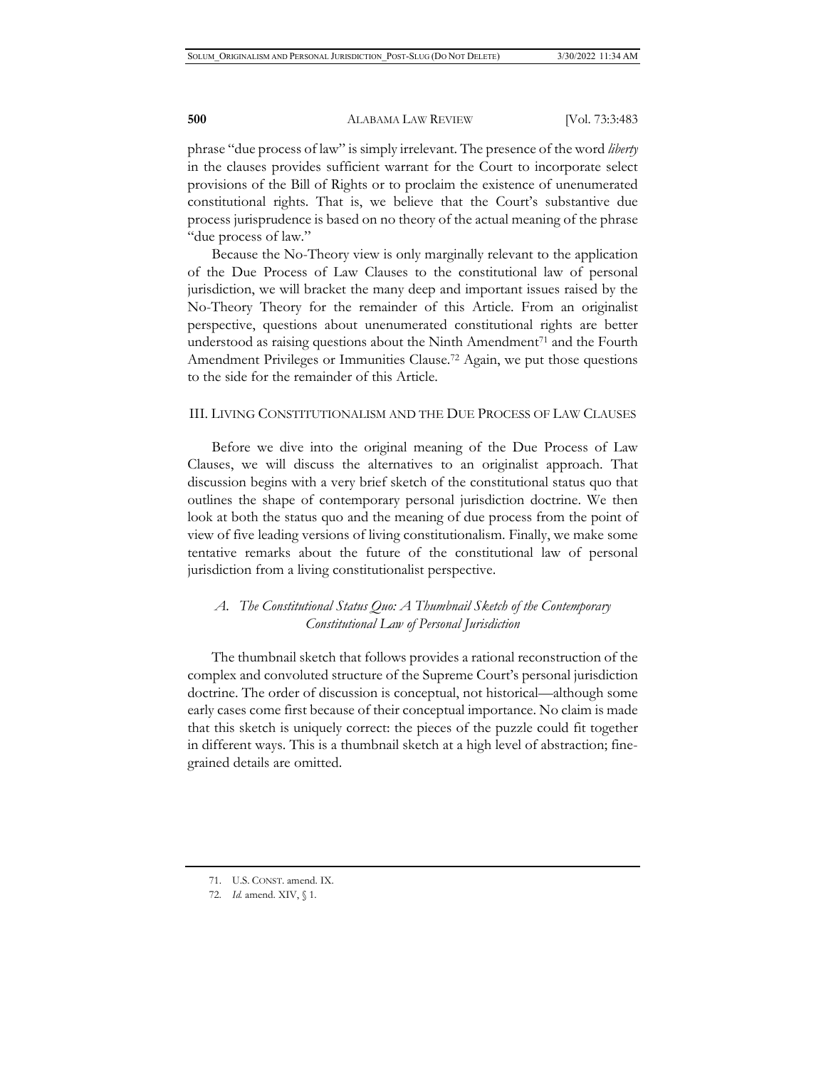phrase "due process of law" is simply irrelevant. The presence of the word *liberty* in the clauses provides sufficient warrant for the Court to incorporate select provisions of the Bill of Rights or to proclaim the existence of unenumerated constitutional rights. That is, we believe that the Court's substantive due process jurisprudence is based on no theory of the actual meaning of the phrase "due process of law."

Because the No-Theory view is only marginally relevant to the application of the Due Process of Law Clauses to the constitutional law of personal jurisdiction, we will bracket the many deep and important issues raised by the No-Theory Theory for the remainder of this Article. From an originalist perspective, questions about unenumerated constitutional rights are better understood as raising questions about the Ninth Amendment[71] and the Fourth Amendment Privileges or Immunities Clause.[72] Again, we put those questions to the side for the remainder of this Article.

## III. Living Constitutionalism and the Due Process of Law Clauses

Before we dive into the original meaning of the Due Process of Law Clauses, we will discuss the alternatives to an originalist approach. That discussion begins with a very brief sketch of the constitutional status quo that outlines the shape of contemporary personal jurisdiction doctrine. We then look at both the status quo and the meaning of due process from the point of view of five leading versions of living constitutionalism. Finally, we make some tentative remarks about the future of the constitutional law of personal jurisdiction from a living constitutionalist perspective.

### *A. The Constitutional Status Quo: A Thumbnail Sketch of the Contemporary Constitutional Law of Personal Jurisdiction*

The thumbnail sketch that follows provides a rational reconstruction of the complex and convoluted structure of the Supreme Court's personal jurisdiction doctrine. The order of discussion is conceptual, not historical—although some early cases come first because of their conceptual importance. No claim is made that this sketch is uniquely correct: the pieces of the puzzle could fit together in different ways. This is a thumbnail sketch at a high level of abstraction; fine-grained details are omitted.

---

71. U.S. CONST. amend. IX.

72. *Id.* amend. XIV, § 1.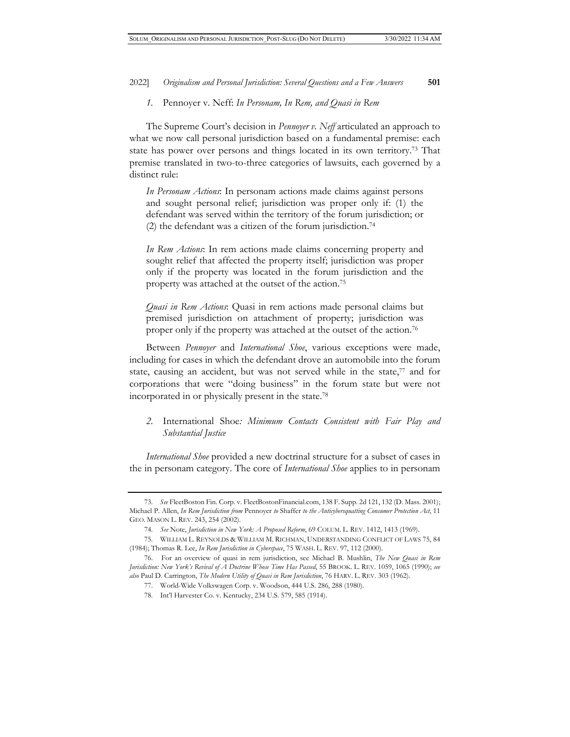### *1.* Pennoyer v. Neff: *In Personam, In Rem, and Quasi in Rem*

The Supreme Court's decision in *Pennoyer v. Neff* articulated an approach to what we now call personal jurisdiction based on a fundamental premise: each state has power over persons and things located in its own territory.[73] That premise translated in two-to-three categories of lawsuits, each governed by a distinct rule:

> *In Personam Actions*: In personam actions made claims against persons and sought personal relief; jurisdiction was proper only if: (1) the defendant was served within the territory of the forum jurisdiction; or (2) the defendant was a citizen of the forum jurisdiction.[74]
>
> *In Rem Actions*: In rem actions made claims concerning property and sought relief that affected the property itself; jurisdiction was proper only if the property was located in the forum jurisdiction and the property was attached at the outset of the action.[75]
>
> *Quasi in Rem Actions*: Quasi in rem actions made personal claims but premised jurisdiction on attachment of property; jurisdiction was proper only if the property was attached at the outset of the action.[76]

Between *Pennoyer* and *International Shoe*, various exceptions were made, including for cases in which the defendant drove an automobile into the forum state, causing an accident, but was not served while in the state,[77] and for corporations that were "doing business" in the forum state but were not incorporated in or physically present in the state.[78]

### *2.* International Shoe*: Minimum Contacts Consistent with Fair Play and Substantial Justice*

*International Shoe* provided a new doctrinal structure for a subset of cases in the in personam category. The core of *International Shoe* applies to in personam

---

73. *See* FleetBoston Fin. Corp. v. FleetBostonFinancial.com, 138 F. Supp. 2d 121, 132 (D. Mass. 2001); Michael P. Allen, *In Rem Jurisdiction from* Pennoyer *to* Shaffer *to the Anticybersquatting Consumer Protection Act*, 11 GEO. MASON L. REV. 243, 254 (2002).

74. *See* Note, *Jurisdiction in New York: A Proposed Reform*, 69 COLUM. L. REV. 1412, 1413 (1969).

75. WILLIAM L. REYNOLDS & WILLIAM M. RICHMAN, UNDERSTANDING CONFLICT OF LAWS 75, 84 (1984); Thomas R. Lee, *In Rem Jurisdiction in Cyberspace*, 75 WASH. L. REV. 97, 112 (2000).

76. For an overview of quasi in rem jurisdiction, see Michael B. Mushlin, *The New Quasi in Rem Jurisdiction: New York's Revival of A Doctrine Whose Time Has Passed*, 55 BROOK. L. REV. 1059, 1065 (1990); *see also* Paul D. Carrington, *The Modern Utility of Quasi in Rem Jurisdiction*, 76 HARV. L. REV. 303 (1962).

77. World-Wide Volkswagen Corp. v. Woodson, 444 U.S. 286, 288 (1980).

78. Int'l Harvester Co. v. Kentucky, 234 U.S. 579, 585 (1914).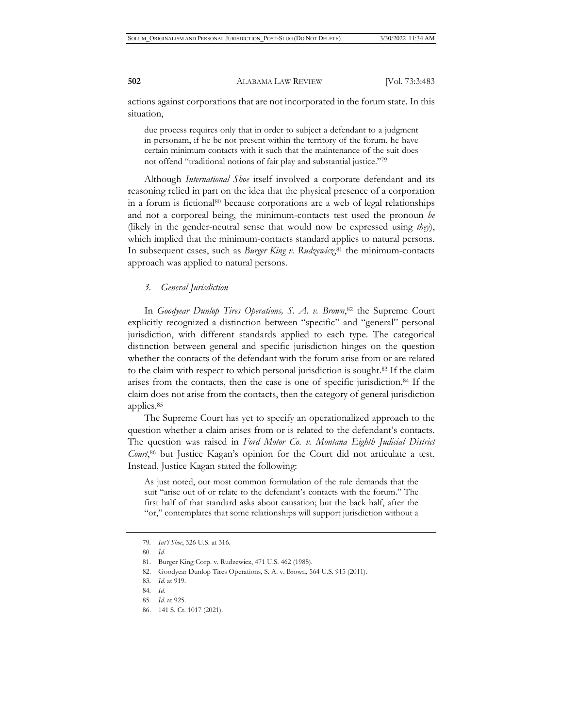actions against corporations that are not incorporated in the forum state. In this situation,

> due process requires only that in order to subject a defendant to a judgment in personam, if he be not present within the territory of the forum, he have certain minimum contacts with it such that the maintenance of the suit does not offend "traditional notions of fair play and substantial justice."[79]

Although *International Shoe* itself involved a corporate defendant and its reasoning relied in part on the idea that the physical presence of a corporation in a forum is fictional[80] because corporations are a web of legal relationships and not a corporeal being, the minimum-contacts test used the pronoun *he* (likely in the gender-neutral sense that would now be expressed using *they*), which implied that the minimum-contacts standard applies to natural persons. In subsequent cases, such as *Burger King v. Rudzewicz*,[81] the minimum-contacts approach was applied to natural persons.

### *3. General Jurisdiction*

In *Goodyear Dunlop Tires Operations, S. A. v. Brown*,[82] the Supreme Court explicitly recognized a distinction between "specific" and "general" personal jurisdiction, with different standards applied to each type. The categorical distinction between general and specific jurisdiction hinges on the question whether the contacts of the defendant with the forum arise from or are related to the claim with respect to which personal jurisdiction is sought.[83] If the claim arises from the contacts, then the case is one of specific jurisdiction.[84] If the claim does not arise from the contacts, then the category of general jurisdiction applies.[85]

The Supreme Court has yet to specify an operationalized approach to the question whether a claim arises from or is related to the defendant's contacts. The question was raised in *Ford Motor Co. v. Montana Eighth Judicial District Court*,[86] but Justice Kagan's opinion for the Court did not articulate a test. Instead, Justice Kagan stated the following:

> As just noted, our most common formulation of the rule demands that the suit "arise out of or relate to the defendant's contacts with the forum." The first half of that standard asks about causation; but the back half, after the "or," contemplates that some relationships will support jurisdiction without a

---

79. *Int'l Shoe*, 326 U.S. at 316.

80. *Id.*

81. Burger King Corp. v. Rudzewicz, 471 U.S. 462 (1985).

82. Goodyear Dunlop Tires Operations, S. A. v. Brown, 564 U.S. 915 (2011).

83. *Id.* at 919.

84. *Id.*

85. *Id.* at 925.

86. 141 S. Ct. 1017 (2021).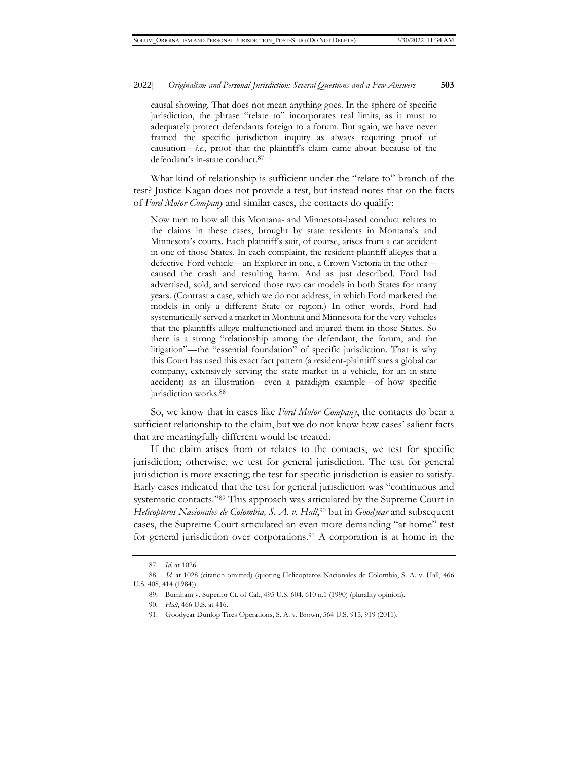causal showing. That does not mean anything goes. In the sphere of specific jurisdiction, the phrase "relate to" incorporates real limits, as it must to adequately protect defendants foreign to a forum. But again, we have never framed the specific jurisdiction inquiry as always requiring proof of causation—*i.e.*, proof that the plaintiff's claim came about because of the defendant's in-state conduct.[87]

What kind of relationship is sufficient under the "relate to" branch of the test? Justice Kagan does not provide a test, but instead notes that on the facts of *Ford Motor Company* and similar cases, the contacts do qualify:

> Now turn to how all this Montana- and Minnesota-based conduct relates to the claims in these cases, brought by state residents in Montana's and Minnesota's courts. Each plaintiff's suit, of course, arises from a car accident in one of those States. In each complaint, the resident-plaintiff alleges that a defective Ford vehicle—an Explorer in one, a Crown Victoria in the other—caused the crash and resulting harm. And as just described, Ford had advertised, sold, and serviced those two car models in both States for many years. (Contrast a case, which we do not address, in which Ford marketed the models in only a different State or region.) In other words, Ford had systematically served a market in Montana and Minnesota for the very vehicles that the plaintiffs allege malfunctioned and injured them in those States. So there is a strong "relationship among the defendant, the forum, and the litigation"—the "essential foundation" of specific jurisdiction. That is why this Court has used this exact fact pattern (a resident-plaintiff sues a global car company, extensively serving the state market in a vehicle, for an in-state accident) as an illustration—even a paradigm example—of how specific jurisdiction works.[88]

So, we know that in cases like *Ford Motor Company*, the contacts do bear a sufficient relationship to the claim, but we do not know how cases' salient facts that are meaningfully different would be treated.

If the claim arises from or relates to the contacts, we test for specific jurisdiction; otherwise, we test for general jurisdiction. The test for general jurisdiction is more exacting; the test for specific jurisdiction is easier to satisfy. Early cases indicated that the test for general jurisdiction was "continuous and systematic contacts."[89] This approach was articulated by the Supreme Court in *Helicopteros Nacionales de Colombia, S. A. v. Hall*,[90] but in *Goodyear* and subsequent cases, the Supreme Court articulated an even more demanding "at home" test for general jurisdiction over corporations.[91] A corporation is at home in the

---

87. *Id.* at 1026.

88. *Id.* at 1028 (citation omitted) (quoting Helicopteros Nacionales de Colombia, S. A. v. Hall, 466 U.S. 408, 414 (1984)).

89. Burnham v. Superior Ct. of Cal., 495 U.S. 604, 610 n.1 (1990) (plurality opinion).

90. *Hall*, 466 U.S. at 416.

91. Goodyear Dunlop Tires Operations, S. A. v. Brown, 564 U.S. 915, 919 (2011).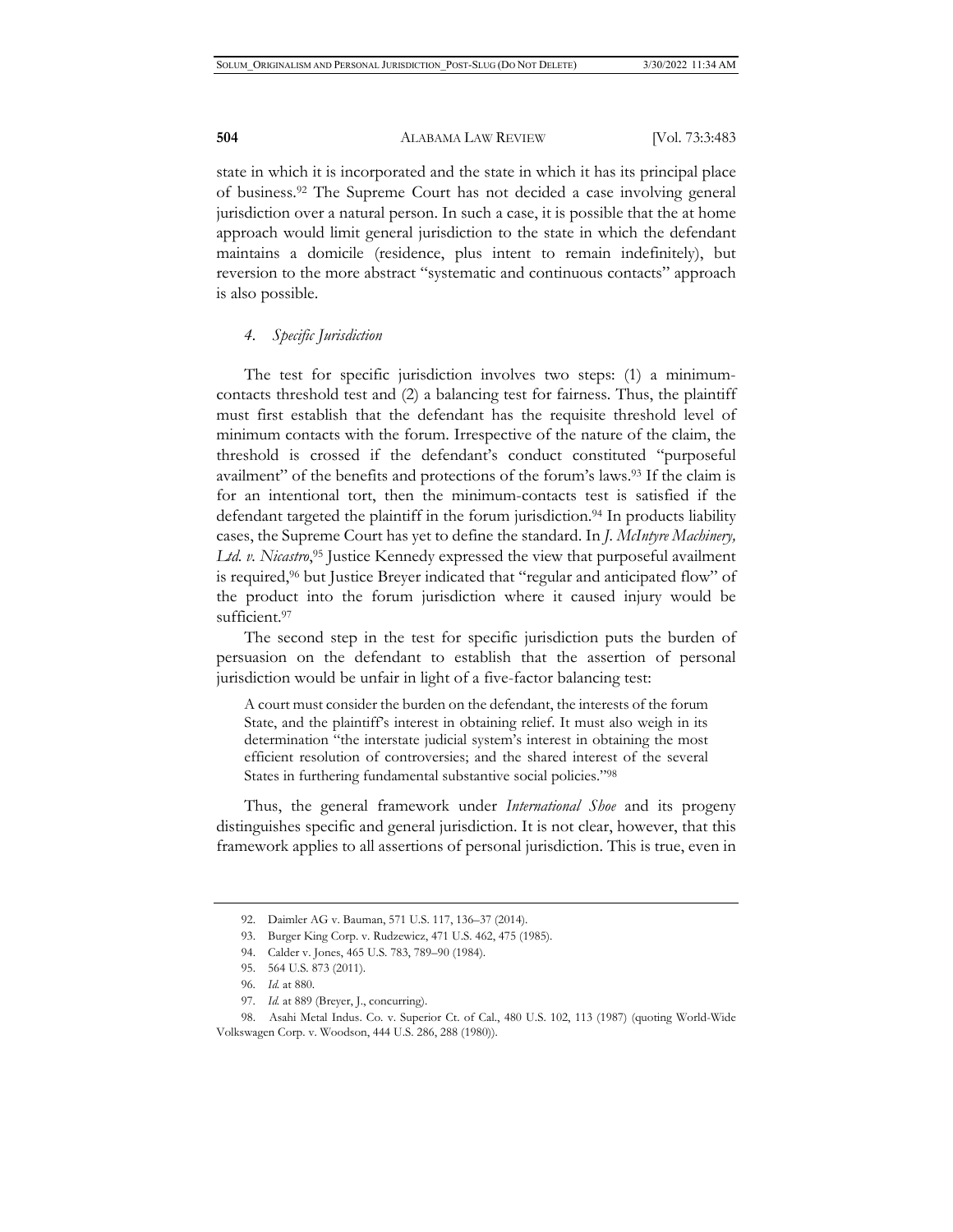state in which it is incorporated and the state in which it has its principal place of business.[92] The Supreme Court has not decided a case involving general jurisdiction over a natural person. In such a case, it is possible that the at home approach would limit general jurisdiction to the state in which the defendant maintains a domicile (residence, plus intent to remain indefinitely), but reversion to the more abstract "systematic and continuous contacts" approach is also possible.

#### *4. Specific Jurisdiction*

The test for specific jurisdiction involves two steps: (1) a minimum-contacts threshold test and (2) a balancing test for fairness. Thus, the plaintiff must first establish that the defendant has the requisite threshold level of minimum contacts with the forum. Irrespective of the nature of the claim, the threshold is crossed if the defendant's conduct constituted "purposeful availment" of the benefits and protections of the forum's laws.[93] If the claim is for an intentional tort, then the minimum-contacts test is satisfied if the defendant targeted the plaintiff in the forum jurisdiction.[94] In products liability cases, the Supreme Court has yet to define the standard. In *J. McIntyre Machinery, Ltd. v. Nicastro*,[95] Justice Kennedy expressed the view that purposeful availment is required,[96] but Justice Breyer indicated that "regular and anticipated flow" of the product into the forum jurisdiction where it caused injury would be sufficient.[97]

The second step in the test for specific jurisdiction puts the burden of persuasion on the defendant to establish that the assertion of personal jurisdiction would be unfair in light of a five-factor balancing test:

> A court must consider the burden on the defendant, the interests of the forum State, and the plaintiff's interest in obtaining relief. It must also weigh in its determination "the interstate judicial system's interest in obtaining the most efficient resolution of controversies; and the shared interest of the several States in furthering fundamental substantive social policies."[98]

Thus, the general framework under *International Shoe* and its progeny distinguishes specific and general jurisdiction. It is not clear, however, that this framework applies to all assertions of personal jurisdiction. This is true, even in

---

92. Daimler AG v. Bauman, 571 U.S. 117, 136–37 (2014).

93. Burger King Corp. v. Rudzewicz, 471 U.S. 462, 475 (1985).

94. Calder v. Jones, 465 U.S. 783, 789–90 (1984).

95. 564 U.S. 873 (2011).

96. *Id.* at 880.

97. *Id.* at 889 (Breyer, J., concurring).

98. Asahi Metal Indus. Co. v. Superior Ct. of Cal., 480 U.S. 102, 113 (1987) (quoting World-Wide Volkswagen Corp. v. Woodson, 444 U.S. 286, 288 (1980)).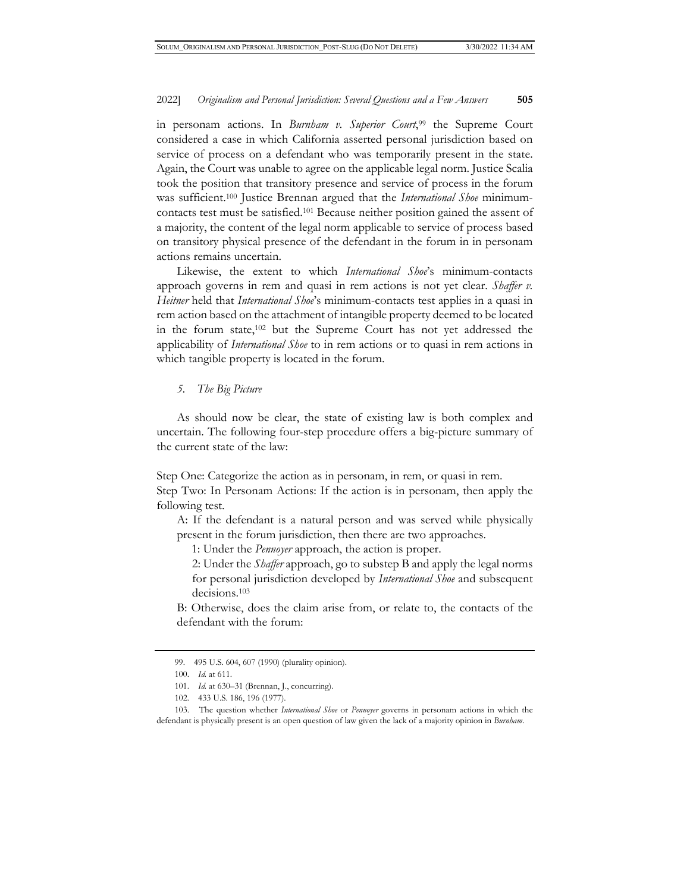in personam actions. In *Burnham v. Superior Court*,[99] the Supreme Court considered a case in which California asserted personal jurisdiction based on service of process on a defendant who was temporarily present in the state. Again, the Court was unable to agree on the applicable legal norm. Justice Scalia took the position that transitory presence and service of process in the forum was sufficient.[100] Justice Brennan argued that the *International Shoe* minimum-contacts test must be satisfied.[101] Because neither position gained the assent of a majority, the content of the legal norm applicable to service of process based on transitory physical presence of the defendant in the forum in in personam actions remains uncertain.

Likewise, the extent to which *International Shoe*'s minimum-contacts approach governs in rem and quasi in rem actions is not yet clear. *Shaffer v. Heitner* held that *International Shoe*'s minimum-contacts test applies in a quasi in rem action based on the attachment of intangible property deemed to be located in the forum state,[102] but the Supreme Court has not yet addressed the applicability of *International Shoe* to in rem actions or to quasi in rem actions in which tangible property is located in the forum.

*5. The Big Picture*

As should now be clear, the state of existing law is both complex and uncertain. The following four-step procedure offers a big-picture summary of the current state of the law:

Step One: Categorize the action as in personam, in rem, or quasi in rem.

Step Two: In Personam Actions: If the action is in personam, then apply the following test.

A: If the defendant is a natural person and was served while physically present in the forum jurisdiction, then there are two approaches.

1: Under the *Pennoyer* approach, the action is proper.

2: Under the *Shaffer* approach, go to substep B and apply the legal norms for personal jurisdiction developed by *International Shoe* and subsequent decisions.[103]

B: Otherwise, does the claim arise from, or relate to, the contacts of the defendant with the forum:

---

99. 495 U.S. 604, 607 (1990) (plurality opinion).

100. *Id.* at 611.

101. *Id.* at 630–31 (Brennan, J., concurring).

102. 433 U.S. 186, 196 (1977).

103. The question whether *International Shoe* or *Pennoyer* governs in personam actions in which the defendant is physically present is an open question of law given the lack of a majority opinion in *Burnham*.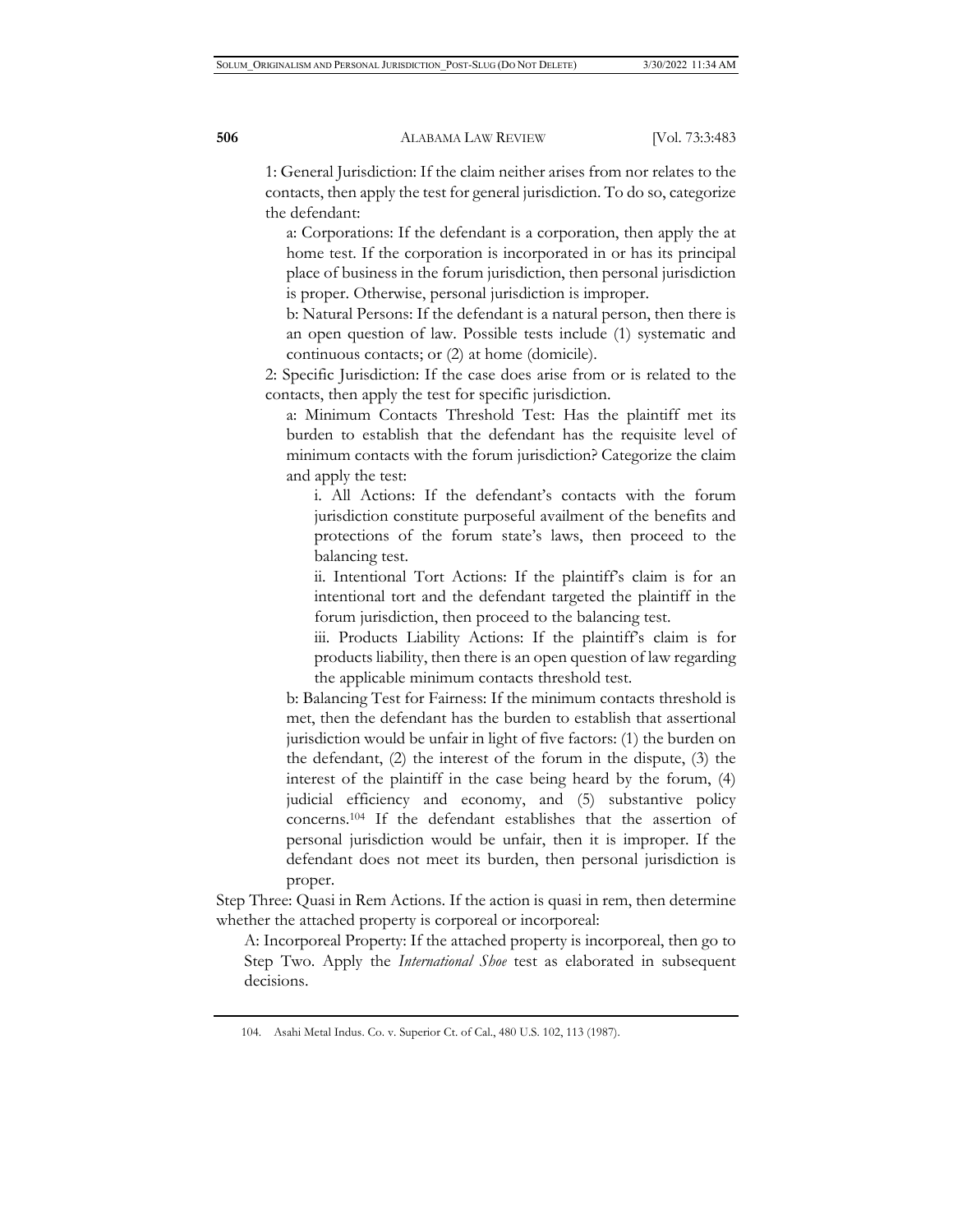1: General Jurisdiction: If the claim neither arises from nor relates to the contacts, then apply the test for general jurisdiction. To do so, categorize the defendant:

a: Corporations: If the defendant is a corporation, then apply the at home test. If the corporation is incorporated in or has its principal place of business in the forum jurisdiction, then personal jurisdiction is proper. Otherwise, personal jurisdiction is improper.

b: Natural Persons: If the defendant is a natural person, then there is an open question of law. Possible tests include (1) systematic and continuous contacts; or (2) at home (domicile).

2: Specific Jurisdiction: If the case does arise from or is related to the contacts, then apply the test for specific jurisdiction.

a: Minimum Contacts Threshold Test: Has the plaintiff met its burden to establish that the defendant has the requisite level of minimum contacts with the forum jurisdiction? Categorize the claim and apply the test:

i. All Actions: If the defendant's contacts with the forum jurisdiction constitute purposeful availment of the benefits and protections of the forum state's laws, then proceed to the balancing test.

ii. Intentional Tort Actions: If the plaintiff's claim is for an intentional tort and the defendant targeted the plaintiff in the forum jurisdiction, then proceed to the balancing test.

iii. Products Liability Actions: If the plaintiff's claim is for products liability, then there is an open question of law regarding the applicable minimum contacts threshold test.

b: Balancing Test for Fairness: If the minimum contacts threshold is met, then the defendant has the burden to establish that assertional jurisdiction would be unfair in light of five factors: (1) the burden on the defendant, (2) the interest of the forum in the dispute, (3) the interest of the plaintiff in the case being heard by the forum, (4) judicial efficiency and economy, and (5) substantive policy concerns.[104] If the defendant establishes that the assertion of personal jurisdiction would be unfair, then it is improper. If the defendant does not meet its burden, then personal jurisdiction is proper.

Step Three: Quasi in Rem Actions. If the action is quasi in rem, then determine whether the attached property is corporeal or incorporeal:

A: Incorporeal Property: If the attached property is incorporeal, then go to Step Two. Apply the *International Shoe* test as elaborated in subsequent decisions.

---

104. Asahi Metal Indus. Co. v. Superior Ct. of Cal., 480 U.S. 102, 113 (1987).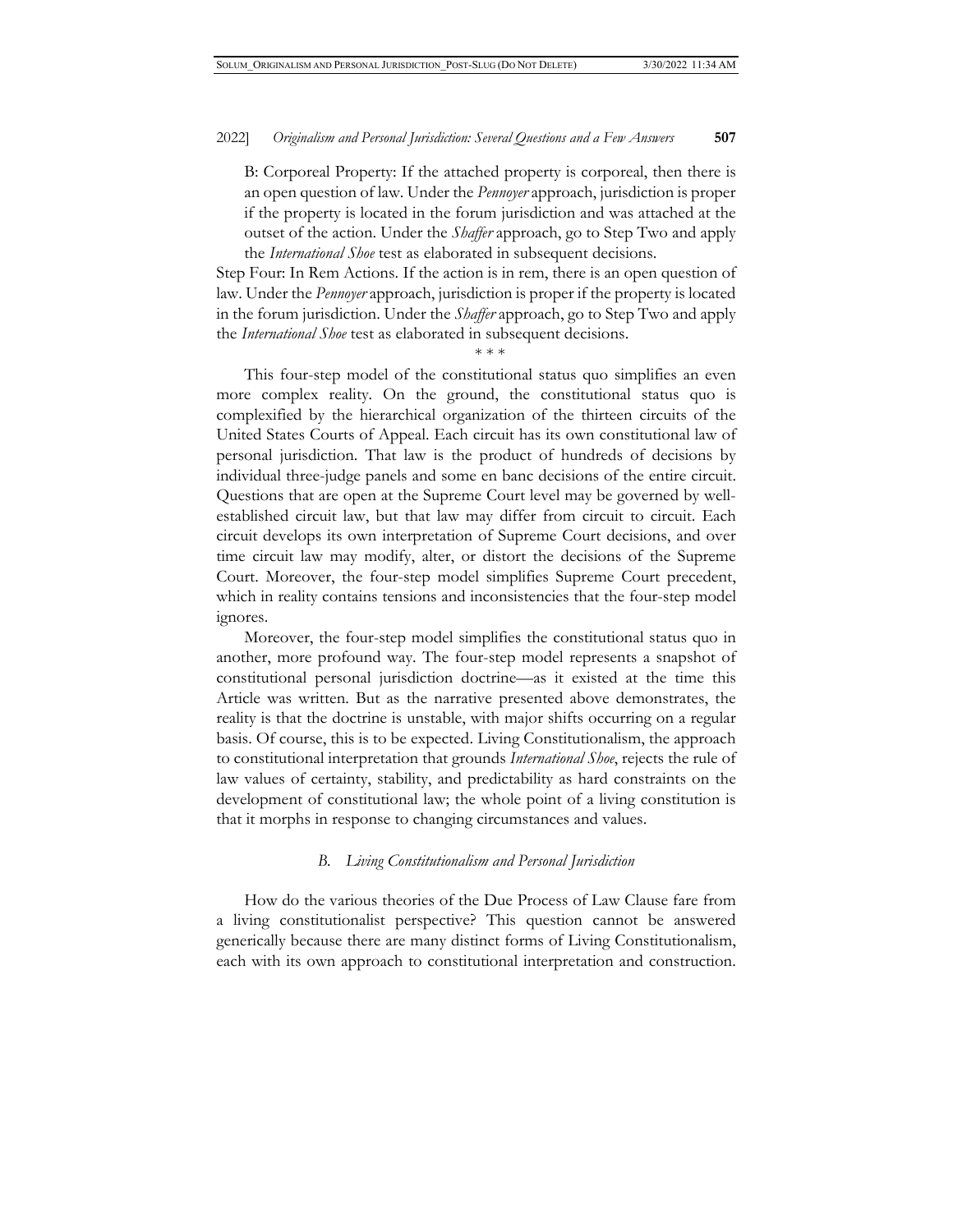B: Corporeal Property: If the attached property is corporeal, then there is an open question of law. Under the *Pennoyer* approach, jurisdiction is proper if the property is located in the forum jurisdiction and was attached at the outset of the action. Under the *Shaffer* approach, go to Step Two and apply the *International Shoe* test as elaborated in subsequent decisions.

Step Four: In Rem Actions. If the action is in rem, there is an open question of law. Under the *Pennoyer* approach, jurisdiction is proper if the property is located in the forum jurisdiction. Under the *Shaffer* approach, go to Step Two and apply the *International Shoe* test as elaborated in subsequent decisions.

\* \* \*

This four-step model of the constitutional status quo simplifies an even more complex reality. On the ground, the constitutional status quo is complexified by the hierarchical organization of the thirteen circuits of the United States Courts of Appeal. Each circuit has its own constitutional law of personal jurisdiction. That law is the product of hundreds of decisions by individual three-judge panels and some en banc decisions of the entire circuit. Questions that are open at the Supreme Court level may be governed by well-established circuit law, but that law may differ from circuit to circuit. Each circuit develops its own interpretation of Supreme Court decisions, and over time circuit law may modify, alter, or distort the decisions of the Supreme Court. Moreover, the four-step model simplifies Supreme Court precedent, which in reality contains tensions and inconsistencies that the four-step model ignores.

Moreover, the four-step model simplifies the constitutional status quo in another, more profound way. The four-step model represents a snapshot of constitutional personal jurisdiction doctrine—as it existed at the time this Article was written. But as the narrative presented above demonstrates, the reality is that the doctrine is unstable, with major shifts occurring on a regular basis. Of course, this is to be expected. Living Constitutionalism, the approach to constitutional interpretation that grounds *International Shoe*, rejects the rule of law values of certainty, stability, and predictability as hard constraints on the development of constitutional law; the whole point of a living constitution is that it morphs in response to changing circumstances and values.

### *B. Living Constitutionalism and Personal Jurisdiction*

How do the various theories of the Due Process of Law Clause fare from a living constitutionalist perspective? This question cannot be answered generically because there are many distinct forms of Living Constitutionalism, each with its own approach to constitutional interpretation and construction.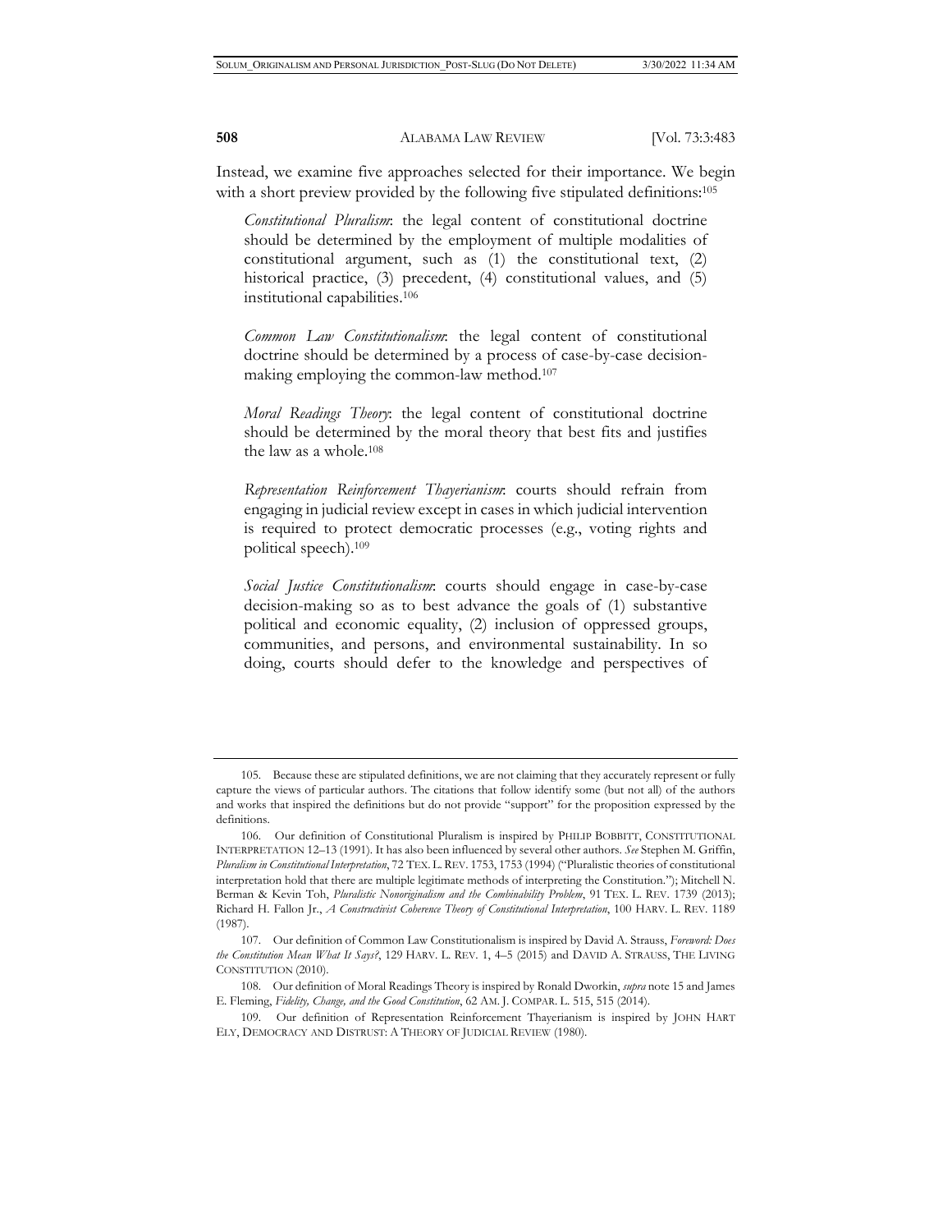Instead, we examine five approaches selected for their importance. We begin with a short preview provided by the following five stipulated definitions:[105]

> *Constitutional Pluralism*: the legal content of constitutional doctrine should be determined by the employment of multiple modalities of constitutional argument, such as (1) the constitutional text, (2) historical practice, (3) precedent, (4) constitutional values, and (5) institutional capabilities.[106]
>
> *Common Law Constitutionalism*: the legal content of constitutional doctrine should be determined by a process of case-by-case decision-making employing the common-law method.[107]
>
> *Moral Readings Theory*: the legal content of constitutional doctrine should be determined by the moral theory that best fits and justifies the law as a whole.[108]
>
> *Representation Reinforcement Thayerianism*: courts should refrain from engaging in judicial review except in cases in which judicial intervention is required to protect democratic processes (e.g., voting rights and political speech).[109]
>
> *Social Justice Constitutionalism*: courts should engage in case-by-case decision-making so as to best advance the goals of (1) substantive political and economic equality, (2) inclusion of oppressed groups, communities, and persons, and environmental sustainability. In so doing, courts should defer to the knowledge and perspectives of

---

105. Because these are stipulated definitions, we are not claiming that they accurately represent or fully capture the views of particular authors. The citations that follow identify some (but not all) of the authors and works that inspired the definitions but do not provide "support" for the proposition expressed by the definitions.

106. Our definition of Constitutional Pluralism is inspired by PHILIP BOBBITT, CONSTITUTIONAL INTERPRETATION 12–13 (1991). It has also been influenced by several other authors. *See* Stephen M. Griffin, *Pluralism in Constitutional Interpretation*, 72 TEX. L. REV. 1753, 1753 (1994) ("Pluralistic theories of constitutional interpretation hold that there are multiple legitimate methods of interpreting the Constitution."); Mitchell N. Berman & Kevin Toh, *Pluralistic Nonoriginalism and the Combinability Problem*, 91 TEX. L. REV. 1739 (2013); Richard H. Fallon Jr., *A Constructivist Coherence Theory of Constitutional Interpretation*, 100 HARV. L. REV. 1189 (1987).

107. Our definition of Common Law Constitutionalism is inspired by David A. Strauss, *Foreword: Does the Constitution Mean What It Says?*, 129 HARV. L. REV. 1, 4–5 (2015) and DAVID A. STRAUSS, THE LIVING CONSTITUTION (2010).

108. Our definition of Moral Readings Theory is inspired by Ronald Dworkin, *supra* note 15 and James E. Fleming, *Fidelity, Change, and the Good Constitution*, 62 AM. J. COMPAR. L. 515, 515 (2014).

109. Our definition of Representation Reinforcement Thayerianism is inspired by JOHN HART ELY, DEMOCRACY AND DISTRUST: A THEORY OF JUDICIAL REVIEW (1980).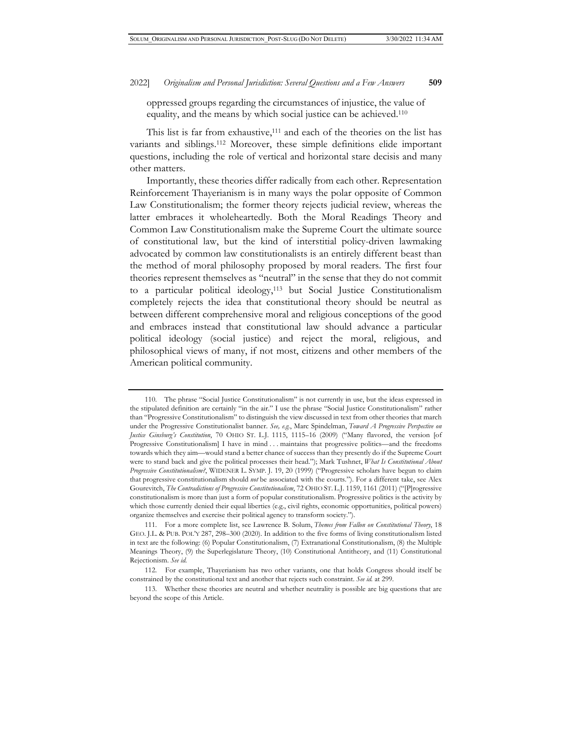oppressed groups regarding the circumstances of injustice, the value of equality, and the means by which social justice can be achieved.[110]

This list is far from exhaustive,[111] and each of the theories on the list has variants and siblings.[112] Moreover, these simple definitions elide important questions, including the role of vertical and horizontal stare decisis and many other matters.

Importantly, these theories differ radically from each other. Representation Reinforcement Thayerianism is in many ways the polar opposite of Common Law Constitutionalism; the former theory rejects judicial review, whereas the latter embraces it wholeheartedly. Both the Moral Readings Theory and Common Law Constitutionalism make the Supreme Court the ultimate source of constitutional law, but the kind of interstitial policy-driven lawmaking advocated by common law constitutionalists is an entirely different beast than the method of moral philosophy proposed by moral readers. The first four theories represent themselves as "neutral" in the sense that they do not commit to a particular political ideology,[113] but Social Justice Constitutionalism completely rejects the idea that constitutional theory should be neutral as between different comprehensive moral and religious conceptions of the good and embraces instead that constitutional law should advance a particular political ideology (social justice) and reject the moral, religious, and philosophical views of many, if not most, citizens and other members of the American political community.

---

110. The phrase "Social Justice Constitutionalism" is not currently in use, but the ideas expressed in the stipulated definition are certainly "in the air." I use the phrase "Social Justice Constitutionalism" rather than "Progressive Constitutionalism" to distinguish the view discussed in text from other theories that march under the Progressive Constitutionalist banner. *See, e.g.*, Marc Spindelman, *Toward A Progressive Perspective on Justice Ginsburg's Constitution*, 70 OHIO ST. L.J. 1115, 1115–16 (2009) ("Many flavored, the version [of Progressive Constitutionalism] I have in mind . . . maintains that progressive politics—and the freedoms towards which they aim—would stand a better chance of success than they presently do if the Supreme Court were to stand back and give the political processes their head."); Mark Tushnet, *What Is Constitutional About Progressive Constitutionalism?*, WIDENER L. SYMP. J. 19, 20 (1999) ("Progressive scholars have begun to claim that progressive constitutionalism should *not* be associated with the courts."). For a different take, see Alex Gourevitch, *The Contradictions of Progressive Constitutionalism*, 72 OHIO ST. L.J. 1159, 1161 (2011) ("[P]rogressive constitutionalism is more than just a form of popular constitutionalism. Progressive politics is the activity by which those currently denied their equal liberties (e.g., civil rights, economic opportunities, political powers) organize themselves and exercise their political agency to transform society.").

111. For a more complete list, see Lawrence B. Solum, *Themes from Fallon on Constitutional Theory*, 18 GEO. J.L. & PUB. POL'Y 287, 298–300 (2020). In addition to the five forms of living constitutionalism listed in text are the following: (6) Popular Constitutionalism, (7) Extranational Constitutionalism, (8) the Multiple Meanings Theory, (9) the Superlegislature Theory, (10) Constitutional Antitheory, and (11) Constitutional Rejectionism. *See id.*

112. For example, Thayerianism has two other variants, one that holds Congress should itself be constrained by the constitutional text and another that rejects such constraint. *See id.* at 299.

113. Whether these theories are neutral and whether neutrality is possible are big questions that are beyond the scope of this Article.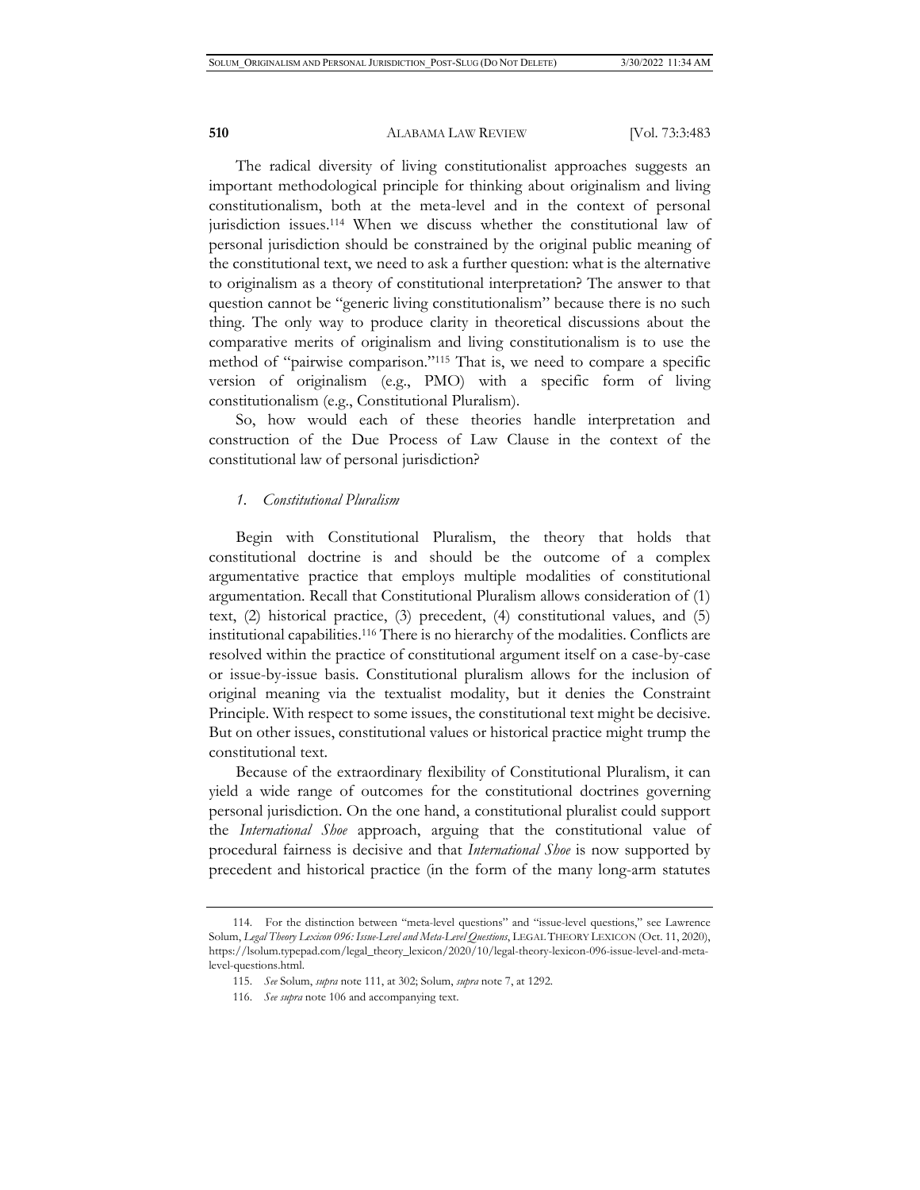The radical diversity of living constitutionalist approaches suggests an important methodological principle for thinking about originalism and living constitutionalism, both at the meta-level and in the context of personal jurisdiction issues.[114] When we discuss whether the constitutional law of personal jurisdiction should be constrained by the original public meaning of the constitutional text, we need to ask a further question: what is the alternative to originalism as a theory of constitutional interpretation? The answer to that question cannot be "generic living constitutionalism" because there is no such thing. The only way to produce clarity in theoretical discussions about the comparative merits of originalism and living constitutionalism is to use the method of "pairwise comparison."[115] That is, we need to compare a specific version of originalism (e.g., PMO) with a specific form of living constitutionalism (e.g., Constitutional Pluralism).

So, how would each of these theories handle interpretation and construction of the Due Process of Law Clause in the context of the constitutional law of personal jurisdiction?

### *1. Constitutional Pluralism*

Begin with Constitutional Pluralism, the theory that holds that constitutional doctrine is and should be the outcome of a complex argumentative practice that employs multiple modalities of constitutional argumentation. Recall that Constitutional Pluralism allows consideration of (1) text, (2) historical practice, (3) precedent, (4) constitutional values, and (5) institutional capabilities.[116] There is no hierarchy of the modalities. Conflicts are resolved within the practice of constitutional argument itself on a case-by-case or issue-by-issue basis. Constitutional pluralism allows for the inclusion of original meaning via the textualist modality, but it denies the Constraint Principle. With respect to some issues, the constitutional text might be decisive. But on other issues, constitutional values or historical practice might trump the constitutional text.

Because of the extraordinary flexibility of Constitutional Pluralism, it can yield a wide range of outcomes for the constitutional doctrines governing personal jurisdiction. On the one hand, a constitutional pluralist could support the *International Shoe* approach, arguing that the constitutional value of procedural fairness is decisive and that *International Shoe* is now supported by precedent and historical practice (in the form of the many long-arm statutes

---

114. For the distinction between "meta-level questions" and "issue-level questions," see Lawrence Solum, *Legal Theory Lexicon 096: Issue-Level and Meta-Level Questions*, LEGAL THEORY LEXICON (Oct. 11, 2020), https://lsolum.typepad.com/legal_theory_lexicon/2020/10/legal-theory-lexicon-096-issue-level-and-meta-level-questions.html.

115. *See* Solum, *supra* note 111, at 302; Solum, *supra* note 7, at 1292.

116. *See supra* note 106 and accompanying text.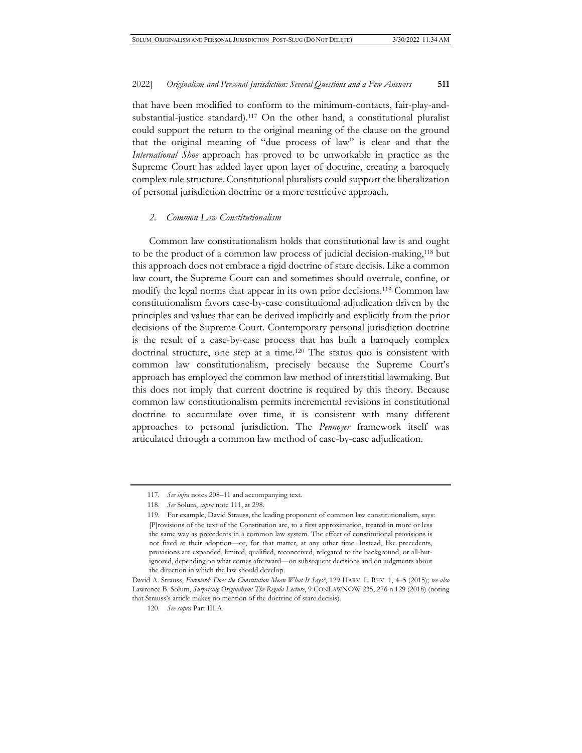that have been modified to conform to the minimum-contacts, fair-play-and-substantial-justice standard).[117] On the other hand, a constitutional pluralist could support the return to the original meaning of the clause on the ground that the original meaning of "due process of law" is clear and that the *International Shoe* approach has proved to be unworkable in practice as the Supreme Court has added layer upon layer of doctrine, creating a baroquely complex rule structure. Constitutional pluralists could support the liberalization of personal jurisdiction doctrine or a more restrictive approach.

### *2. Common Law Constitutionalism*

Common law constitutionalism holds that constitutional law is and ought to be the product of a common law process of judicial decision-making,[118] but this approach does not embrace a rigid doctrine of stare decisis. Like a common law court, the Supreme Court can and sometimes should overrule, confine, or modify the legal norms that appear in its own prior decisions.[119] Common law constitutionalism favors case-by-case constitutional adjudication driven by the principles and values that can be derived implicitly and explicitly from the prior decisions of the Supreme Court. Contemporary personal jurisdiction doctrine is the result of a case-by-case process that has built a baroquely complex doctrinal structure, one step at a time.[120] The status quo is consistent with common law constitutionalism, precisely because the Supreme Court's approach has employed the common law method of interstitial lawmaking. But this does not imply that current doctrine is required by this theory. Because common law constitutionalism permits incremental revisions in constitutional doctrine to accumulate over time, it is consistent with many different approaches to personal jurisdiction. The *Pennoyer* framework itself was articulated through a common law method of case-by-case adjudication.

---

117. *See infra* notes 208–11 and accompanying text.

118. *See* Solum, *supra* note 111, at 298.

119. For example, David Strauss, the leading proponent of common law constitutionalism, says:

> [P]rovisions of the text of the Constitution are, to a first approximation, treated in more or less the same way as precedents in a common law system. The effect of constitutional provisions is not fixed at their adoption—or, for that matter, at any other time. Instead, like precedents, provisions are expanded, limited, qualified, reconceived, relegated to the background, or all-but-ignored, depending on what comes afterward—on subsequent decisions and on judgments about the direction in which the law should develop.

David A. Strauss, *Foreword: Does the Constitution Mean What It Says?*, 129 HARV. L. REV. 1, 4–5 (2015); *see also* Lawrence B. Solum, *Surprising Originalism: The Regula Lecture*, 9 CONLAWNOW 235, 276 n.129 (2018) (noting that Strauss's article makes no mention of the doctrine of stare decisis).

120. *See supra* Part III.A.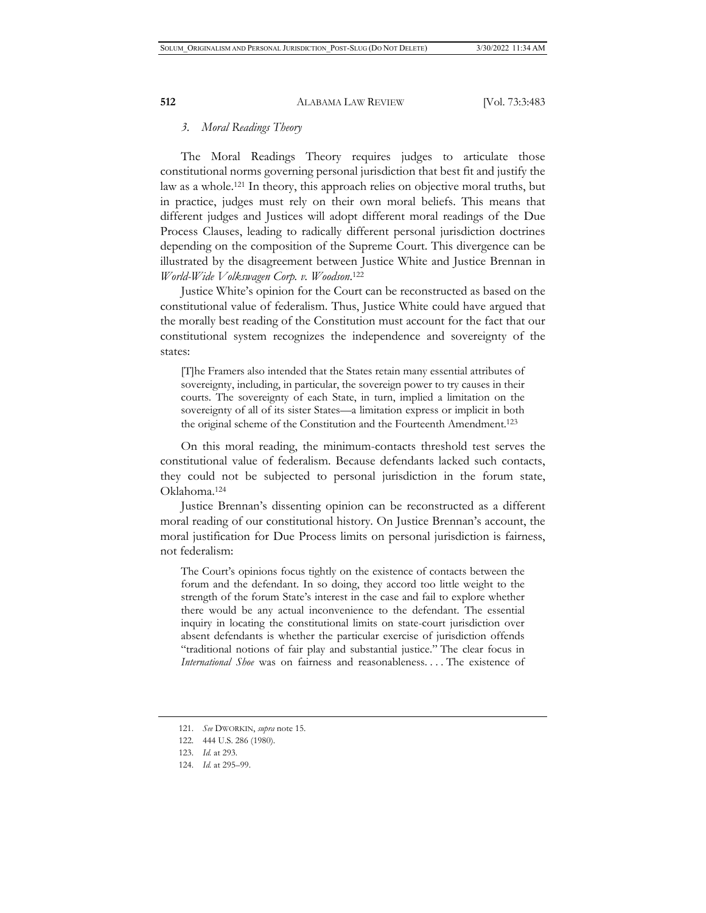### *3. Moral Readings Theory*

The Moral Readings Theory requires judges to articulate those constitutional norms governing personal jurisdiction that best fit and justify the law as a whole.[121] In theory, this approach relies on objective moral truths, but in practice, judges must rely on their own moral beliefs. This means that different judges and Justices will adopt different moral readings of the Due Process Clauses, leading to radically different personal jurisdiction doctrines depending on the composition of the Supreme Court. This divergence can be illustrated by the disagreement between Justice White and Justice Brennan in *World-Wide Volkswagen Corp. v. Woodson*.[122]

Justice White's opinion for the Court can be reconstructed as based on the constitutional value of federalism. Thus, Justice White could have argued that the morally best reading of the Constitution must account for the fact that our constitutional system recognizes the independence and sovereignty of the states:

> [T]he Framers also intended that the States retain many essential attributes of sovereignty, including, in particular, the sovereign power to try causes in their courts. The sovereignty of each State, in turn, implied a limitation on the sovereignty of all of its sister States—a limitation express or implicit in both the original scheme of the Constitution and the Fourteenth Amendment.[123]

On this moral reading, the minimum-contacts threshold test serves the constitutional value of federalism. Because defendants lacked such contacts, they could not be subjected to personal jurisdiction in the forum state, Oklahoma.[124]

Justice Brennan's dissenting opinion can be reconstructed as a different moral reading of our constitutional history. On Justice Brennan's account, the moral justification for Due Process limits on personal jurisdiction is fairness, not federalism:

> The Court's opinions focus tightly on the existence of contacts between the forum and the defendant. In so doing, they accord too little weight to the strength of the forum State's interest in the case and fail to explore whether there would be any actual inconvenience to the defendant. The essential inquiry in locating the constitutional limits on state-court jurisdiction over absent defendants is whether the particular exercise of jurisdiction offends "traditional notions of fair play and substantial justice." The clear focus in *International Shoe* was on fairness and reasonableness. . . . The existence of

---

121. *See* DWORKIN, *supra* note 15.

122. 444 U.S. 286 (1980).

123. *Id.* at 293.

124. *Id.* at 295–99.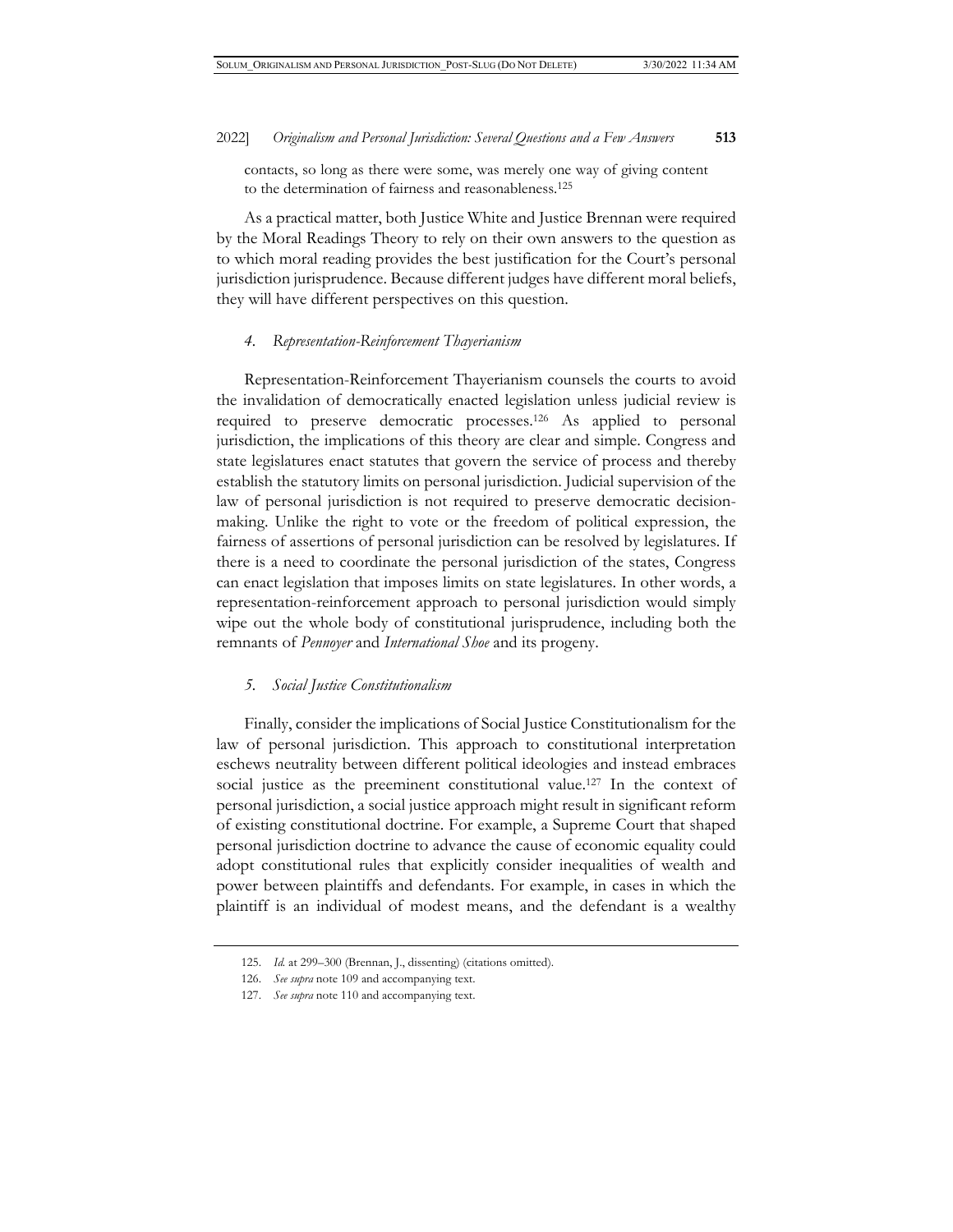contacts, so long as there were some, was merely one way of giving content to the determination of fairness and reasonableness.[125]

As a practical matter, both Justice White and Justice Brennan were required by the Moral Readings Theory to rely on their own answers to the question as to which moral reading provides the best justification for the Court's personal jurisdiction jurisprudence. Because different judges have different moral beliefs, they will have different perspectives on this question.

#### *4. Representation-Reinforcement Thayerianism*

Representation-Reinforcement Thayerianism counsels the courts to avoid the invalidation of democratically enacted legislation unless judicial review is required to preserve democratic processes.[126] As applied to personal jurisdiction, the implications of this theory are clear and simple. Congress and state legislatures enact statutes that govern the service of process and thereby establish the statutory limits on personal jurisdiction. Judicial supervision of the law of personal jurisdiction is not required to preserve democratic decision-making. Unlike the right to vote or the freedom of political expression, the fairness of assertions of personal jurisdiction can be resolved by legislatures. If there is a need to coordinate the personal jurisdiction of the states, Congress can enact legislation that imposes limits on state legislatures. In other words, a representation-reinforcement approach to personal jurisdiction would simply wipe out the whole body of constitutional jurisprudence, including both the remnants of *Pennoyer* and *International Shoe* and its progeny.

#### *5. Social Justice Constitutionalism*

Finally, consider the implications of Social Justice Constitutionalism for the law of personal jurisdiction. This approach to constitutional interpretation eschews neutrality between different political ideologies and instead embraces social justice as the preeminent constitutional value.[127] In the context of personal jurisdiction, a social justice approach might result in significant reform of existing constitutional doctrine. For example, a Supreme Court that shaped personal jurisdiction doctrine to advance the cause of economic equality could adopt constitutional rules that explicitly consider inequalities of wealth and power between plaintiffs and defendants. For example, in cases in which the plaintiff is an individual of modest means, and the defendant is a wealthy

---

125. *Id.* at 299–300 (Brennan, J., dissenting) (citations omitted).

126. *See supra* note 109 and accompanying text.

127. *See supra* note 110 and accompanying text.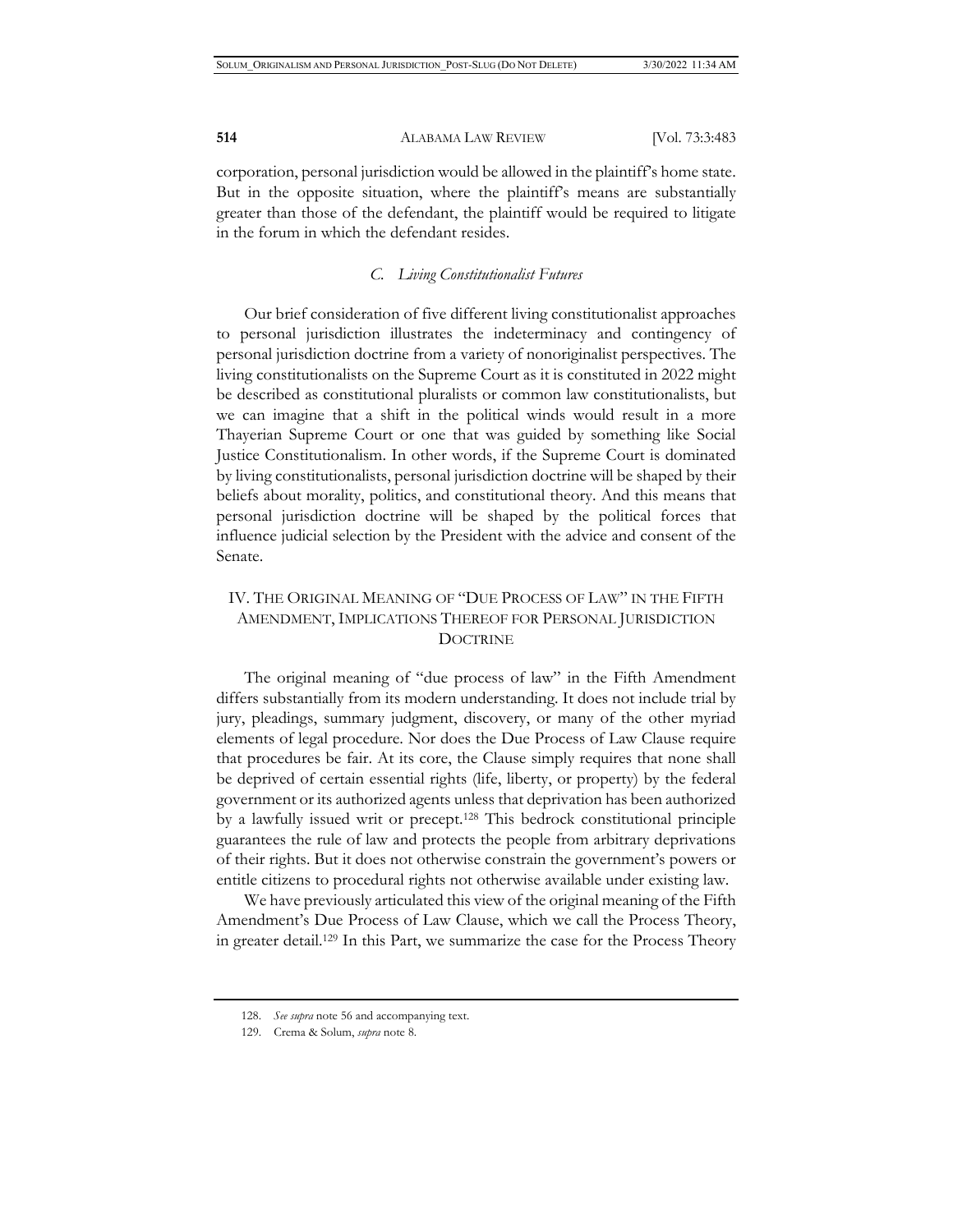corporation, personal jurisdiction would be allowed in the plaintiff's home state. But in the opposite situation, where the plaintiff's means are substantially greater than those of the defendant, the plaintiff would be required to litigate in the forum in which the defendant resides.

### *C. Living Constitutionalist Futures*

Our brief consideration of five different living constitutionalist approaches to personal jurisdiction illustrates the indeterminacy and contingency of personal jurisdiction doctrine from a variety of nonoriginalist perspectives. The living constitutionalists on the Supreme Court as it is constituted in 2022 might be described as constitutional pluralists or common law constitutionalists, but we can imagine that a shift in the political winds would result in a more Thayerian Supreme Court or one that was guided by something like Social Justice Constitutionalism. In other words, if the Supreme Court is dominated by living constitutionalists, personal jurisdiction doctrine will be shaped by their beliefs about morality, politics, and constitutional theory. And this means that personal jurisdiction doctrine will be shaped by the political forces that influence judicial selection by the President with the advice and consent of the Senate.

## IV. THE ORIGINAL MEANING OF "DUE PROCESS OF LAW" IN THE FIFTH AMENDMENT, IMPLICATIONS THEREOF FOR PERSONAL JURISDICTION DOCTRINE

The original meaning of "due process of law" in the Fifth Amendment differs substantially from its modern understanding. It does not include trial by jury, pleadings, summary judgment, discovery, or many of the other myriad elements of legal procedure. Nor does the Due Process of Law Clause require that procedures be fair. At its core, the Clause simply requires that none shall be deprived of certain essential rights (life, liberty, or property) by the federal government or its authorized agents unless that deprivation has been authorized by a lawfully issued writ or precept.[128] This bedrock constitutional principle guarantees the rule of law and protects the people from arbitrary deprivations of their rights. But it does not otherwise constrain the government's powers or entitle citizens to procedural rights not otherwise available under existing law.

We have previously articulated this view of the original meaning of the Fifth Amendment's Due Process of Law Clause, which we call the Process Theory, in greater detail.[129] In this Part, we summarize the case for the Process Theory

---

128. *See supra* note 56 and accompanying text.

129. Crema & Solum, *supra* note 8.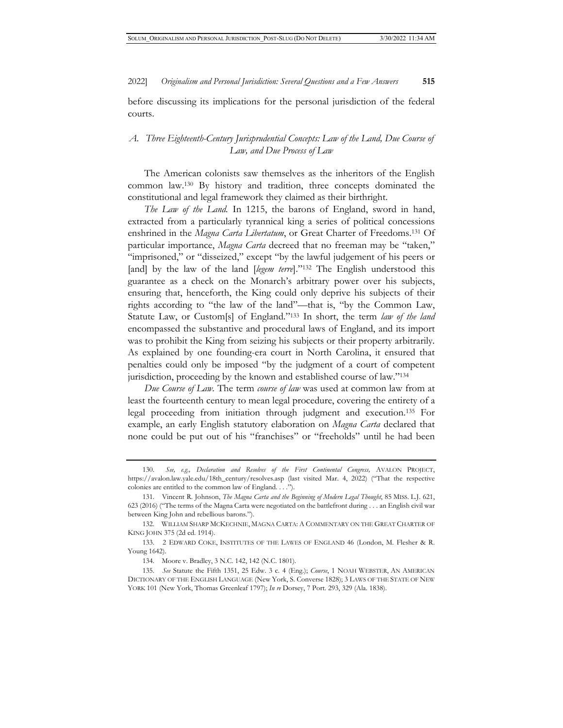before discussing its implications for the personal jurisdiction of the federal courts.

### *A. Three Eighteenth-Century Jurisprudential Concepts: Law of the Land, Due Course of Law, and Due Process of Law*

The American colonists saw themselves as the inheritors of the English common law.[130] By history and tradition, three concepts dominated the constitutional and legal framework they claimed as their birthright.

*The Law of the Land.* In 1215, the barons of England, sword in hand, extracted from a particularly tyrannical king a series of political concessions enshrined in the *Magna Carta Libertatum*, or Great Charter of Freedoms.[131] Of particular importance, *Magna Carta* decreed that no freeman may be "taken," "imprisoned," or "disseized," except "by the lawful judgement of his peers or [and] by the law of the land [*legem terre*]."[132] The English understood this guarantee as a check on the Monarch's arbitrary power over his subjects, ensuring that, henceforth, the King could only deprive his subjects of their rights according to "the law of the land"—that is, "by the Common Law, Statute Law, or Custom[s] of England."[133] In short, the term *law of the land* encompassed the substantive and procedural laws of England, and its import was to prohibit the King from seizing his subjects or their property arbitrarily. As explained by one founding-era court in North Carolina, it ensured that penalties could only be imposed "by the judgment of a court of competent jurisdiction, proceeding by the known and established course of law."[134]

*Due Course of Law.* The term *course of law* was used at common law from at least the fourteenth century to mean legal procedure, covering the entirety of a legal proceeding from initiation through judgment and execution.[135] For example, an early English statutory elaboration on *Magna Carta* declared that none could be put out of his "franchises" or "freeholds" until he had been

---

130. *See, e.g., Declaration and Resolves of the First Continental Congress,* AVALON PROJECT, https://avalon.law.yale.edu/18th_century/resolves.asp (last visited Mar. 4, 2022) ("That the respective colonies are entitled to the common law of England. . . .").

131. Vincent R. Johnson, *The Magna Carta and the Beginning of Modern Legal Thought*, 85 MISS. L.J. 621, 623 (2016) ("The terms of the Magna Carta were negotiated on the battlefront during . . . an English civil war between King John and rebellious barons.").

132. WILLIAM SHARP MCKECHNIE, MAGNA CARTA: A COMMENTARY ON THE GREAT CHARTER OF KING JOHN 375 (2d ed. 1914).

133. 2 EDWARD COKE, INSTITUTES OF THE LAWES OF ENGLAND 46 (London, M. Flesher & R. Young 1642).

134. Moore v. Bradley, 3 N.C. 142, 142 (N.C. 1801).

135. *See* Statute the Fifth 1351, 25 Edw. 3 c. 4 (Eng.); *Course*, 1 NOAH WEBSTER, AN AMERICAN DICTIONARY OF THE ENGLISH LANGUAGE (New York, S. Converse 1828); 3 LAWS OF THE STATE OF NEW YORK 101 (New York, Thomas Greenleaf 1797); *In re* Dorsey, 7 Port. 293, 329 (Ala. 1838).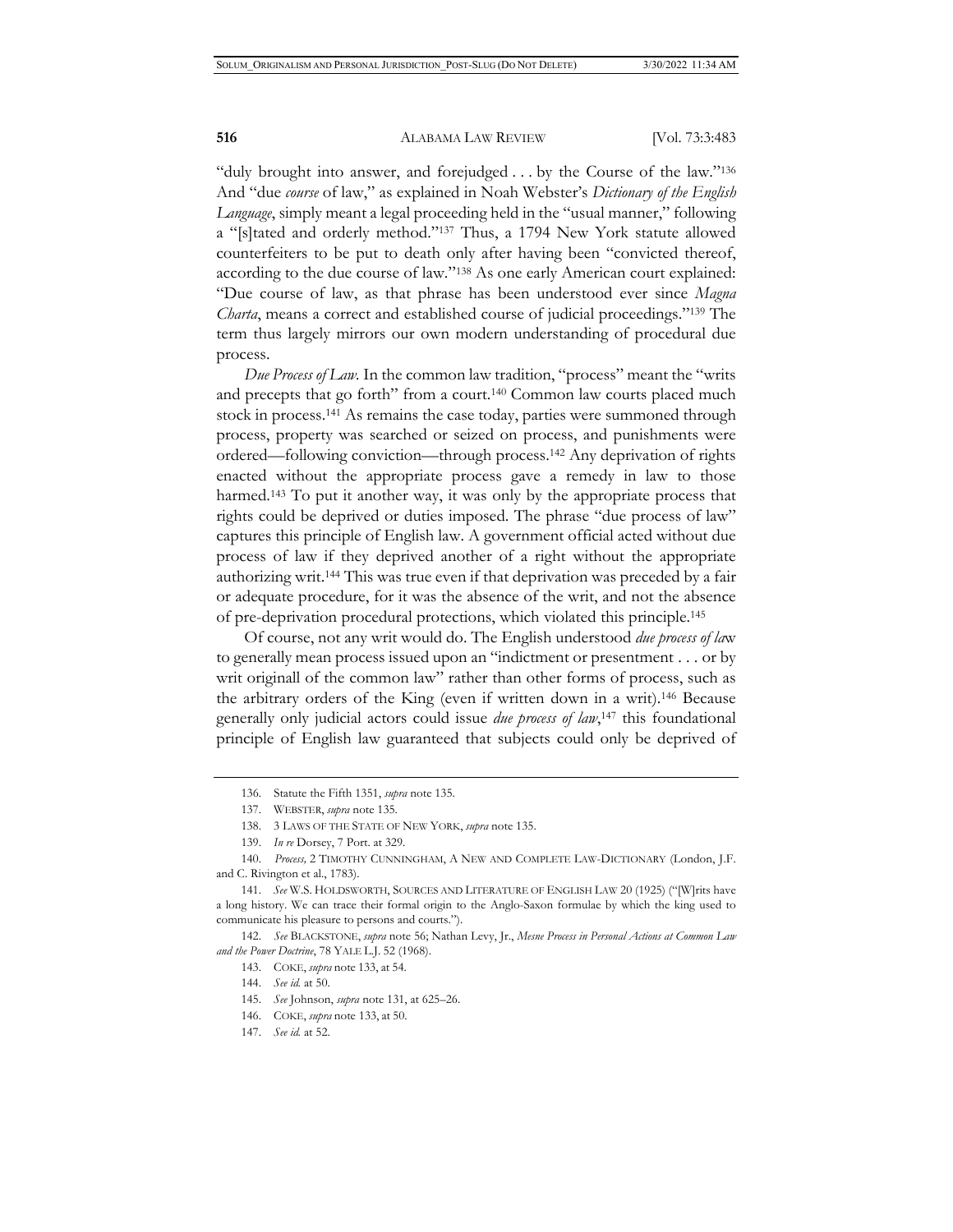"duly brought into answer, and forejudged . . . by the Course of the law."[136] And "due *course* of law," as explained in Noah Webster's *Dictionary of the English Language*, simply meant a legal proceeding held in the "usual manner," following a "[s]tated and orderly method."[137] Thus, a 1794 New York statute allowed counterfeiters to be put to death only after having been "convicted thereof, according to the due course of law."[138] As one early American court explained: "Due course of law, as that phrase has been understood ever since *Magna Charta*, means a correct and established course of judicial proceedings."[139] The term thus largely mirrors our own modern understanding of procedural due process.

*Due Process of Law*. In the common law tradition, "process" meant the "writs and precepts that go forth" from a court.[140] Common law courts placed much stock in process.[141] As remains the case today, parties were summoned through process, property was searched or seized on process, and punishments were ordered—following conviction—through process.[142] Any deprivation of rights enacted without the appropriate process gave a remedy in law to those harmed.[143] To put it another way, it was only by the appropriate process that rights could be deprived or duties imposed. The phrase "due process of law" captures this principle of English law. A government official acted without due process of law if they deprived another of a right without the appropriate authorizing writ.[144] This was true even if that deprivation was preceded by a fair or adequate procedure, for it was the absence of the writ, and not the absence of pre-deprivation procedural protections, which violated this principle.[145]

Of course, not any writ would do. The English understood *due process of law* to generally mean process issued upon an "indictment or presentment . . . or by writ originall of the common law" rather than other forms of process, such as the arbitrary orders of the King (even if written down in a writ).[146] Because generally only judicial actors could issue *due process of law*,[147] this foundational principle of English law guaranteed that subjects could only be deprived of

---

136. Statute the Fifth 1351, *supra* note 135.

137. WEBSTER, *supra* note 135.

138. 3 LAWS OF THE STATE OF NEW YORK, *supra* note 135.

139. *In re* Dorsey, 7 Port. at 329.

140. *Process,* 2 TIMOTHY CUNNINGHAM, A NEW AND COMPLETE LAW-DICTIONARY (London, J.F. and C. Rivington et al., 1783).

141. *See* W.S. HOLDSWORTH, SOURCES AND LITERATURE OF ENGLISH LAW 20 (1925) ("[W]rits have a long history. We can trace their formal origin to the Anglo-Saxon formulae by which the king used to communicate his pleasure to persons and courts.").

142. *See* BLACKSTONE, *supra* note 56; Nathan Levy, Jr., *Mesne Process in Personal Actions at Common Law and the Power Doctrine*, 78 YALE L.J. 52 (1968).

143. COKE, *supra* note 133, at 54.

144. *See id.* at 50.

145. *See* Johnson, *supra* note 131, at 625–26.

146. COKE, *supra* note 133, at 50.

147. *See id.* at 52.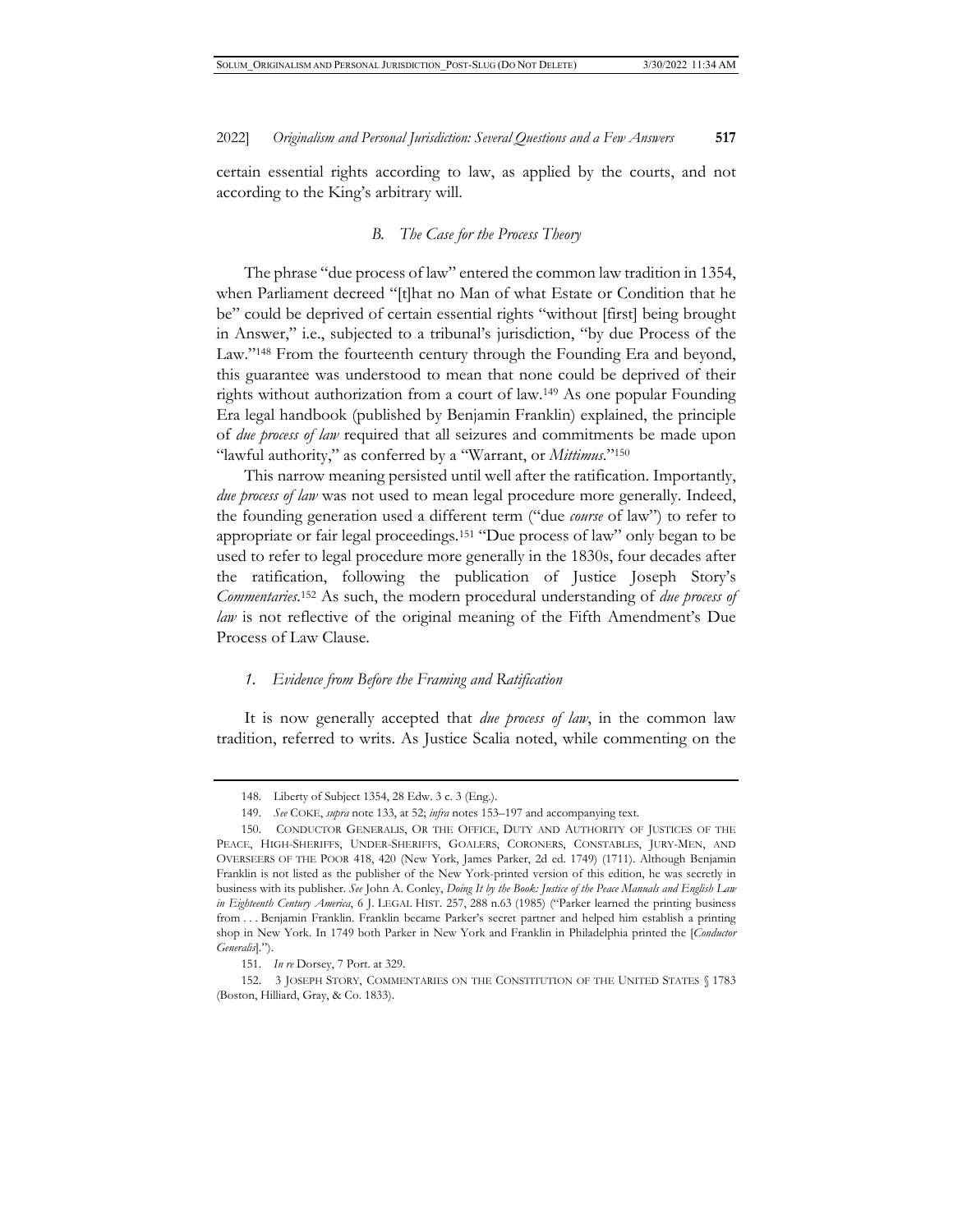certain essential rights according to law, as applied by the courts, and not according to the King's arbitrary will.

### *B. The Case for the Process Theory*

The phrase "due process of law" entered the common law tradition in 1354, when Parliament decreed "[t]hat no Man of what Estate or Condition that he be" could be deprived of certain essential rights "without [first] being brought in Answer," i.e., subjected to a tribunal's jurisdiction, "by due Process of the Law."[148] From the fourteenth century through the Founding Era and beyond, this guarantee was understood to mean that none could be deprived of their rights without authorization from a court of law.[149] As one popular Founding Era legal handbook (published by Benjamin Franklin) explained, the principle of *due process of law* required that all seizures and commitments be made upon "lawful authority," as conferred by a "Warrant, or *Mittimus*."[150]

This narrow meaning persisted until well after the ratification. Importantly, *due process of law* was not used to mean legal procedure more generally. Indeed, the founding generation used a different term ("due *course* of law") to refer to appropriate or fair legal proceedings.[151] "Due process of law" only began to be used to refer to legal procedure more generally in the 1830s, four decades after the ratification, following the publication of Justice Joseph Story's *Commentaries*.[152] As such, the modern procedural understanding of *due process of law* is not reflective of the original meaning of the Fifth Amendment's Due Process of Law Clause.

#### *1. Evidence from Before the Framing and Ratification*

It is now generally accepted that *due process of law*, in the common law tradition, referred to writs. As Justice Scalia noted, while commenting on the

---

148. Liberty of Subject 1354, 28 Edw. 3 c. 3 (Eng.).

149. *See* COKE, *supra* note 133, at 52; *infra* notes 153–197 and accompanying text.

150. CONDUCTOR GENERALIS, OR THE OFFICE, DUTY AND AUTHORITY OF JUSTICES OF THE PEACE, HIGH-SHERIFFS, UNDER-SHERIFFS, GOALERS, CORONERS, CONSTABLES, JURY-MEN, AND OVERSEERS OF THE POOR 418, 420 (New York, James Parker, 2d ed. 1749) (1711). Although Benjamin Franklin is not listed as the publisher of the New York-printed version of this edition, he was secretly in business with its publisher. *See* John A. Conley, *Doing It by the Book: Justice of the Peace Manuals and English Law in Eighteenth Century America*, 6 J. LEGAL HIST. 257, 288 n.63 (1985) ("Parker learned the printing business from . . . Benjamin Franklin. Franklin became Parker's secret partner and helped him establish a printing shop in New York. In 1749 both Parker in New York and Franklin in Philadelphia printed the [*Conductor Generalis*].").

151. *In re* Dorsey, 7 Port. at 329.

152. 3 JOSEPH STORY, COMMENTARIES ON THE CONSTITUTION OF THE UNITED STATES § 1783 (Boston, Hilliard, Gray, & Co. 1833).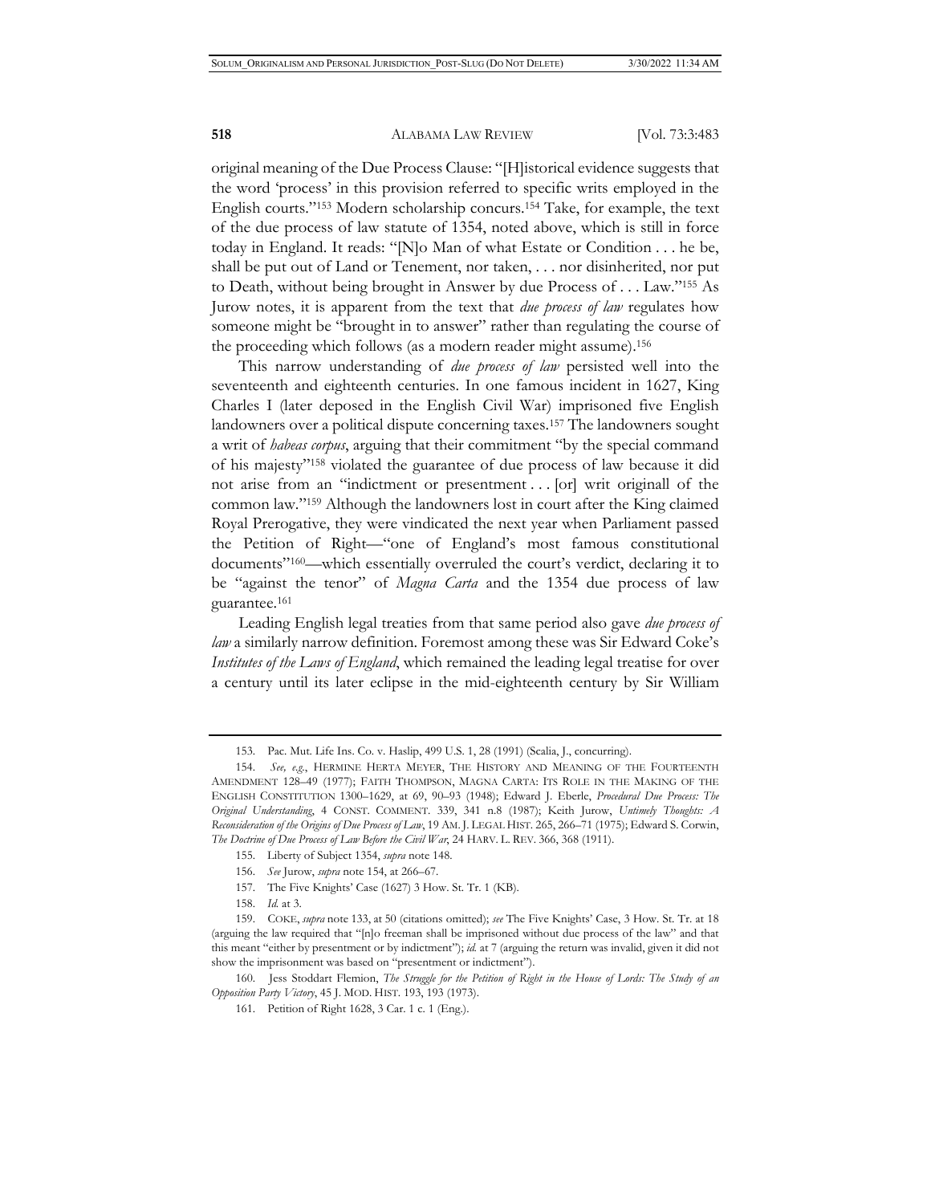original meaning of the Due Process Clause: "[H]istorical evidence suggests that the word 'process' in this provision referred to specific writs employed in the English courts."[153] Modern scholarship concurs.[154] Take, for example, the text of the due process of law statute of 1354, noted above, which is still in force today in England. It reads: "[N]o Man of what Estate or Condition . . . he be, shall be put out of Land or Tenement, nor taken, . . . nor disinherited, nor put to Death, without being brought in Answer by due Process of . . . Law."[155] As Jurow notes, it is apparent from the text that *due process of law* regulates how someone might be "brought in to answer" rather than regulating the course of the proceeding which follows (as a modern reader might assume).[156]

This narrow understanding of *due process of law* persisted well into the seventeenth and eighteenth centuries. In one famous incident in 1627, King Charles I (later deposed in the English Civil War) imprisoned five English landowners over a political dispute concerning taxes.[157] The landowners sought a writ of *habeas corpus*, arguing that their commitment "by the special command of his majesty"[158] violated the guarantee of due process of law because it did not arise from an "indictment or presentment . . . [or] writ originall of the common law."[159] Although the landowners lost in court after the King claimed Royal Prerogative, they were vindicated the next year when Parliament passed the Petition of Right—"one of England's most famous constitutional documents"[160]—which essentially overruled the court's verdict, declaring it to be "against the tenor" of *Magna Carta* and the 1354 due process of law guarantee.[161]

Leading English legal treaties from that same period also gave *due process of law* a similarly narrow definition. Foremost among these was Sir Edward Coke's *Institutes of the Laws of England*, which remained the leading legal treatise for over a century until its later eclipse in the mid-eighteenth century by Sir William

---

153. Pac. Mut. Life Ins. Co. v. Haslip, 499 U.S. 1, 28 (1991) (Scalia, J., concurring).

154. *See, e.g.*, HERMINE HERTA MEYER, THE HISTORY AND MEANING OF THE FOURTEENTH AMENDMENT 128–49 (1977); FAITH THOMPSON, MAGNA CARTA: ITS ROLE IN THE MAKING OF THE ENGLISH CONSTITUTION 1300–1629, at 69, 90–93 (1948); Edward J. Eberle, *Procedural Due Process: The Original Understanding*, 4 CONST. COMMENT. 339, 341 n.8 (1987); Keith Jurow, *Untimely Thoughts: A Reconsideration of the Origins of Due Process of Law*, 19 AM. J. LEGAL HIST. 265, 266–71 (1975); Edward S. Corwin, *The Doctrine of Due Process of Law Before the Civil War*, 24 HARV. L. REV. 366, 368 (1911).

155. Liberty of Subject 1354, *supra* note 148.

156. *See* Jurow, *supra* note 154, at 266–67.

157. The Five Knights' Case (1627) 3 How. St. Tr. 1 (KB).

158. *Id.* at 3.

159. COKE, *supra* note 133, at 50 (citations omitted); *see* The Five Knights' Case, 3 How. St. Tr. at 18 (arguing the law required that "[n]o freeman shall be imprisoned without due process of the law" and that this meant "either by presentment or by indictment"); *id.* at 7 (arguing the return was invalid, given it did not show the imprisonment was based on "presentment or indictment").

160. Jess Stoddart Flemion, *The Struggle for the Petition of Right in the House of Lords: The Study of an Opposition Party Victory*, 45 J. MOD. HIST. 193, 193 (1973).

161. Petition of Right 1628, 3 Car. 1 c. 1 (Eng.).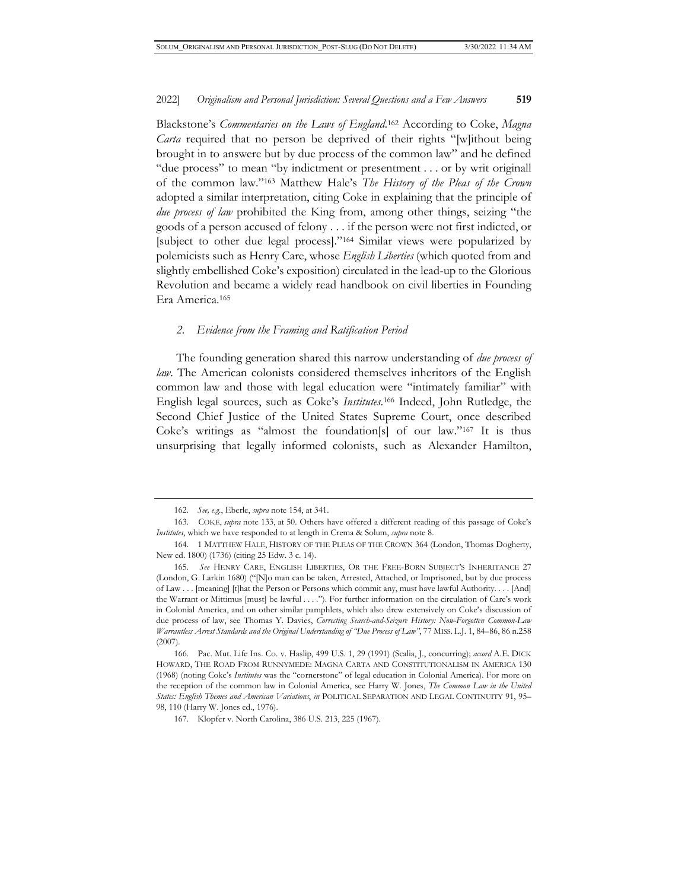Blackstone's *Commentaries on the Laws of England*.[162] According to Coke, *Magna Carta* required that no person be deprived of their rights "[w]ithout being brought in to answere but by due process of the common law" and he defined "due process" to mean "by indictment or presentment . . . or by writ originall of the common law."[163] Matthew Hale's *The History of the Pleas of the Crown* adopted a similar interpretation, citing Coke in explaining that the principle of *due process of law* prohibited the King from, among other things, seizing "the goods of a person accused of felony . . . if the person were not first indicted, or [subject to other due legal process]."[164] Similar views were popularized by polemicists such as Henry Care, whose *English Liberties* (which quoted from and slightly embellished Coke's exposition) circulated in the lead-up to the Glorious Revolution and became a widely read handbook on civil liberties in Founding Era America.[165]

### *2. Evidence from the Framing and Ratification Period*

The founding generation shared this narrow understanding of *due process of law*. The American colonists considered themselves inheritors of the English common law and those with legal education were "intimately familiar" with English legal sources, such as Coke's *Institutes*.[166] Indeed, John Rutledge, the Second Chief Justice of the United States Supreme Court, once described Coke's writings as "almost the foundation[s] of our law."[167] It is thus unsurprising that legally informed colonists, such as Alexander Hamilton,

---

162. *See, e.g.*, Eberle, *supra* note 154, at 341.

163. COKE, *supra* note 133, at 50. Others have offered a different reading of this passage of Coke's *Institutes*, which we have responded to at length in Crema & Solum, *supra* note 8.

164. 1 MATTHEW HALE, HISTORY OF THE PLEAS OF THE CROWN 364 (London, Thomas Dogherty, New ed. 1800) (1736) (citing 25 Edw. 3 c. 14).

165. *See* HENRY CARE, ENGLISH LIBERTIES, OR THE FREE-BORN SUBJECT'S INHERITANCE 27 (London, G. Larkin 1680) ("[N]o man can be taken, Arrested, Attached, or Imprisoned, but by due process of Law . . . [meaning] [t]hat the Person or Persons which commit any, must have lawful Authority. . . . [And] the Warrant or Mittimus [must] be lawful . . . ."). For further information on the circulation of Care's work in Colonial America, and on other similar pamphlets, which also drew extensively on Coke's discussion of due process of law, see Thomas Y. Davies, *Correcting Search-and-Seizure History: Now-Forgotten Common-Law Warrantless Arrest Standards and the Original Understanding of "Due Process of Law"*, 77 MISS. L.J. 1, 84–86, 86 n.258 (2007).

166. Pac. Mut. Life Ins. Co. v. Haslip, 499 U.S. 1, 29 (1991) (Scalia, J., concurring); *accord* A.E. DICK HOWARD, THE ROAD FROM RUNNYMEDE: MAGNA CARTA AND CONSTITUTIONALISM IN AMERICA 130 (1968) (noting Coke's *Institutes* was the "cornerstone" of legal education in Colonial America). For more on the reception of the common law in Colonial America, see Harry W. Jones, *The Common Law in the United States: English Themes and American Variations*, *in* POLITICAL SEPARATION AND LEGAL CONTINUITY 91, 95–98, 110 (Harry W. Jones ed., 1976).

167. Klopfer v. North Carolina, 386 U.S. 213, 225 (1967).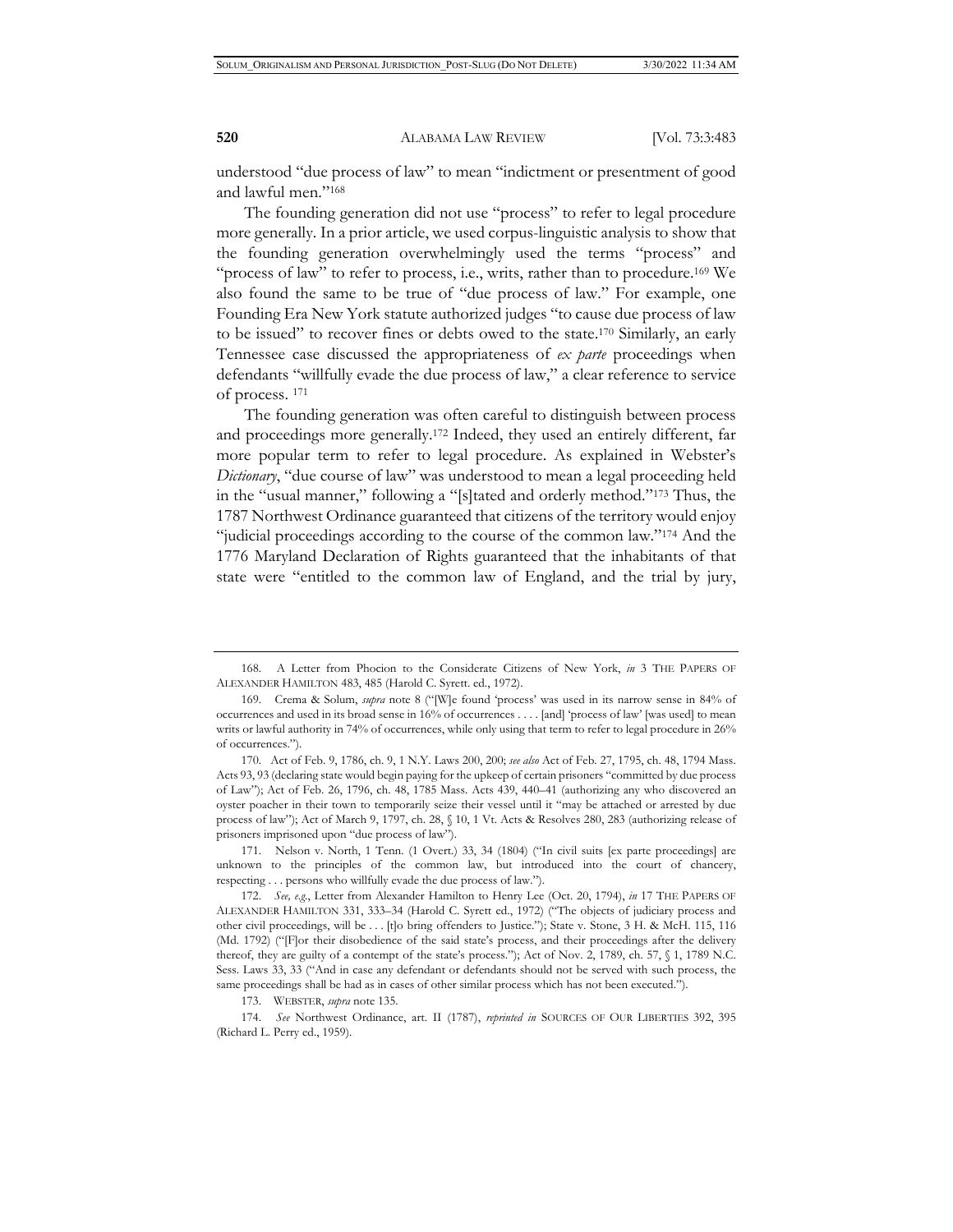understood "due process of law" to mean "indictment or presentment of good and lawful men."[168]

The founding generation did not use "process" to refer to legal procedure more generally. In a prior article, we used corpus-linguistic analysis to show that the founding generation overwhelmingly used the terms "process" and "process of law" to refer to process, i.e., writs, rather than to procedure.[169] We also found the same to be true of "due process of law." For example, one Founding Era New York statute authorized judges "to cause due process of law to be issued" to recover fines or debts owed to the state.[170] Similarly, an early Tennessee case discussed the appropriateness of *ex parte* proceedings when defendants "willfully evade the due process of law," a clear reference to service of process. [171]

The founding generation was often careful to distinguish between process and proceedings more generally.[172] Indeed, they used an entirely different, far more popular term to refer to legal procedure. As explained in Webster's *Dictionary*, "due course of law" was understood to mean a legal proceeding held in the "usual manner," following a "[s]tated and orderly method."[173] Thus, the 1787 Northwest Ordinance guaranteed that citizens of the territory would enjoy "judicial proceedings according to the course of the common law."[174] And the 1776 Maryland Declaration of Rights guaranteed that the inhabitants of that state were "entitled to the common law of England, and the trial by jury,

---

168. A Letter from Phocion to the Considerate Citizens of New York, *in* 3 THE PAPERS OF ALEXANDER HAMILTON 483, 485 (Harold C. Syrett. ed., 1972).

169. Crema & Solum, *supra* note 8 ("[W]e found 'process' was used in its narrow sense in 84% of occurrences and used in its broad sense in 16% of occurrences . . . . [and] 'process of law' [was used] to mean writs or lawful authority in 74% of occurrences, while only using that term to refer to legal procedure in 26% of occurrences.").

170. Act of Feb. 9, 1786, ch. 9, 1 N.Y. Laws 200, 200; *see also* Act of Feb. 27, 1795, ch. 48, 1794 Mass. Acts 93, 93 (declaring state would begin paying for the upkeep of certain prisoners "committed by due process of Law"); Act of Feb. 26, 1796, ch. 48, 1785 Mass. Acts 439, 440–41 (authorizing any who discovered an oyster poacher in their town to temporarily seize their vessel until it "may be attached or arrested by due process of law"); Act of March 9, 1797, ch. 28, § 10, 1 Vt. Acts & Resolves 280, 283 (authorizing release of prisoners imprisoned upon "due process of law").

171. Nelson v. North, 1 Tenn. (1 Overt.) 33, 34 (1804) ("In civil suits [ex parte proceedings] are unknown to the principles of the common law, but introduced into the court of chancery, respecting . . . persons who willfully evade the due process of law.").

172. *See, e.g.*, Letter from Alexander Hamilton to Henry Lee (Oct. 20, 1794), *in* 17 THE PAPERS OF ALEXANDER HAMILTON 331, 333–34 (Harold C. Syrett ed., 1972) ("The objects of judiciary process and other civil proceedings, will be . . . [t]o bring offenders to Justice."); State v. Stone, 3 H. & McH. 115, 116 (Md. 1792) ("[F]or their disobedience of the said state's process, and their proceedings after the delivery thereof, they are guilty of a contempt of the state's process."); Act of Nov. 2, 1789, ch. 57, § 1, 1789 N.C. Sess. Laws 33, 33 ("And in case any defendant or defendants should not be served with such process, the same proceedings shall be had as in cases of other similar process which has not been executed.").

173. WEBSTER, *supra* note 135.

174. *See* Northwest Ordinance, art. II (1787), *reprinted in* SOURCES OF OUR LIBERTIES 392, 395 (Richard L. Perry ed., 1959).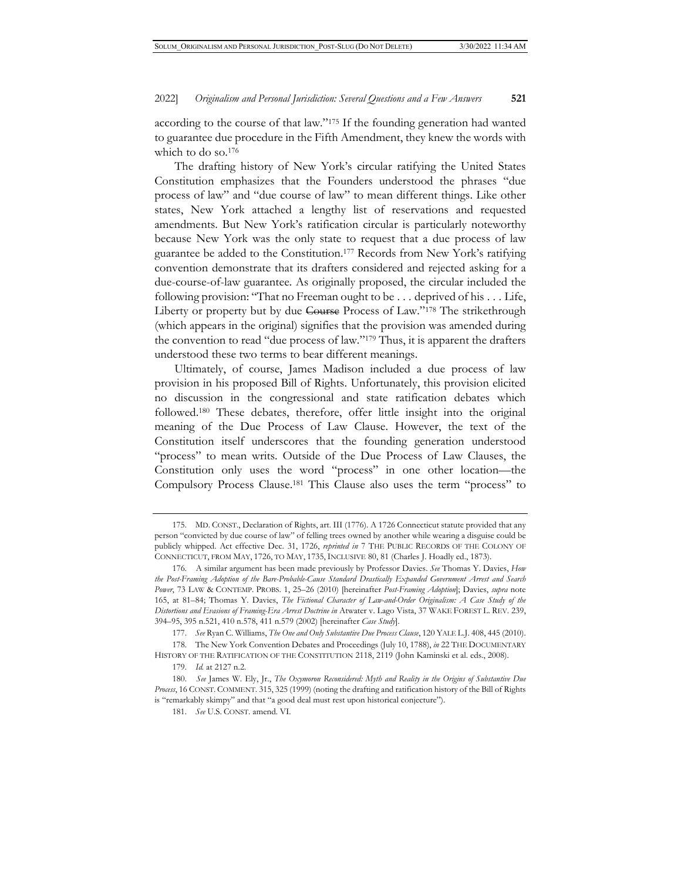according to the course of that law."[175] If the founding generation had wanted to guarantee due procedure in the Fifth Amendment, they knew the words with which to do so.[176]

The drafting history of New York's circular ratifying the United States Constitution emphasizes that the Founders understood the phrases "due process of law" and "due course of law" to mean different things. Like other states, New York attached a lengthy list of reservations and requested amendments. But New York's ratification circular is particularly noteworthy because New York was the only state to request that a due process of law guarantee be added to the Constitution.[177] Records from New York's ratifying convention demonstrate that its drafters considered and rejected asking for a due-course-of-law guarantee. As originally proposed, the circular included the following provision: "That no Freeman ought to be . . . deprived of his . . . Life, Liberty or property but by due ~~Course~~ Process of Law."[178] The strikethrough (which appears in the original) signifies that the provision was amended during the convention to read "due process of law."[179] Thus, it is apparent the drafters understood these two terms to bear different meanings.

Ultimately, of course, James Madison included a due process of law provision in his proposed Bill of Rights. Unfortunately, this provision elicited no discussion in the congressional and state ratification debates which followed.[180] These debates, therefore, offer little insight into the original meaning of the Due Process of Law Clause. However, the text of the Constitution itself underscores that the founding generation understood "process" to mean writs. Outside of the Due Process of Law Clauses, the Constitution only uses the word "process" in one other location—the Compulsory Process Clause.[181] This Clause also uses the term "process" to

---

175. MD. CONST., Declaration of Rights, art. III (1776). A 1726 Connecticut statute provided that any person "convicted by due course of law" of felling trees owned by another while wearing a disguise could be publicly whipped. Act effective Dec. 31, 1726, *reprinted in* 7 THE PUBLIC RECORDS OF THE COLONY OF CONNECTICUT, FROM MAY, 1726, TO MAY, 1735, INCLUSIVE 80, 81 (Charles J. Hoadly ed., 1873).

176. A similar argument has been made previously by Professor Davies. *See* Thomas Y. Davies, *How the Post-Framing Adoption of the Bare-Probable-Cause Standard Drastically Expanded Government Arrest and Search Power*, 73 LAW & CONTEMP. PROBS. 1, 25–26 (2010) [hereinafter *Post-Framing Adoption*]; Davies, *supra* note 165, at 81–84; Thomas Y. Davies, *The Fictional Character of Law-and-Order Originalism: A Case Study of the Distortions and Evasions of Framing-Era Arrest Doctrine in* Atwater v. Lago Vista, 37 WAKE FOREST L. REV. 239, 394–95, 395 n.521, 410 n.578, 411 n.579 (2002) [hereinafter *Case Study*].

177. *See* Ryan C. Williams, *The One and Only Substantive Due Process Clause*, 120 YALE L.J. 408, 445 (2010).

178. The New York Convention Debates and Proceedings (July 10, 1788), *in* 22 THE DOCUMENTARY HISTORY OF THE RATIFICATION OF THE CONSTITUTION 2118, 2119 (John Kaminski et al. eds., 2008).

179. *Id.* at 2127 n.2.

180. *See* James W. Ely, Jr., *The Oxymoron Reconsidered: Myth and Reality in the Origins of Substantive Due Process*, 16 CONST. COMMENT. 315, 325 (1999) (noting the drafting and ratification history of the Bill of Rights is "remarkably skimpy" and that "a good deal must rest upon historical conjecture").

181. *See* U.S. CONST. amend. VI.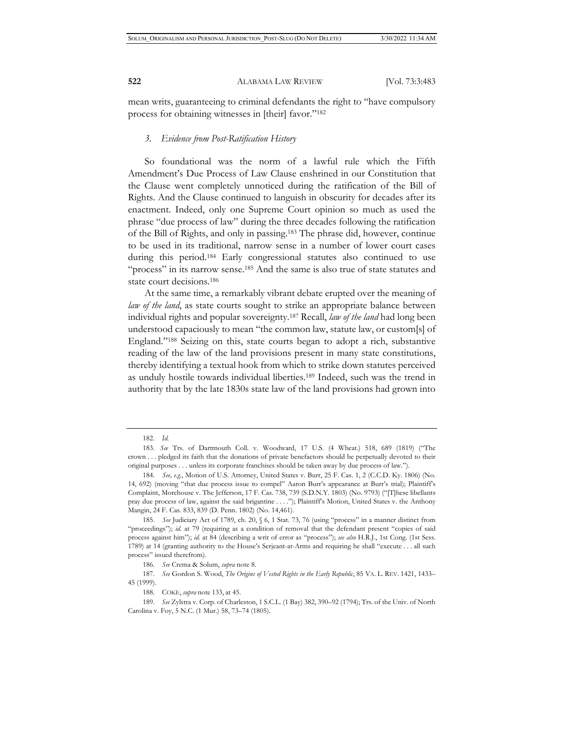mean writs, guaranteeing to criminal defendants the right to "have compulsory process for obtaining witnesses in [their] favor."[182]

### *3. Evidence from Post-Ratification History*

So foundational was the norm of a lawful rule which the Fifth Amendment's Due Process of Law Clause enshrined in our Constitution that the Clause went completely unnoticed during the ratification of the Bill of Rights. And the Clause continued to languish in obscurity for decades after its enactment. Indeed, only one Supreme Court opinion so much as used the phrase "due process of law" during the three decades following the ratification of the Bill of Rights, and only in passing.[183] The phrase did, however, continue to be used in its traditional, narrow sense in a number of lower court cases during this period.[184] Early congressional statutes also continued to use "process" in its narrow sense.[185] And the same is also true of state statutes and state court decisions.[186]

At the same time, a remarkably vibrant debate erupted over the meaning of *law of the land*, as state courts sought to strike an appropriate balance between individual rights and popular sovereignty.[187] Recall, *law of the land* had long been understood capaciously to mean "the common law, statute law, or custom[s] of England."[188] Seizing on this, state courts began to adopt a rich, substantive reading of the law of the land provisions present in many state constitutions, thereby identifying a textual hook from which to strike down statutes perceived as unduly hostile towards individual liberties.[189] Indeed, such was the trend in authority that by the late 1830s state law of the land provisions had grown into

---

182. *Id.*

183. *See* Trs. of Dartmouth Coll. v. Woodward, 17 U.S. (4 Wheat.) 518, 689 (1819) ("The crown . . . pledged its faith that the donations of private benefactors should be perpetually devoted to their original purposes . . . unless its corporate franchises should be taken away by due process of law.").

184. *See, e.g.*, Motion of U.S. Attorney, United States v. Burr, 25 F. Cas. 1, 2 (C.C.D. Ky. 1806) (No. 14, 692) (moving "that due process issue to compel" Aaron Burr's appearance at Burr's trial); Plaintiff's Complaint, Morehouse v. The Jefferson, 17 F. Cas. 738, 739 (S.D.N.Y. 1803) (No. 9793) ("[T]hese libellants pray due process of law, against the said brigantine . . . ."); Plaintiff's Motion, United States v. the Anthony Mangin, 24 F. Cas. 833, 839 (D. Penn. 1802) (No. 14,461).

185. *See* Judiciary Act of 1789, ch. 20, § 6, 1 Stat. 73, 76 (using "process" in a manner distinct from "proceedings"); *id.* at 79 (requiring as a condition of removal that the defendant present "copies of said process against him"); *id.* at 84 (describing a writ of error as "process"); *see also* H.R.J., 1st Cong. (1st Sess. 1789) at 14 (granting authority to the House's Serjeant-at-Arms and requiring he shall "execute . . . all such process" issued therefrom).

186. *See* Crema & Solum, *supra* note 8.

187. *See* Gordon S. Wood, *The Origins of Vested Rights in the Early Republic*, 85 VA. L. REV. 1421, 1433–45 (1999).

188. COKE, *supra* note 133, at 45.

189. *See* Zylstra v. Corp. of Charleston, 1 S.C.L. (1 Bay) 382, 390–92 (1794); Trs. of the Univ. of North Carolina v. Foy, 5 N.C. (1 Mur.) 58, 73–74 (1805).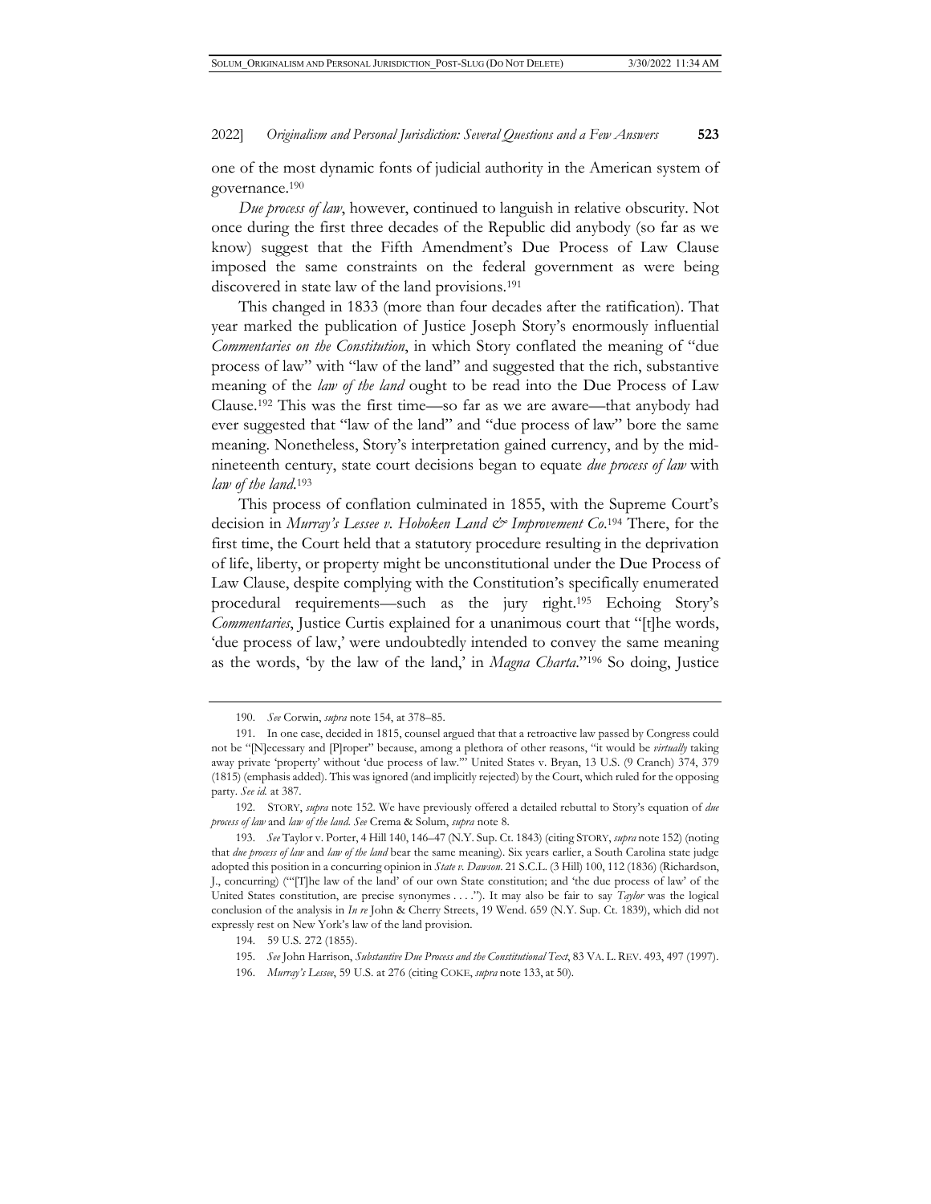one of the most dynamic fonts of judicial authority in the American system of governance.[190]

*Due process of law*, however, continued to languish in relative obscurity. Not once during the first three decades of the Republic did anybody (so far as we know) suggest that the Fifth Amendment's Due Process of Law Clause imposed the same constraints on the federal government as were being discovered in state law of the land provisions.[191]

This changed in 1833 (more than four decades after the ratification). That year marked the publication of Justice Joseph Story's enormously influential *Commentaries on the Constitution*, in which Story conflated the meaning of "due process of law" with "law of the land" and suggested that the rich, substantive meaning of the *law of the land* ought to be read into the Due Process of Law Clause.[192] This was the first time—so far as we are aware—that anybody had ever suggested that "law of the land" and "due process of law" bore the same meaning. Nonetheless, Story's interpretation gained currency, and by the mid-nineteenth century, state court decisions began to equate *due process of law* with *law of the land*.[193]

This process of conflation culminated in 1855, with the Supreme Court's decision in *Murray's Lessee v. Hoboken Land & Improvement Co*.[194] There, for the first time, the Court held that a statutory procedure resulting in the deprivation of life, liberty, or property might be unconstitutional under the Due Process of Law Clause, despite complying with the Constitution's specifically enumerated procedural requirements—such as the jury right.[195] Echoing Story's *Commentaries*, Justice Curtis explained for a unanimous court that "[t]he words, 'due process of law,' were undoubtedly intended to convey the same meaning as the words, 'by the law of the land,' in *Magna Charta*."[196] So doing, Justice

---

190. *See* Corwin, *supra* note 154, at 378–85.

191. In one case, decided in 1815, counsel argued that that a retroactive law passed by Congress could not be "[N]ecessary and [P]roper" because, among a plethora of other reasons, "it would be *virtually* taking away private 'property' without 'due process of law.'" United States v. Bryan, 13 U.S. (9 Cranch) 374, 379 (1815) (emphasis added). This was ignored (and implicitly rejected) by the Court, which ruled for the opposing party. *See id.* at 387.

192. STORY, *supra* note 152. We have previously offered a detailed rebuttal to Story's equation of *due process of law* and *law of the land*. *See* Crema & Solum, *supra* note 8.

193. *See* Taylor v. Porter, 4 Hill 140, 146–47 (N.Y. Sup. Ct. 1843) (citing STORY, *supra* note 152) (noting that *due process of law* and *law of the land* bear the same meaning). Six years earlier, a South Carolina state judge adopted this position in a concurring opinion in *State v. Dawson*. 21 S.C.L. (3 Hill) 100, 112 (1836) (Richardson, J., concurring) ("'[T]he law of the land' of our own State constitution; and 'the due process of law' of the United States constitution, are precise synonymes . . . ."). It may also be fair to say *Taylor* was the logical conclusion of the analysis in *In re* John & Cherry Streets, 19 Wend. 659 (N.Y. Sup. Ct. 1839), which did not expressly rest on New York's law of the land provision.

194. 59 U.S. 272 (1855).

195. *See* John Harrison, *Substantive Due Process and the Constitutional Text*, 83 VA. L. REV. 493, 497 (1997).

196. *Murray's Lessee*, 59 U.S. at 276 (citing COKE, *supra* note 133, at 50).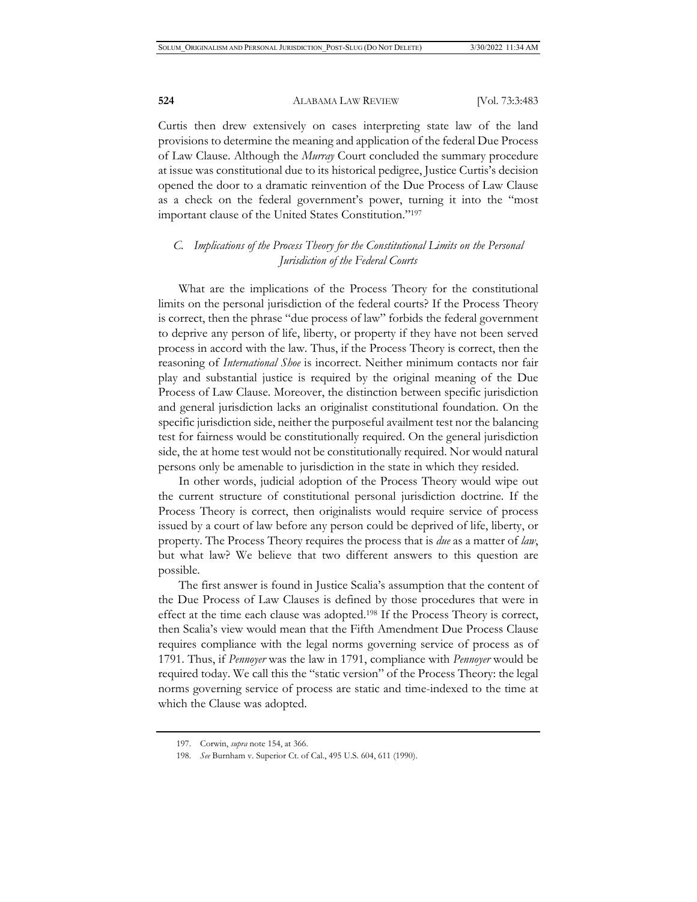Curtis then drew extensively on cases interpreting state law of the land provisions to determine the meaning and application of the federal Due Process of Law Clause. Although the *Murray* Court concluded the summary procedure at issue was constitutional due to its historical pedigree, Justice Curtis's decision opened the door to a dramatic reinvention of the Due Process of Law Clause as a check on the federal government's power, turning it into the "most important clause of the United States Constitution."[197]

### *C. Implications of the Process Theory for the Constitutional Limits on the Personal Jurisdiction of the Federal Courts*

What are the implications of the Process Theory for the constitutional limits on the personal jurisdiction of the federal courts? If the Process Theory is correct, then the phrase "due process of law" forbids the federal government to deprive any person of life, liberty, or property if they have not been served process in accord with the law. Thus, if the Process Theory is correct, then the reasoning of *International Shoe* is incorrect. Neither minimum contacts nor fair play and substantial justice is required by the original meaning of the Due Process of Law Clause. Moreover, the distinction between specific jurisdiction and general jurisdiction lacks an originalist constitutional foundation. On the specific jurisdiction side, neither the purposeful availment test nor the balancing test for fairness would be constitutionally required. On the general jurisdiction side, the at home test would not be constitutionally required. Nor would natural persons only be amenable to jurisdiction in the state in which they resided.

In other words, judicial adoption of the Process Theory would wipe out the current structure of constitutional personal jurisdiction doctrine. If the Process Theory is correct, then originalists would require service of process issued by a court of law before any person could be deprived of life, liberty, or property. The Process Theory requires the process that is *due* as a matter of *law*, but what law? We believe that two different answers to this question are possible.

The first answer is found in Justice Scalia's assumption that the content of the Due Process of Law Clauses is defined by those procedures that were in effect at the time each clause was adopted.[198] If the Process Theory is correct, then Scalia's view would mean that the Fifth Amendment Due Process Clause requires compliance with the legal norms governing service of process as of 1791. Thus, if *Pennoyer* was the law in 1791, compliance with *Pennoyer* would be required today. We call this the "static version" of the Process Theory: the legal norms governing service of process are static and time-indexed to the time at which the Clause was adopted.

---

197. Corwin, *supra* note 154, at 366.

198. *See* Burnham v. Superior Ct. of Cal., 495 U.S. 604, 611 (1990).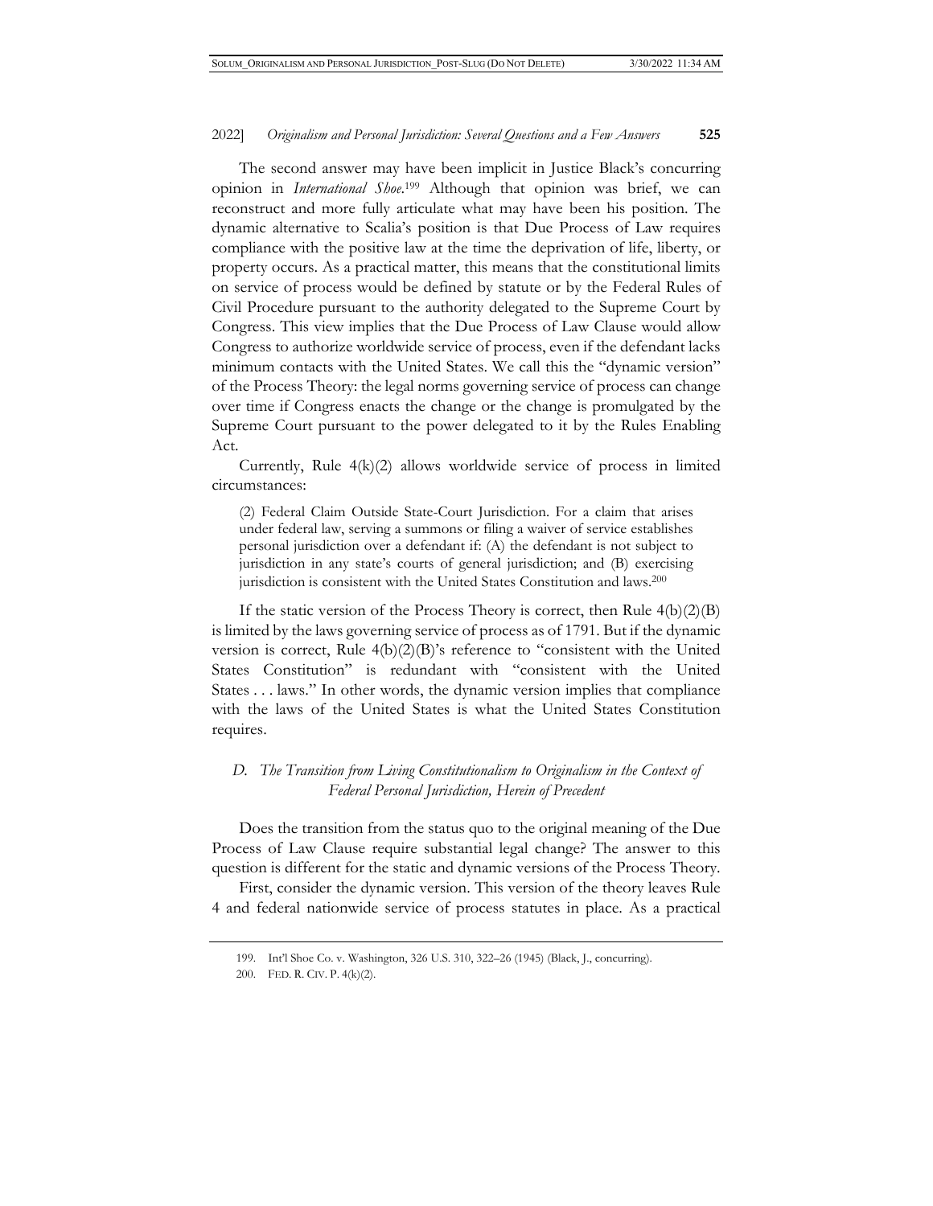The second answer may have been implicit in Justice Black's concurring opinion in *International Shoe*.[199] Although that opinion was brief, we can reconstruct and more fully articulate what may have been his position. The dynamic alternative to Scalia's position is that Due Process of Law requires compliance with the positive law at the time the deprivation of life, liberty, or property occurs. As a practical matter, this means that the constitutional limits on service of process would be defined by statute or by the Federal Rules of Civil Procedure pursuant to the authority delegated to the Supreme Court by Congress. This view implies that the Due Process of Law Clause would allow Congress to authorize worldwide service of process, even if the defendant lacks minimum contacts with the United States. We call this the "dynamic version" of the Process Theory: the legal norms governing service of process can change over time if Congress enacts the change or the change is promulgated by the Supreme Court pursuant to the power delegated to it by the Rules Enabling Act.

Currently, Rule 4(k)(2) allows worldwide service of process in limited circumstances:

> (2) Federal Claim Outside State-Court Jurisdiction. For a claim that arises under federal law, serving a summons or filing a waiver of service establishes personal jurisdiction over a defendant if: (A) the defendant is not subject to jurisdiction in any state's courts of general jurisdiction; and (B) exercising jurisdiction is consistent with the United States Constitution and laws.[200]

If the static version of the Process Theory is correct, then Rule 4(b)(2)(B) is limited by the laws governing service of process as of 1791. But if the dynamic version is correct, Rule 4(b)(2)(B)'s reference to "consistent with the United States Constitution" is redundant with "consistent with the United States . . . laws." In other words, the dynamic version implies that compliance with the laws of the United States is what the United States Constitution requires.

### *D. The Transition from Living Constitutionalism to Originalism in the Context of Federal Personal Jurisdiction, Herein of Precedent*

Does the transition from the status quo to the original meaning of the Due Process of Law Clause require substantial legal change? The answer to this question is different for the static and dynamic versions of the Process Theory.

First, consider the dynamic version. This version of the theory leaves Rule 4 and federal nationwide service of process statutes in place. As a practical

---

199. Int'l Shoe Co. v. Washington, 326 U.S. 310, 322–26 (1945) (Black, J., concurring).

200. FED. R. CIV. P. 4(k)(2).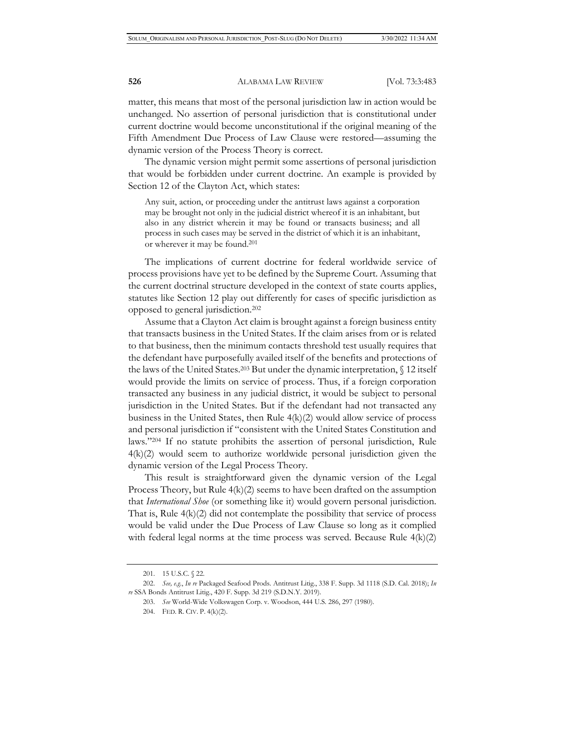matter, this means that most of the personal jurisdiction law in action would be unchanged. No assertion of personal jurisdiction that is constitutional under current doctrine would become unconstitutional if the original meaning of the Fifth Amendment Due Process of Law Clause were restored—assuming the dynamic version of the Process Theory is correct.

The dynamic version might permit some assertions of personal jurisdiction that would be forbidden under current doctrine. An example is provided by Section 12 of the Clayton Act, which states:

> Any suit, action, or proceeding under the antitrust laws against a corporation may be brought not only in the judicial district whereof it is an inhabitant, but also in any district wherein it may be found or transacts business; and all process in such cases may be served in the district of which it is an inhabitant, or wherever it may be found.[201]

The implications of current doctrine for federal worldwide service of process provisions have yet to be defined by the Supreme Court. Assuming that the current doctrinal structure developed in the context of state courts applies, statutes like Section 12 play out differently for cases of specific jurisdiction as opposed to general jurisdiction.[202]

Assume that a Clayton Act claim is brought against a foreign business entity that transacts business in the United States. If the claim arises from or is related to that business, then the minimum contacts threshold test usually requires that the defendant have purposefully availed itself of the benefits and protections of the laws of the United States.[203] But under the dynamic interpretation, § 12 itself would provide the limits on service of process. Thus, if a foreign corporation transacted any business in any judicial district, it would be subject to personal jurisdiction in the United States. But if the defendant had not transacted any business in the United States, then Rule 4(k)(2) would allow service of process and personal jurisdiction if "consistent with the United States Constitution and laws."[204] If no statute prohibits the assertion of personal jurisdiction, Rule 4(k)(2) would seem to authorize worldwide personal jurisdiction given the dynamic version of the Legal Process Theory.

This result is straightforward given the dynamic version of the Legal Process Theory, but Rule 4(k)(2) seems to have been drafted on the assumption that *International Shoe* (or something like it) would govern personal jurisdiction. That is, Rule 4(k)(2) did not contemplate the possibility that service of process would be valid under the Due Process of Law Clause so long as it complied with federal legal norms at the time process was served. Because Rule 4(k)(2)

---

201. 15 U.S.C. § 22.

202. *See, e.g.*, *In re* Packaged Seafood Prods. Antitrust Litig., 338 F. Supp. 3d 1118 (S.D. Cal. 2018); *In re* SSA Bonds Antitrust Litig., 420 F. Supp. 3d 219 (S.D.N.Y. 2019).

203. *See* World-Wide Volkswagen Corp. v. Woodson, 444 U.S. 286, 297 (1980).

204. FED. R. CIV. P. 4(k)(2).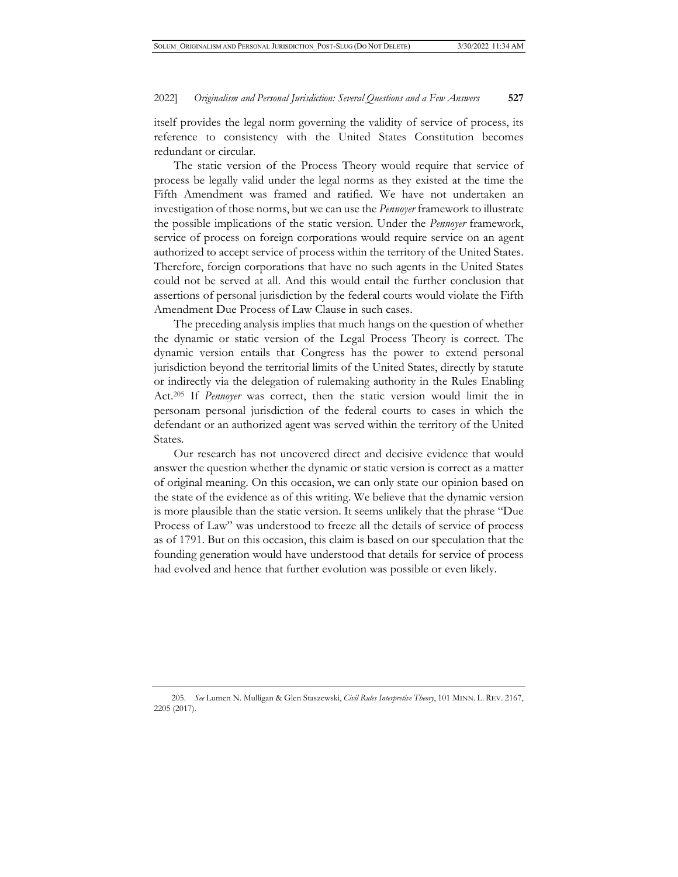itself provides the legal norm governing the validity of service of process, its reference to consistency with the United States Constitution becomes redundant or circular.

The static version of the Process Theory would require that service of process be legally valid under the legal norms as they existed at the time the Fifth Amendment was framed and ratified. We have not undertaken an investigation of those norms, but we can use the *Pennoyer* framework to illustrate the possible implications of the static version. Under the *Pennoyer* framework, service of process on foreign corporations would require service on an agent authorized to accept service of process within the territory of the United States. Therefore, foreign corporations that have no such agents in the United States could not be served at all. And this would entail the further conclusion that assertions of personal jurisdiction by the federal courts would violate the Fifth Amendment Due Process of Law Clause in such cases.

The preceding analysis implies that much hangs on the question of whether the dynamic or static version of the Legal Process Theory is correct. The dynamic version entails that Congress has the power to extend personal jurisdiction beyond the territorial limits of the United States, directly by statute or indirectly via the delegation of rulemaking authority in the Rules Enabling Act.[205] If *Pennoyer* was correct, then the static version would limit the in personam personal jurisdiction of the federal courts to cases in which the defendant or an authorized agent was served within the territory of the United States.

Our research has not uncovered direct and decisive evidence that would answer the question whether the dynamic or static version is correct as a matter of original meaning. On this occasion, we can only state our opinion based on the state of the evidence as of this writing. We believe that the dynamic version is more plausible than the static version. It seems unlikely that the phrase "Due Process of Law" was understood to freeze all the details of service of process as of 1791. But on this occasion, this claim is based on our speculation that the founding generation would have understood that details for service of process had evolved and hence that further evolution was possible or even likely.

205. *See* Lumen N. Mulligan & Glen Staszewski, *Civil Rules Interpretive Theory*, 101 MINN. L. REV. 2167, 2205 (2017).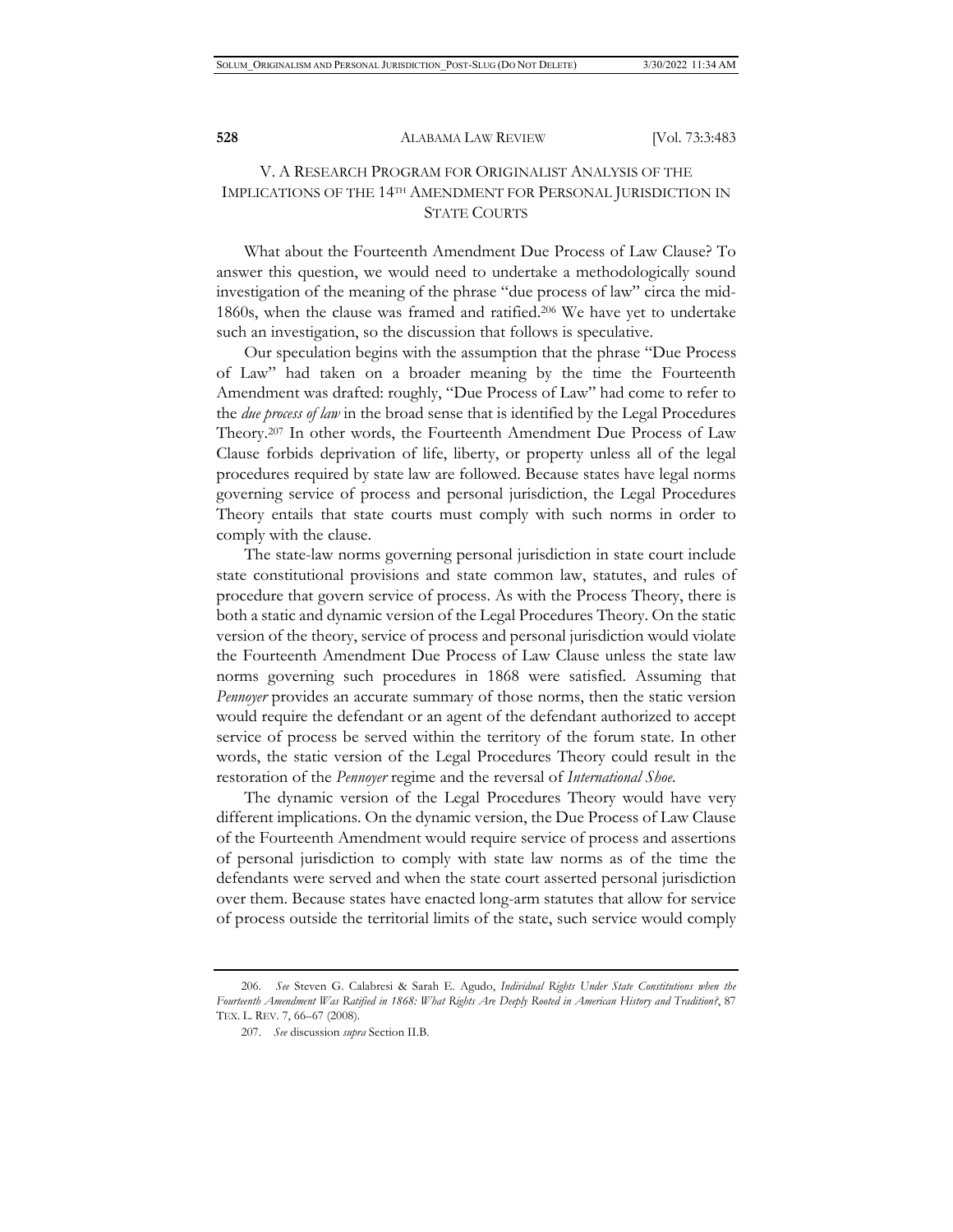## V. A RESEARCH PROGRAM FOR ORIGINALIST ANALYSIS OF THE IMPLICATIONS OF THE 14TH AMENDMENT FOR PERSONAL JURISDICTION IN STATE COURTS

What about the Fourteenth Amendment Due Process of Law Clause? To answer this question, we would need to undertake a methodologically sound investigation of the meaning of the phrase "due process of law" circa the mid-1860s, when the clause was framed and ratified.[206] We have yet to undertake such an investigation, so the discussion that follows is speculative.

Our speculation begins with the assumption that the phrase "Due Process of Law" had taken on a broader meaning by the time the Fourteenth Amendment was drafted: roughly, "Due Process of Law" had come to refer to the *due process of law* in the broad sense that is identified by the Legal Procedures Theory.[207] In other words, the Fourteenth Amendment Due Process of Law Clause forbids deprivation of life, liberty, or property unless all of the legal procedures required by state law are followed. Because states have legal norms governing service of process and personal jurisdiction, the Legal Procedures Theory entails that state courts must comply with such norms in order to comply with the clause.

The state-law norms governing personal jurisdiction in state court include state constitutional provisions and state common law, statutes, and rules of procedure that govern service of process. As with the Process Theory, there is both a static and dynamic version of the Legal Procedures Theory. On the static version of the theory, service of process and personal jurisdiction would violate the Fourteenth Amendment Due Process of Law Clause unless the state law norms governing such procedures in 1868 were satisfied. Assuming that *Pennoyer* provides an accurate summary of those norms, then the static version would require the defendant or an agent of the defendant authorized to accept service of process be served within the territory of the forum state. In other words, the static version of the Legal Procedures Theory could result in the restoration of the *Pennoyer* regime and the reversal of *International Shoe*.

The dynamic version of the Legal Procedures Theory would have very different implications. On the dynamic version, the Due Process of Law Clause of the Fourteenth Amendment would require service of process and assertions of personal jurisdiction to comply with state law norms as of the time the defendants were served and when the state court asserted personal jurisdiction over them. Because states have enacted long-arm statutes that allow for service of process outside the territorial limits of the state, such service would comply

---

206. *See* Steven G. Calabresi & Sarah E. Agudo, *Individual Rights Under State Constitutions when the Fourteenth Amendment Was Ratified in 1868: What Rights Are Deeply Rooted in American History and Tradition?*, 87 TEX. L. REV. 7, 66–67 (2008).

207. *See* discussion *supra* Section II.B.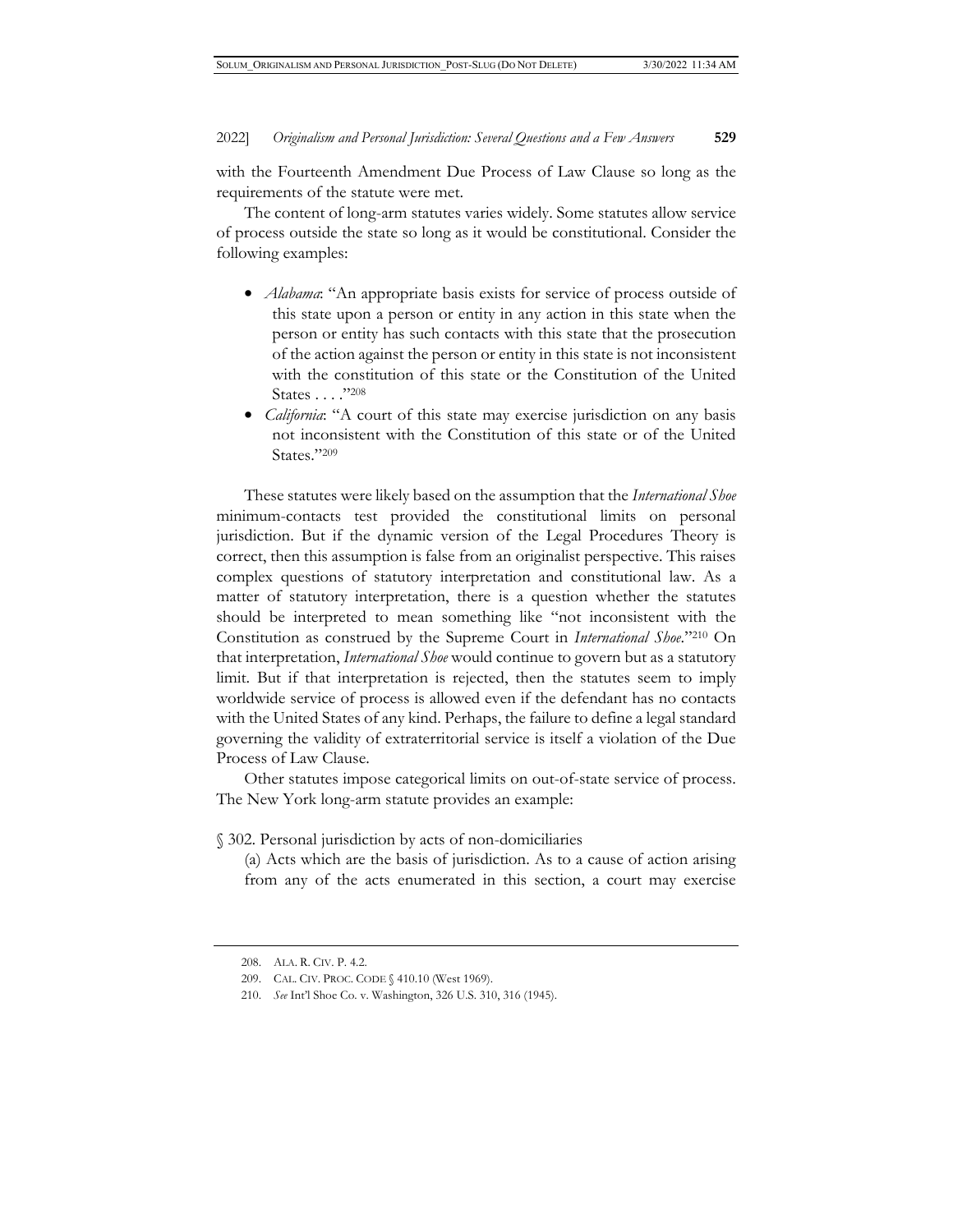with the Fourteenth Amendment Due Process of Law Clause so long as the requirements of the statute were met.

The content of long-arm statutes varies widely. Some statutes allow service of process outside the state so long as it would be constitutional. Consider the following examples:

- *Alabama*: "An appropriate basis exists for service of process outside of this state upon a person or entity in any action in this state when the person or entity has such contacts with this state that the prosecution of the action against the person or entity in this state is not inconsistent with the constitution of this state or the Constitution of the United States . . . ."[208]
- *California*: "A court of this state may exercise jurisdiction on any basis not inconsistent with the Constitution of this state or of the United States."[209]

These statutes were likely based on the assumption that the *International Shoe* minimum-contacts test provided the constitutional limits on personal jurisdiction. But if the dynamic version of the Legal Procedures Theory is correct, then this assumption is false from an originalist perspective. This raises complex questions of statutory interpretation and constitutional law. As a matter of statutory interpretation, there is a question whether the statutes should be interpreted to mean something like "not inconsistent with the Constitution as construed by the Supreme Court in *International Shoe*."[210] On that interpretation, *International Shoe* would continue to govern but as a statutory limit. But if that interpretation is rejected, then the statutes seem to imply worldwide service of process is allowed even if the defendant has no contacts with the United States of any kind. Perhaps, the failure to define a legal standard governing the validity of extraterritorial service is itself a violation of the Due Process of Law Clause.

Other statutes impose categorical limits on out-of-state service of process. The New York long-arm statute provides an example:

§ 302. Personal jurisdiction by acts of non-domiciliaries

(a) Acts which are the basis of jurisdiction. As to a cause of action arising from any of the acts enumerated in this section, a court may exercise

---

208. ALA. R. CIV. P. 4.2.

209. CAL. CIV. PROC. CODE § 410.10 (West 1969).

210. *See* Int'l Shoe Co. v. Washington, 326 U.S. 310, 316 (1945).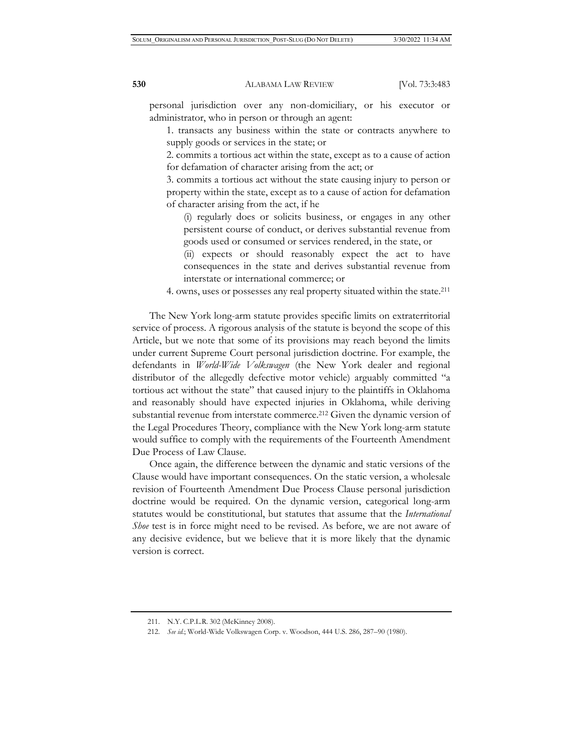personal jurisdiction over any non-domiciliary, or his executor or administrator, who in person or through an agent:

> 1. transacts any business within the state or contracts anywhere to supply goods or services in the state; or
>
> 2. commits a tortious act within the state, except as to a cause of action for defamation of character arising from the act; or
>
> 3. commits a tortious act without the state causing injury to person or property within the state, except as to a cause of action for defamation of character arising from the act, if he
>
> > (i) regularly does or solicits business, or engages in any other persistent course of conduct, or derives substantial revenue from goods used or consumed or services rendered, in the state, or
> >
> > (ii) expects or should reasonably expect the act to have consequences in the state and derives substantial revenue from interstate or international commerce; or
>
> 4. owns, uses or possesses any real property situated within the state.[211]

The New York long-arm statute provides specific limits on extraterritorial service of process. A rigorous analysis of the statute is beyond the scope of this Article, but we note that some of its provisions may reach beyond the limits under current Supreme Court personal jurisdiction doctrine. For example, the defendants in *World-Wide Volkswagen* (the New York dealer and regional distributor of the allegedly defective motor vehicle) arguably committed "a tortious act without the state" that caused injury to the plaintiffs in Oklahoma and reasonably should have expected injuries in Oklahoma, while deriving substantial revenue from interstate commerce.[212] Given the dynamic version of the Legal Procedures Theory, compliance with the New York long-arm statute would suffice to comply with the requirements of the Fourteenth Amendment Due Process of Law Clause.

Once again, the difference between the dynamic and static versions of the Clause would have important consequences. On the static version, a wholesale revision of Fourteenth Amendment Due Process Clause personal jurisdiction doctrine would be required. On the dynamic version, categorical long-arm statutes would be constitutional, but statutes that assume that the *International Shoe* test is in force might need to be revised. As before, we are not aware of any decisive evidence, but we believe that it is more likely that the dynamic version is correct.

---

211. N.Y. C.P.L.R. 302 (McKinney 2008).

212. *See id.*; World-Wide Volkswagen Corp. v. Woodson, 444 U.S. 286, 287–90 (1980).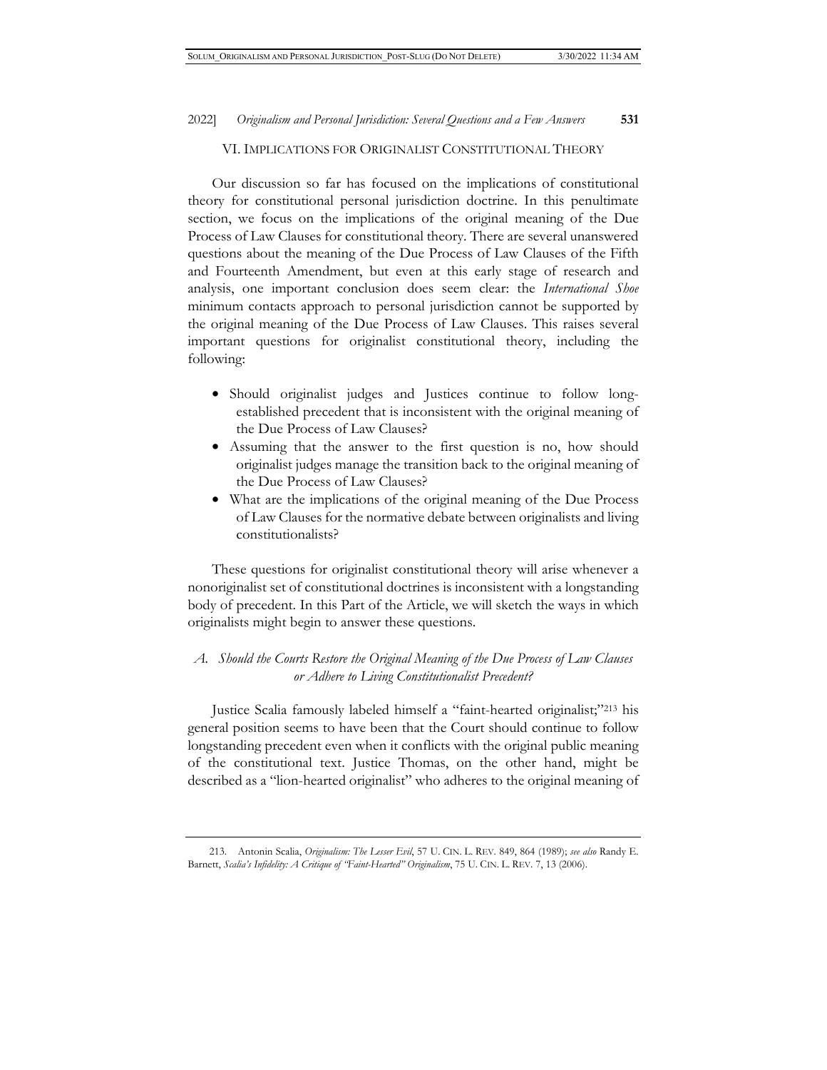## VI. IMPLICATIONS FOR ORIGINALIST CONSTITUTIONAL THEORY

Our discussion so far has focused on the implications of constitutional theory for constitutional personal jurisdiction doctrine. In this penultimate section, we focus on the implications of the original meaning of the Due Process of Law Clauses for constitutional theory. There are several unanswered questions about the meaning of the Due Process of Law Clauses of the Fifth and Fourteenth Amendment, but even at this early stage of research and analysis, one important conclusion does seem clear: the *International Shoe* minimum contacts approach to personal jurisdiction cannot be supported by the original meaning of the Due Process of Law Clauses. This raises several important questions for originalist constitutional theory, including the following:

- Should originalist judges and Justices continue to follow long-established precedent that is inconsistent with the original meaning of the Due Process of Law Clauses?
- Assuming that the answer to the first question is no, how should originalist judges manage the transition back to the original meaning of the Due Process of Law Clauses?
- What are the implications of the original meaning of the Due Process of Law Clauses for the normative debate between originalists and living constitutionalists?

These questions for originalist constitutional theory will arise whenever a nonoriginalist set of constitutional doctrines is inconsistent with a longstanding body of precedent. In this Part of the Article, we will sketch the ways in which originalists might begin to answer these questions.

### *A. Should the Courts Restore the Original Meaning of the Due Process of Law Clauses or Adhere to Living Constitutionalist Precedent?*

Justice Scalia famously labeled himself a "faint-hearted originalist;"[213] his general position seems to have been that the Court should continue to follow longstanding precedent even when it conflicts with the original public meaning of the constitutional text. Justice Thomas, on the other hand, might be described as a "lion-hearted originalist" who adheres to the original meaning of

---

213. Antonin Scalia, *Originalism: The Lesser Evil*, 57 U. CIN. L. REV. 849, 864 (1989); *see also* Randy E. Barnett, *Scalia's Infidelity: A Critique of "Faint-Hearted" Originalism*, 75 U. CIN. L. REV. 7, 13 (2006).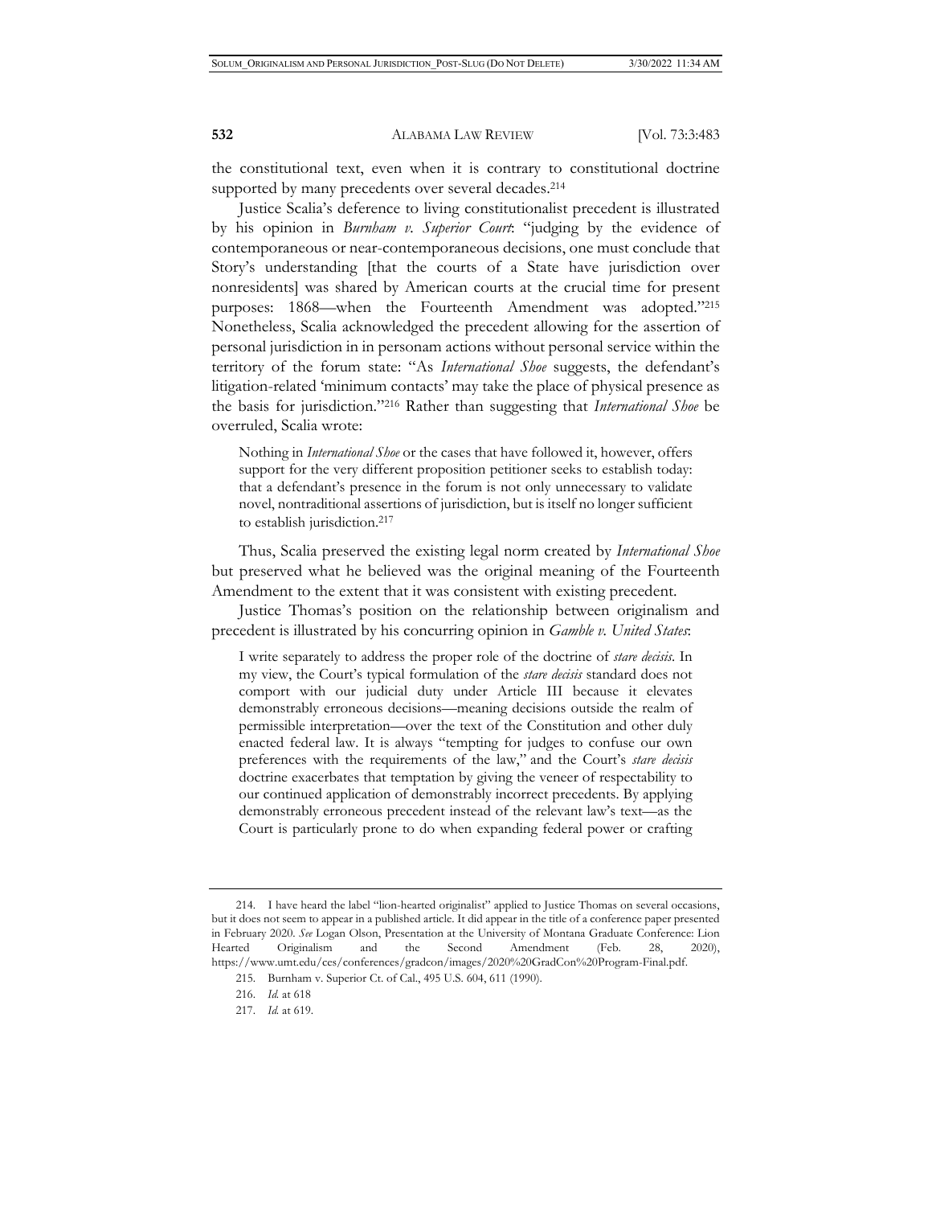the constitutional text, even when it is contrary to constitutional doctrine supported by many precedents over several decades.[214]

Justice Scalia's deference to living constitutionalist precedent is illustrated by his opinion in *Burnham v. Superior Court*: "judging by the evidence of contemporaneous or near-contemporaneous decisions, one must conclude that Story's understanding [that the courts of a State have jurisdiction over nonresidents] was shared by American courts at the crucial time for present purposes: 1868—when the Fourteenth Amendment was adopted."[215] Nonetheless, Scalia acknowledged the precedent allowing for the assertion of personal jurisdiction in in personam actions without personal service within the territory of the forum state: "As *International Shoe* suggests, the defendant's litigation-related 'minimum contacts' may take the place of physical presence as the basis for jurisdiction."[216] Rather than suggesting that *International Shoe* be overruled, Scalia wrote:

> Nothing in *International Shoe* or the cases that have followed it, however, offers support for the very different proposition petitioner seeks to establish today: that a defendant's presence in the forum is not only unnecessary to validate novel, nontraditional assertions of jurisdiction, but is itself no longer sufficient to establish jurisdiction.[217]

Thus, Scalia preserved the existing legal norm created by *International Shoe* but preserved what he believed was the original meaning of the Fourteenth Amendment to the extent that it was consistent with existing precedent.

Justice Thomas's position on the relationship between originalism and precedent is illustrated by his concurring opinion in *Gamble v. United States*:

> I write separately to address the proper role of the doctrine of *stare decisis*. In my view, the Court's typical formulation of the *stare decisis* standard does not comport with our judicial duty under Article III because it elevates demonstrably erroneous decisions—meaning decisions outside the realm of permissible interpretation—over the text of the Constitution and other duly enacted federal law. It is always "tempting for judges to confuse our own preferences with the requirements of the law," and the Court's *stare decisis* doctrine exacerbates that temptation by giving the veneer of respectability to our continued application of demonstrably incorrect precedents. By applying demonstrably erroneous precedent instead of the relevant law's text—as the Court is particularly prone to do when expanding federal power or crafting

---

214. I have heard the label "lion-hearted originalist" applied to Justice Thomas on several occasions, but it does not seem to appear in a published article. It did appear in the title of a conference paper presented in February 2020. *See* Logan Olson, Presentation at the University of Montana Graduate Conference: Lion Hearted Originalism and the Second Amendment (Feb. 28, 2020), https://www.umt.edu/ces/conferences/gradcon/images/2020%20GradCon%20Program-Final.pdf.

215. Burnham v. Superior Ct. of Cal., 495 U.S. 604, 611 (1990).

216. *Id.* at 618

217. *Id.* at 619.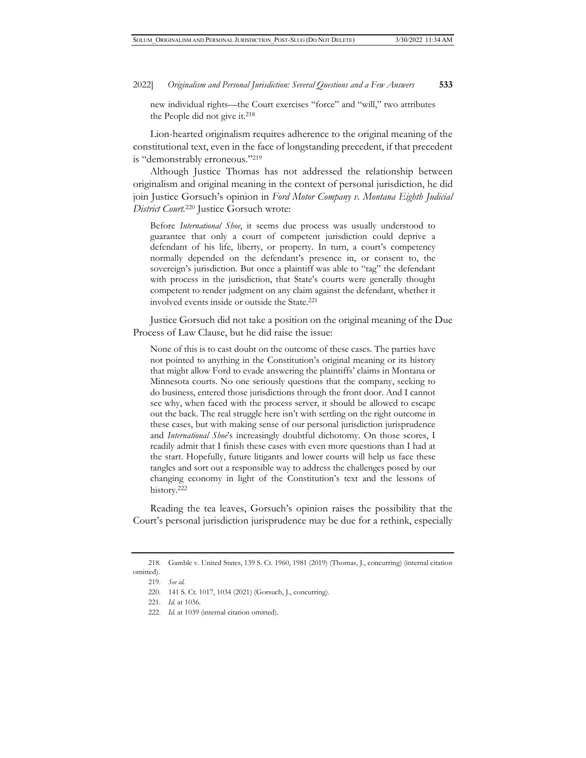new individual rights—the Court exercises "force" and "will," two attributes the People did not give it.[218]

Lion-hearted originalism requires adherence to the original meaning of the constitutional text, even in the face of longstanding precedent, if that precedent is "demonstrably erroneous."[219]

Although Justice Thomas has not addressed the relationship between originalism and original meaning in the context of personal jurisdiction, he did join Justice Gorsuch's opinion in *Ford Motor Company v. Montana Eighth Judicial District Court*.[220] Justice Gorsuch wrote:

> Before *International Shoe*, it seems due process was usually understood to guarantee that only a court of competent jurisdiction could deprive a defendant of his life, liberty, or property. In turn, a court's competency normally depended on the defendant's presence in, or consent to, the sovereign's jurisdiction. But once a plaintiff was able to "tag" the defendant with process in the jurisdiction, that State's courts were generally thought competent to render judgment on any claim against the defendant, whether it involved events inside or outside the State.[221]

Justice Gorsuch did not take a position on the original meaning of the Due Process of Law Clause, but he did raise the issue:

> None of this is to cast doubt on the outcome of these cases. The parties have not pointed to anything in the Constitution's original meaning or its history that might allow Ford to evade answering the plaintiffs' claims in Montana or Minnesota courts. No one seriously questions that the company, seeking to do business, entered those jurisdictions through the front door. And I cannot see why, when faced with the process server, it should be allowed to escape out the back. The real struggle here isn't with settling on the right outcome in these cases, but with making sense of our personal jurisdiction jurisprudence and *International Shoe*'s increasingly doubtful dichotomy. On those scores, I readily admit that I finish these cases with even more questions than I had at the start. Hopefully, future litigants and lower courts will help us face these tangles and sort out a responsible way to address the challenges posed by our changing economy in light of the Constitution's text and the lessons of history.[222]

Reading the tea leaves, Gorsuch's opinion raises the possibility that the Court's personal jurisdiction jurisprudence may be due for a rethink, especially

---

218. Gamble v. United States, 139 S. Ct. 1960, 1981 (2019) (Thomas, J., concurring) (internal citation omitted).

219. *See id.*

220. 141 S. Ct. 1017, 1034 (2021) (Gorsuch, J., concurring).

221. *Id.* at 1036.

222. *Id.* at 1039 (internal citation omitted).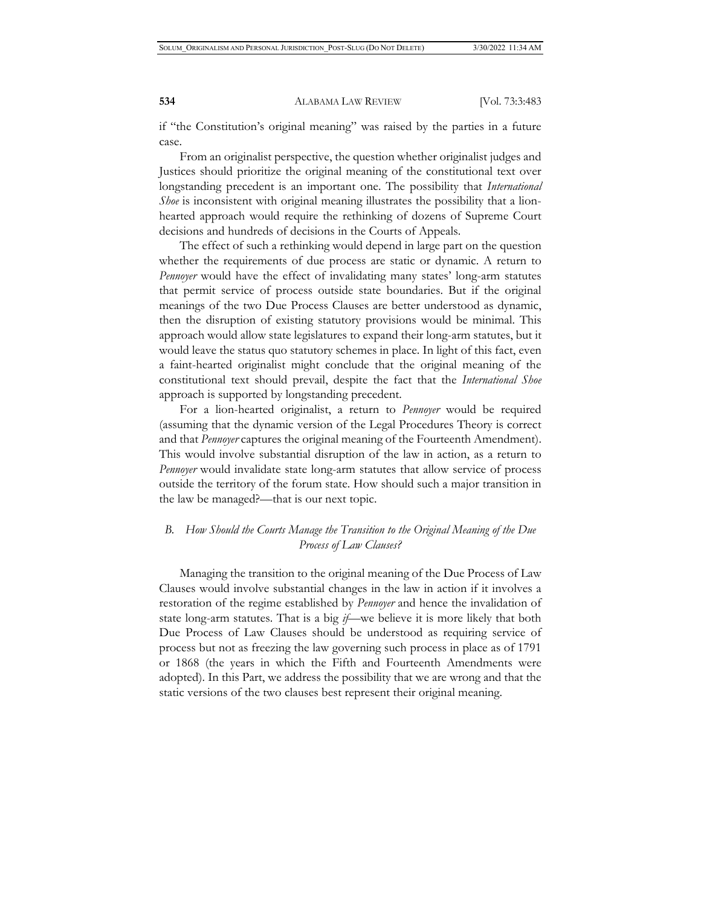if "the Constitution's original meaning" was raised by the parties in a future case.

From an originalist perspective, the question whether originalist judges and Justices should prioritize the original meaning of the constitutional text over longstanding precedent is an important one. The possibility that *International Shoe* is inconsistent with original meaning illustrates the possibility that a lion-hearted approach would require the rethinking of dozens of Supreme Court decisions and hundreds of decisions in the Courts of Appeals.

The effect of such a rethinking would depend in large part on the question whether the requirements of due process are static or dynamic. A return to *Pennoyer* would have the effect of invalidating many states' long-arm statutes that permit service of process outside state boundaries. But if the original meanings of the two Due Process Clauses are better understood as dynamic, then the disruption of existing statutory provisions would be minimal. This approach would allow state legislatures to expand their long-arm statutes, but it would leave the status quo statutory schemes in place. In light of this fact, even a faint-hearted originalist might conclude that the original meaning of the constitutional text should prevail, despite the fact that the *International Shoe* approach is supported by longstanding precedent.

For a lion-hearted originalist, a return to *Pennoyer* would be required (assuming that the dynamic version of the Legal Procedures Theory is correct and that *Pennoyer* captures the original meaning of the Fourteenth Amendment). This would involve substantial disruption of the law in action, as a return to *Pennoyer* would invalidate state long-arm statutes that allow service of process outside the territory of the forum state. How should such a major transition in the law be managed?—that is our next topic.

### *B. How Should the Courts Manage the Transition to the Original Meaning of the Due Process of Law Clauses?*

Managing the transition to the original meaning of the Due Process of Law Clauses would involve substantial changes in the law in action if it involves a restoration of the regime established by *Pennoyer* and hence the invalidation of state long-arm statutes. That is a big *if*—we believe it is more likely that both Due Process of Law Clauses should be understood as requiring service of process but not as freezing the law governing such process in place as of 1791 or 1868 (the years in which the Fifth and Fourteenth Amendments were adopted). In this Part, we address the possibility that we are wrong and that the static versions of the two clauses best represent their original meaning.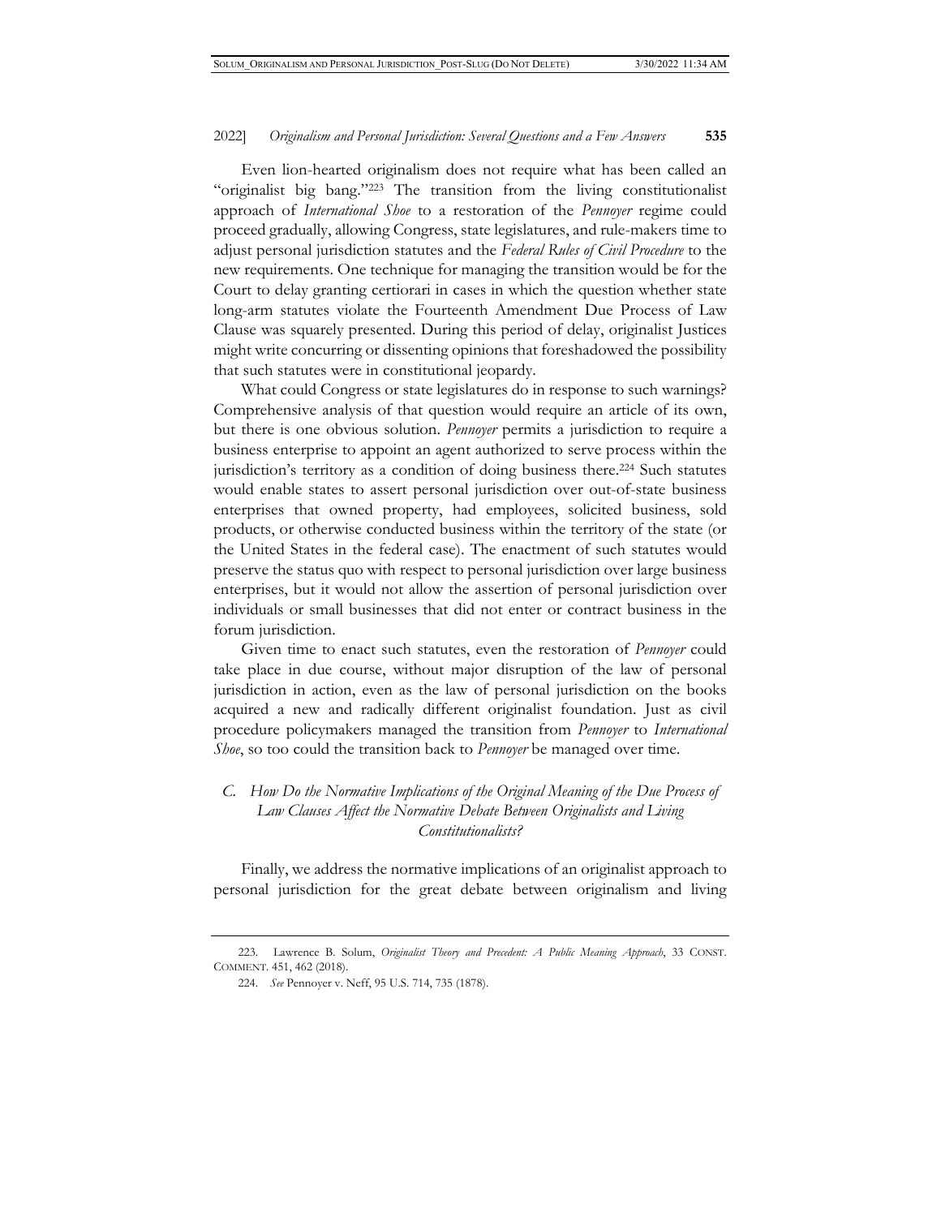Even lion-hearted originalism does not require what has been called an "originalist big bang."[223] The transition from the living constitutionalist approach of *International Shoe* to a restoration of the *Pennoyer* regime could proceed gradually, allowing Congress, state legislatures, and rule-makers time to adjust personal jurisdiction statutes and the *Federal Rules of Civil Procedure* to the new requirements. One technique for managing the transition would be for the Court to delay granting certiorari in cases in which the question whether state long-arm statutes violate the Fourteenth Amendment Due Process of Law Clause was squarely presented. During this period of delay, originalist Justices might write concurring or dissenting opinions that foreshadowed the possibility that such statutes were in constitutional jeopardy.

What could Congress or state legislatures do in response to such warnings? Comprehensive analysis of that question would require an article of its own, but there is one obvious solution. *Pennoyer* permits a jurisdiction to require a business enterprise to appoint an agent authorized to serve process within the jurisdiction's territory as a condition of doing business there.[224] Such statutes would enable states to assert personal jurisdiction over out-of-state business enterprises that owned property, had employees, solicited business, sold products, or otherwise conducted business within the territory of the state (or the United States in the federal case). The enactment of such statutes would preserve the status quo with respect to personal jurisdiction over large business enterprises, but it would not allow the assertion of personal jurisdiction over individuals or small businesses that did not enter or contract business in the forum jurisdiction.

Given time to enact such statutes, even the restoration of *Pennoyer* could take place in due course, without major disruption of the law of personal jurisdiction in action, even as the law of personal jurisdiction on the books acquired a new and radically different originalist foundation. Just as civil procedure policymakers managed the transition from *Pennoyer* to *International Shoe*, so too could the transition back to *Pennoyer* be managed over time.

### *C. How Do the Normative Implications of the Original Meaning of the Due Process of Law Clauses Affect the Normative Debate Between Originalists and Living Constitutionalists?*

Finally, we address the normative implications of an originalist approach to personal jurisdiction for the great debate between originalism and living

---

223. Lawrence B. Solum, *Originalist Theory and Precedent: A Public Meaning Approach*, 33 CONST. COMMENT. 451, 462 (2018).

224. *See* Pennoyer v. Neff, 95 U.S. 714, 735 (1878).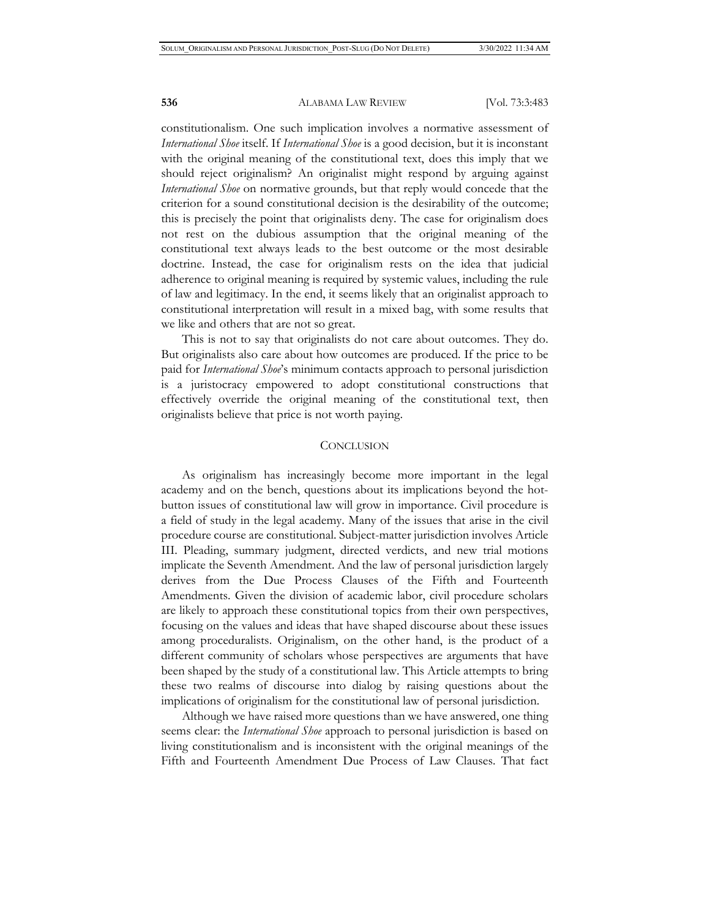constitutionalism. One such implication involves a normative assessment of *International Shoe* itself. If *International Shoe* is a good decision, but it is inconstant with the original meaning of the constitutional text, does this imply that we should reject originalism? An originalist might respond by arguing against *International Shoe* on normative grounds, but that reply would concede that the criterion for a sound constitutional decision is the desirability of the outcome; this is precisely the point that originalists deny. The case for originalism does not rest on the dubious assumption that the original meaning of the constitutional text always leads to the best outcome or the most desirable doctrine. Instead, the case for originalism rests on the idea that judicial adherence to original meaning is required by systemic values, including the rule of law and legitimacy. In the end, it seems likely that an originalist approach to constitutional interpretation will result in a mixed bag, with some results that we like and others that are not so great.

This is not to say that originalists do not care about outcomes. They do. But originalists also care about how outcomes are produced. If the price to be paid for *International Shoe*'s minimum contacts approach to personal jurisdiction is a juristocracy empowered to adopt constitutional constructions that effectively override the original meaning of the constitutional text, then originalists believe that price is not worth paying.

## CONCLUSION

As originalism has increasingly become more important in the legal academy and on the bench, questions about its implications beyond the hot-button issues of constitutional law will grow in importance. Civil procedure is a field of study in the legal academy. Many of the issues that arise in the civil procedure course are constitutional. Subject-matter jurisdiction involves Article III. Pleading, summary judgment, directed verdicts, and new trial motions implicate the Seventh Amendment. And the law of personal jurisdiction largely derives from the Due Process Clauses of the Fifth and Fourteenth Amendments. Given the division of academic labor, civil procedure scholars are likely to approach these constitutional topics from their own perspectives, focusing on the values and ideas that have shaped discourse about these issues among proceduralists. Originalism, on the other hand, is the product of a different community of scholars whose perspectives are arguments that have been shaped by the study of a constitutional law. This Article attempts to bring these two realms of discourse into dialog by raising questions about the implications of originalism for the constitutional law of personal jurisdiction.

Although we have raised more questions than we have answered, one thing seems clear: the *International Shoe* approach to personal jurisdiction is based on living constitutionalism and is inconsistent with the original meanings of the Fifth and Fourteenth Amendment Due Process of Law Clauses. That fact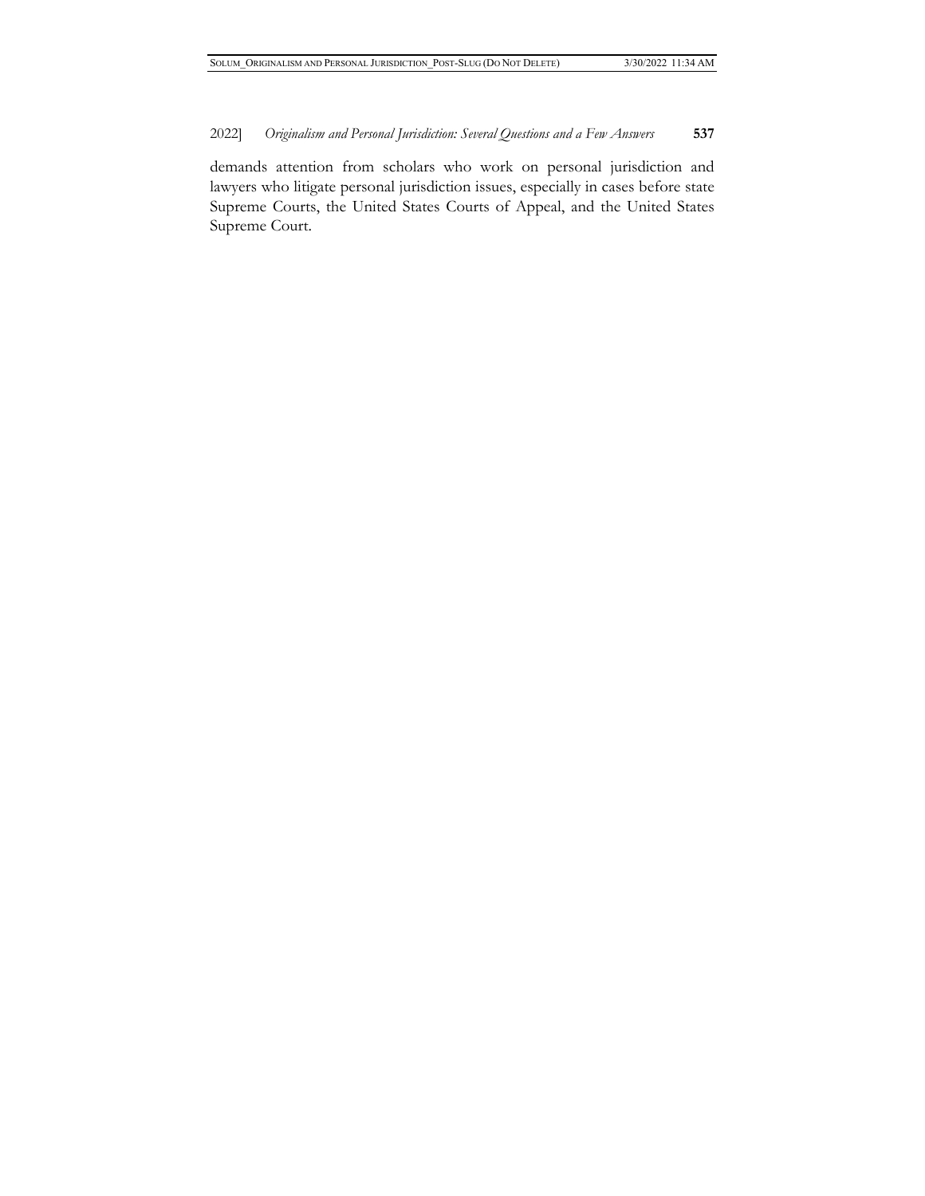demands attention from scholars who work on personal jurisdiction and lawyers who litigate personal jurisdiction issues, especially in cases before state Supreme Courts, the United States Courts of Appeal, and the United States Supreme Court.